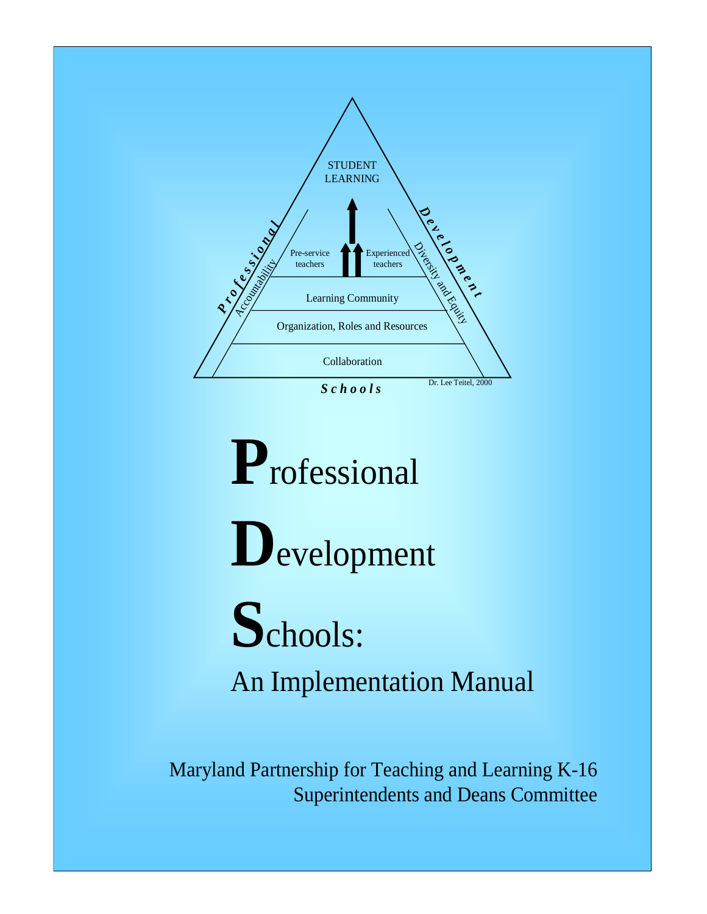STUDENT LEARNING

Pre-service teachers

Experienced teachers

Learning Community

Organization, Roles and Resources

Collaboration

*Professional* — Accountability

*Development* — Diversity and Equity

***Schools***

Dr. Lee Teitel, 2000

# Professional Development Schools: An Implementation Manual

Maryland Partnership for Teaching and Learning K-16
Superintendents and Deans Committee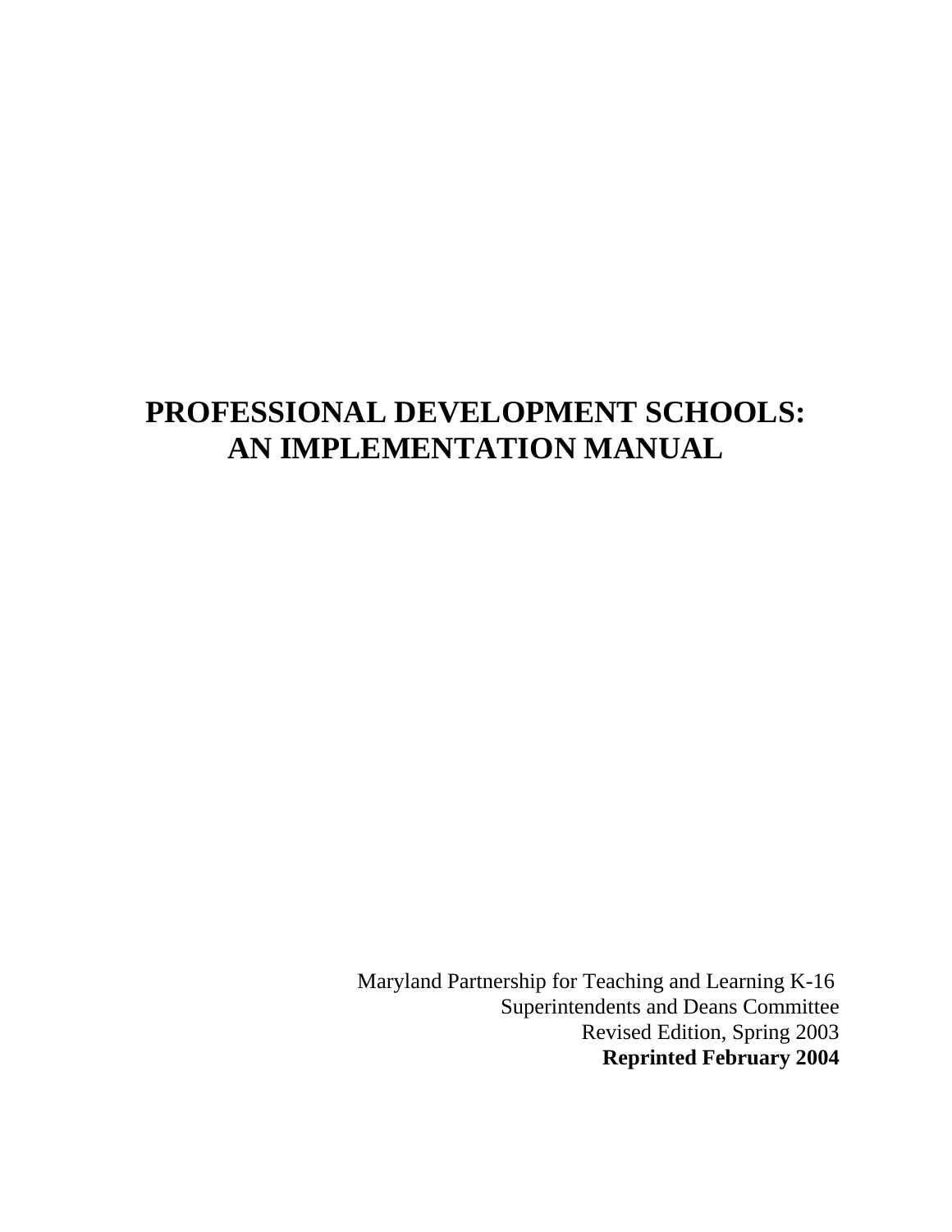# PROFESSIONAL DEVELOPMENT SCHOOLS: AN IMPLEMENTATION MANUAL

Maryland Partnership for Teaching and Learning K-16
Superintendents and Deans Committee
Revised Edition, Spring 2003
**Reprinted February 2004**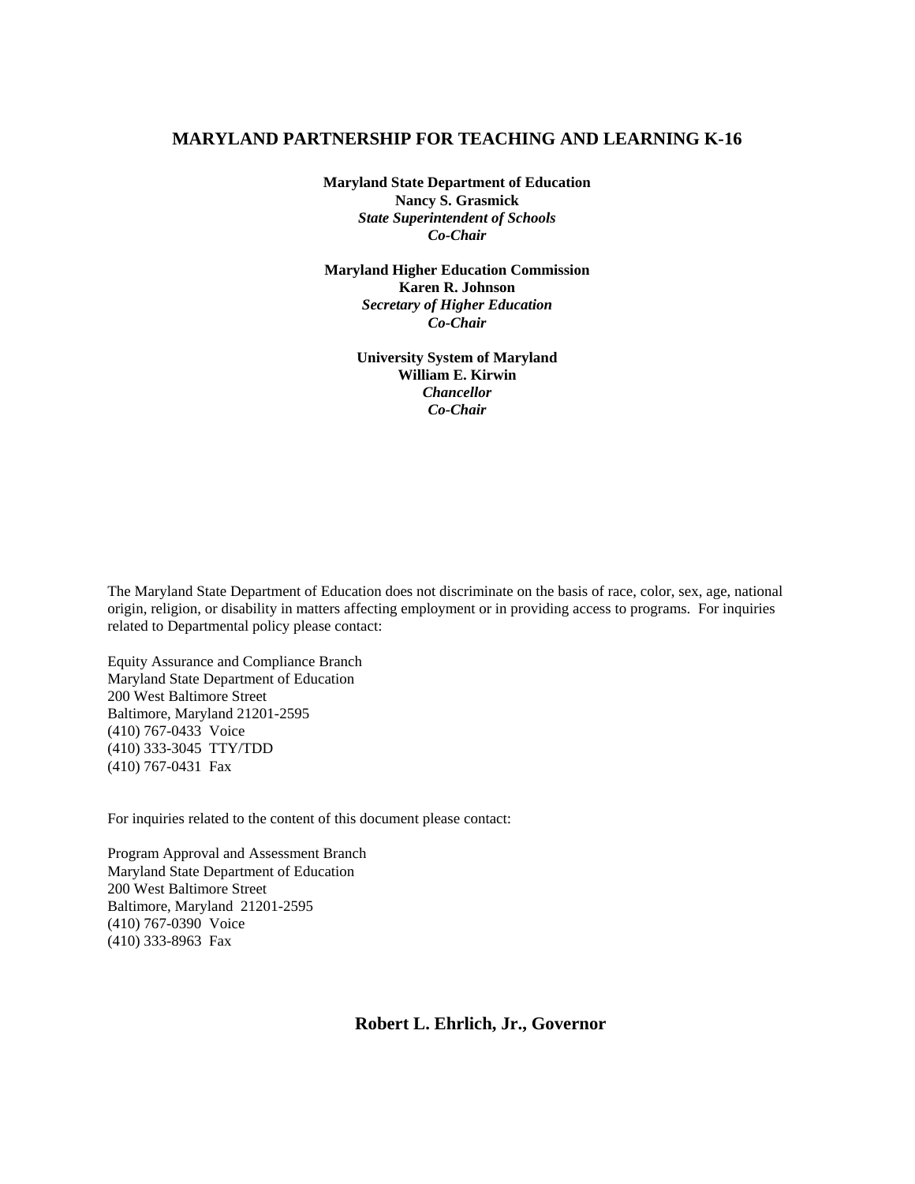# MARYLAND PARTNERSHIP FOR TEACHING AND LEARNING K-16

**Maryland State Department of Education**
**Nancy S. Grasmick**
***State Superintendent of Schools***
***Co-Chair***

**Maryland Higher Education Commission**
**Karen R. Johnson**
***Secretary of Higher Education***
***Co-Chair***

**University System of Maryland**
**William E. Kirwin**
***Chancellor***
***Co-Chair***

The Maryland State Department of Education does not discriminate on the basis of race, color, sex, age, national origin, religion, or disability in matters affecting employment or in providing access to programs. For inquiries related to Departmental policy please contact:

Equity Assurance and Compliance Branch
Maryland State Department of Education
200 West Baltimore Street
Baltimore, Maryland 21201-2595
(410) 767-0433 Voice
(410) 333-3045 TTY/TDD
(410) 767-0431 Fax

For inquiries related to the content of this document please contact:

Program Approval and Assessment Branch
Maryland State Department of Education
200 West Baltimore Street
Baltimore, Maryland 21201-2595
(410) 767-0390 Voice
(410) 333-8963 Fax

**Robert L. Ehrlich, Jr., Governor**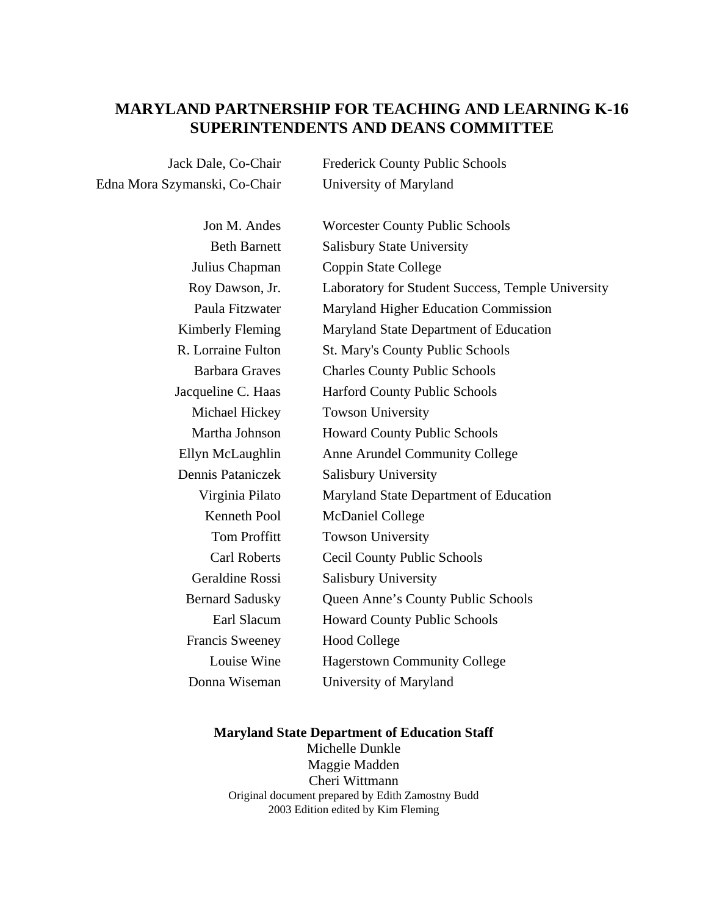# MARYLAND PARTNERSHIP FOR TEACHING AND LEARNING K-16 SUPERINTENDENTS AND DEANS COMMITTEE

| | |
|---|---|
| Jack Dale, Co-Chair | Frederick County Public Schools |
| Edna Mora Szymanski, Co-Chair | University of Maryland |
| | |
| Jon M. Andes | Worcester County Public Schools |
| Beth Barnett | Salisbury State University |
| Julius Chapman | Coppin State College |
| Roy Dawson, Jr. | Laboratory for Student Success, Temple University |
| Paula Fitzwater | Maryland Higher Education Commission |
| Kimberly Fleming | Maryland State Department of Education |
| R. Lorraine Fulton | St. Mary's County Public Schools |
| Barbara Graves | Charles County Public Schools |
| Jacqueline C. Haas | Harford County Public Schools |
| Michael Hickey | Towson University |
| Martha Johnson | Howard County Public Schools |
| Ellyn McLaughlin | Anne Arundel Community College |
| Dennis Pataniczek | Salisbury University |
| Virginia Pilato | Maryland State Department of Education |
| Kenneth Pool | McDaniel College |
| Tom Proffitt | Towson University |
| Carl Roberts | Cecil County Public Schools |
| Geraldine Rossi | Salisbury University |
| Bernard Sadusky | Queen Anne's County Public Schools |
| Earl Slacum | Howard County Public Schools |
| Francis Sweeney | Hood College |
| Louise Wine | Hagerstown Community College |
| Donna Wiseman | University of Maryland |

**Maryland State Department of Education Staff**

Michelle Dunkle

Maggie Madden

Cheri Wittmann

Original document prepared by Edith Zamostny Budd

2003 Edition edited by Kim Fleming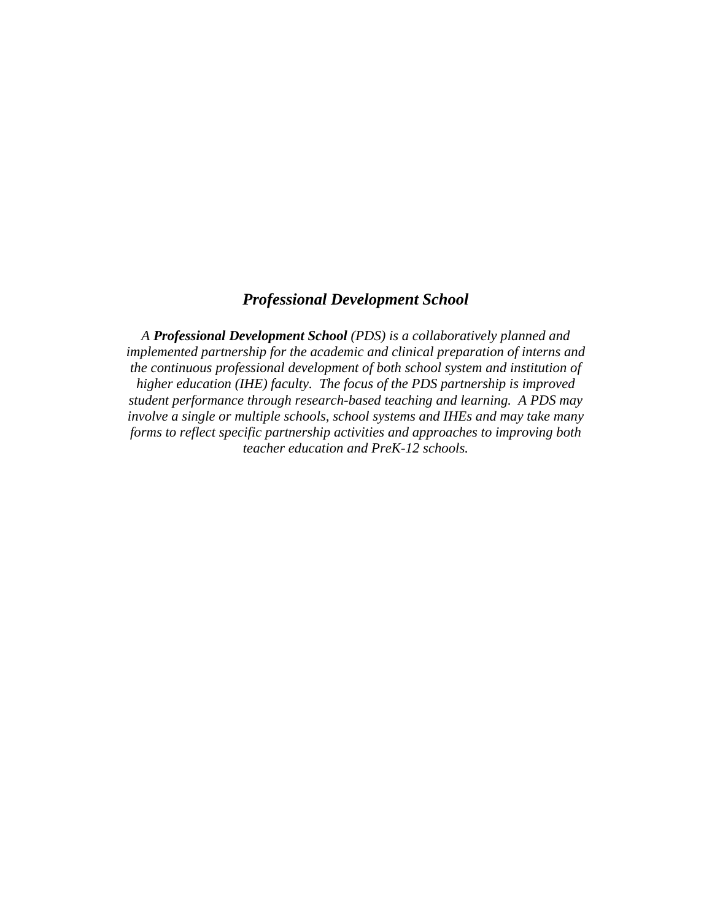## *Professional Development School*

*A **Professional Development School** (PDS) is a collaboratively planned and implemented partnership for the academic and clinical preparation of interns and the continuous professional development of both school system and institution of higher education (IHE) faculty. The focus of the PDS partnership is improved student performance through research-based teaching and learning. A PDS may involve a single or multiple schools, school systems and IHEs and may take many forms to reflect specific partnership activities and approaches to improving both teacher education and PreK-12 schools.*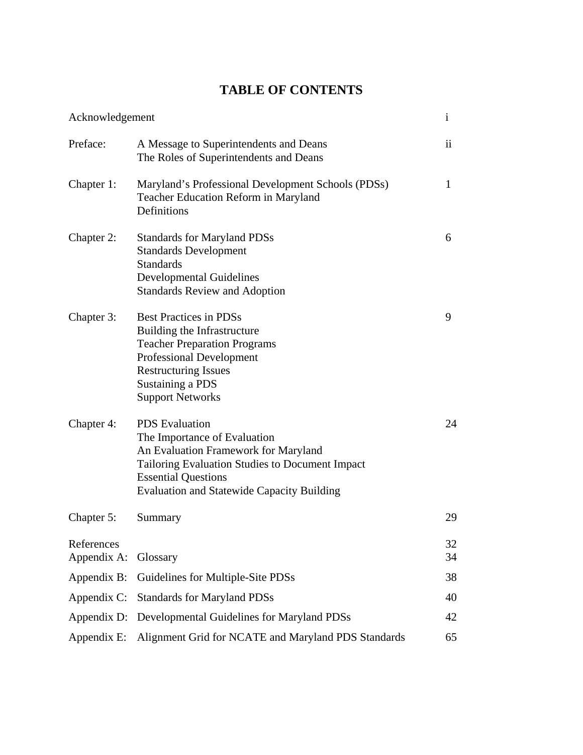# TABLE OF CONTENTS

| | | |
|---|---|---|
| Acknowledgement | | i |
| Preface: | A Message to Superintendents and Deans<br>The Roles of Superintendents and Deans | ii |
| Chapter 1: | Maryland's Professional Development Schools (PDSs)<br>Teacher Education Reform in Maryland<br>Definitions | 1 |
| Chapter 2: | Standards for Maryland PDSs<br>Standards Development<br>Standards<br>Developmental Guidelines<br>Standards Review and Adoption | 6 |
| Chapter 3: | Best Practices in PDSs<br>Building the Infrastructure<br>Teacher Preparation Programs<br>Professional Development<br>Restructuring Issues<br>Sustaining a PDS<br>Support Networks | 9 |
| Chapter 4: | PDS Evaluation<br>The Importance of Evaluation<br>An Evaluation Framework for Maryland<br>Tailoring Evaluation Studies to Document Impact<br>Essential Questions<br>Evaluation and Statewide Capacity Building | 24 |
| Chapter 5: | Summary | 29 |
| References | | 32 |
| Appendix A: | Glossary | 34 |
| Appendix B: | Guidelines for Multiple-Site PDSs | 38 |
| Appendix C: | Standards for Maryland PDSs | 40 |
| Appendix D: | Developmental Guidelines for Maryland PDSs | 42 |
| Appendix E: | Alignment Grid for NCATE and Maryland PDS Standards | 65 |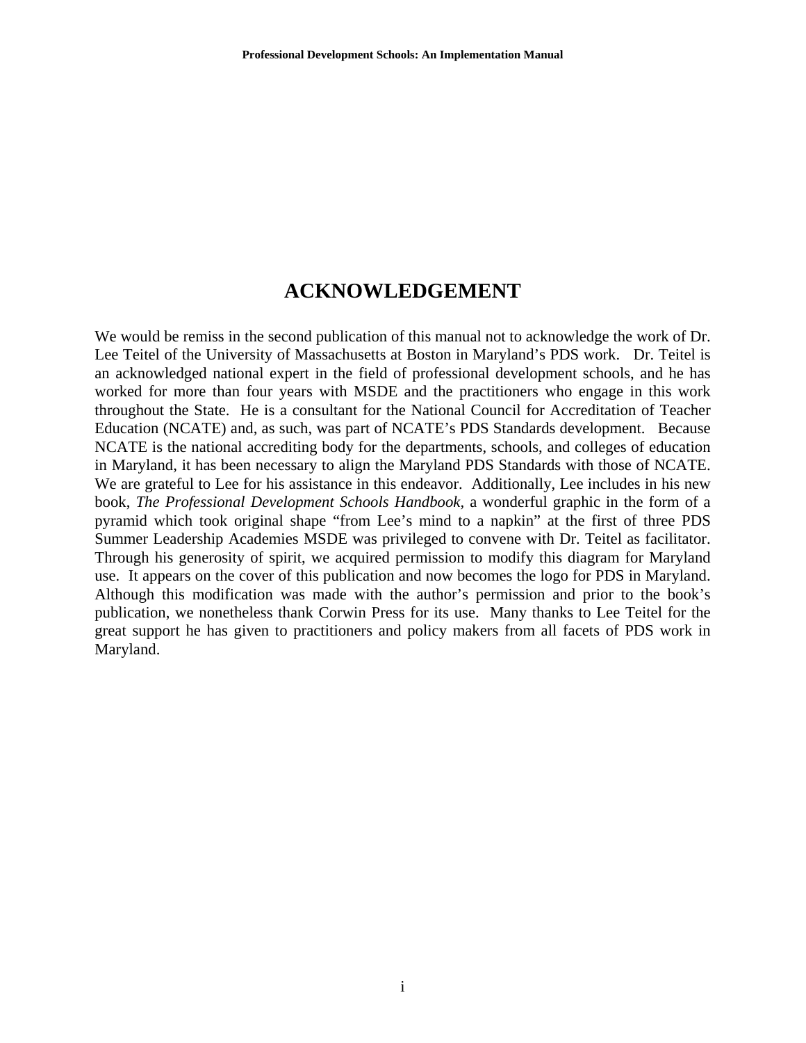# ACKNOWLEDGEMENT

We would be remiss in the second publication of this manual not to acknowledge the work of Dr. Lee Teitel of the University of Massachusetts at Boston in Maryland's PDS work. Dr. Teitel is an acknowledged national expert in the field of professional development schools, and he has worked for more than four years with MSDE and the practitioners who engage in this work throughout the State. He is a consultant for the National Council for Accreditation of Teacher Education (NCATE) and, as such, was part of NCATE's PDS Standards development. Because NCATE is the national accrediting body for the departments, schools, and colleges of education in Maryland, it has been necessary to align the Maryland PDS Standards with those of NCATE. We are grateful to Lee for his assistance in this endeavor. Additionally, Lee includes in his new book, *The Professional Development Schools Handbook,* a wonderful graphic in the form of a pyramid which took original shape "from Lee's mind to a napkin" at the first of three PDS Summer Leadership Academies MSDE was privileged to convene with Dr. Teitel as facilitator. Through his generosity of spirit, we acquired permission to modify this diagram for Maryland use. It appears on the cover of this publication and now becomes the logo for PDS in Maryland. Although this modification was made with the author's permission and prior to the book's publication, we nonetheless thank Corwin Press for its use. Many thanks to Lee Teitel for the great support he has given to practitioners and policy makers from all facets of PDS work in Maryland.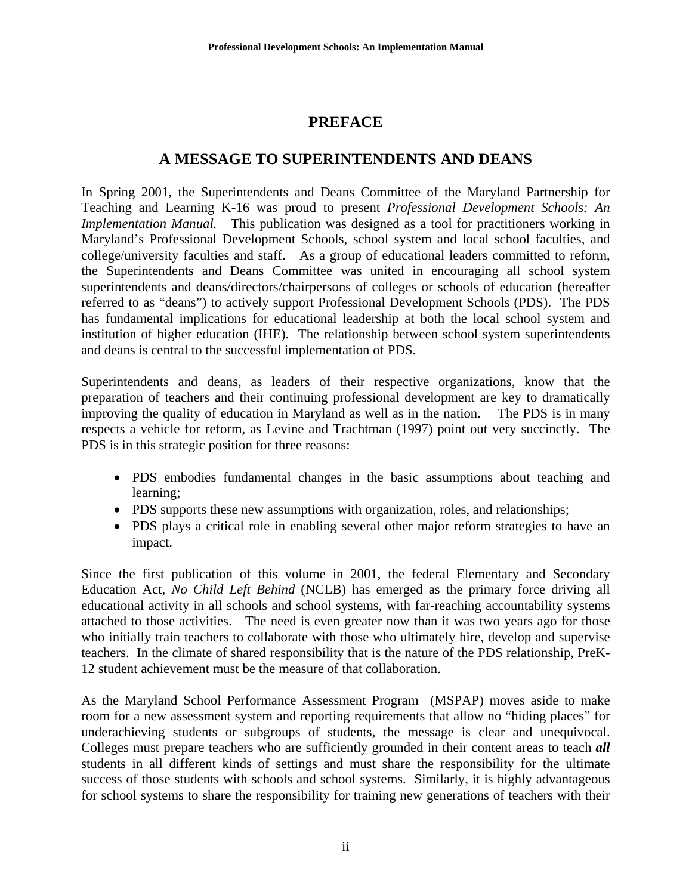# PREFACE

## A MESSAGE TO SUPERINTENDENTS AND DEANS

In Spring 2001, the Superintendents and Deans Committee of the Maryland Partnership for Teaching and Learning K-16 was proud to present *Professional Development Schools: An Implementation Manual.* This publication was designed as a tool for practitioners working in Maryland's Professional Development Schools, school system and local school faculties, and college/university faculties and staff. As a group of educational leaders committed to reform, the Superintendents and Deans Committee was united in encouraging all school system superintendents and deans/directors/chairpersons of colleges or schools of education (hereafter referred to as "deans") to actively support Professional Development Schools (PDS). The PDS has fundamental implications for educational leadership at both the local school system and institution of higher education (IHE). The relationship between school system superintendents and deans is central to the successful implementation of PDS.

Superintendents and deans, as leaders of their respective organizations, know that the preparation of teachers and their continuing professional development are key to dramatically improving the quality of education in Maryland as well as in the nation. The PDS is in many respects a vehicle for reform, as Levine and Trachtman (1997) point out very succinctly. The PDS is in this strategic position for three reasons:

- PDS embodies fundamental changes in the basic assumptions about teaching and learning;
- PDS supports these new assumptions with organization, roles, and relationships;
- PDS plays a critical role in enabling several other major reform strategies to have an impact.

Since the first publication of this volume in 2001, the federal Elementary and Secondary Education Act, *No Child Left Behind* (NCLB) has emerged as the primary force driving all educational activity in all schools and school systems, with far-reaching accountability systems attached to those activities. The need is even greater now than it was two years ago for those who initially train teachers to collaborate with those who ultimately hire, develop and supervise teachers. In the climate of shared responsibility that is the nature of the PDS relationship, PreK-12 student achievement must be the measure of that collaboration.

As the Maryland School Performance Assessment Program (MSPAP) moves aside to make room for a new assessment system and reporting requirements that allow no "hiding places" for underachieving students or subgroups of students, the message is clear and unequivocal. Colleges must prepare teachers who are sufficiently grounded in their content areas to teach ***all*** students in all different kinds of settings and must share the responsibility for the ultimate success of those students with schools and school systems. Similarly, it is highly advantageous for school systems to share the responsibility for training new generations of teachers with their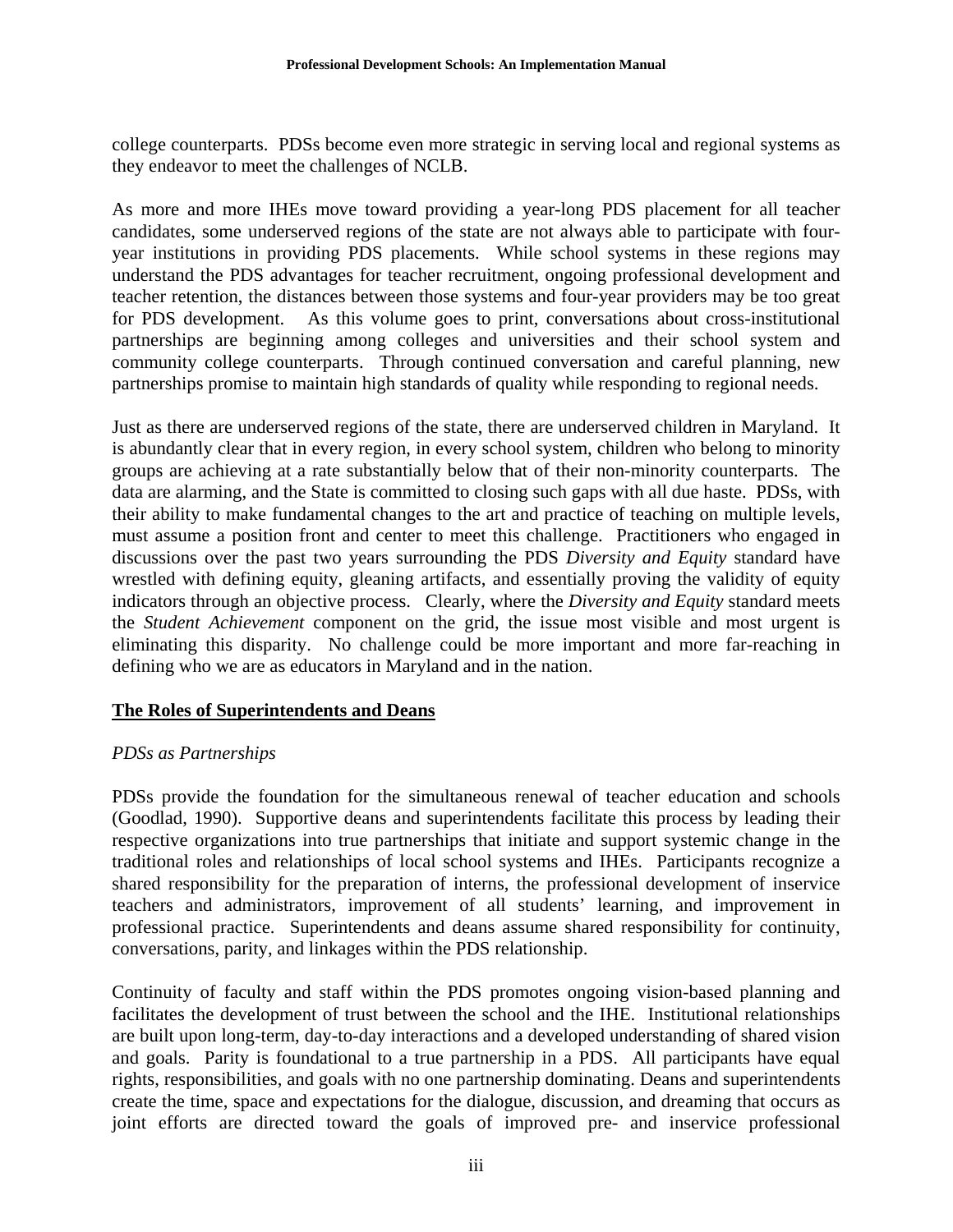college counterparts. PDSs become even more strategic in serving local and regional systems as they endeavor to meet the challenges of NCLB.

As more and more IHEs move toward providing a year-long PDS placement for all teacher candidates, some underserved regions of the state are not always able to participate with four-year institutions in providing PDS placements. While school systems in these regions may understand the PDS advantages for teacher recruitment, ongoing professional development and teacher retention, the distances between those systems and four-year providers may be too great for PDS development. As this volume goes to print, conversations about cross-institutional partnerships are beginning among colleges and universities and their school system and community college counterparts. Through continued conversation and careful planning, new partnerships promise to maintain high standards of quality while responding to regional needs.

Just as there are underserved regions of the state, there are underserved children in Maryland. It is abundantly clear that in every region, in every school system, children who belong to minority groups are achieving at a rate substantially below that of their non-minority counterparts. The data are alarming, and the State is committed to closing such gaps with all due haste. PDSs, with their ability to make fundamental changes to the art and practice of teaching on multiple levels, must assume a position front and center to meet this challenge. Practitioners who engaged in discussions over the past two years surrounding the PDS *Diversity and Equity* standard have wrestled with defining equity, gleaning artifacts, and essentially proving the validity of equity indicators through an objective process. Clearly, where the *Diversity and Equity* standard meets the *Student Achievement* component on the grid, the issue most visible and most urgent is eliminating this disparity. No challenge could be more important and more far-reaching in defining who we are as educators in Maryland and in the nation.

## The Roles of Superintendents and Deans

### *PDSs as Partnerships*

PDSs provide the foundation for the simultaneous renewal of teacher education and schools (Goodlad, 1990). Supportive deans and superintendents facilitate this process by leading their respective organizations into true partnerships that initiate and support systemic change in the traditional roles and relationships of local school systems and IHEs. Participants recognize a shared responsibility for the preparation of interns, the professional development of inservice teachers and administrators, improvement of all students' learning, and improvement in professional practice. Superintendents and deans assume shared responsibility for continuity, conversations, parity, and linkages within the PDS relationship.

Continuity of faculty and staff within the PDS promotes ongoing vision-based planning and facilitates the development of trust between the school and the IHE. Institutional relationships are built upon long-term, day-to-day interactions and a developed understanding of shared vision and goals. Parity is foundational to a true partnership in a PDS. All participants have equal rights, responsibilities, and goals with no one partnership dominating. Deans and superintendents create the time, space and expectations for the dialogue, discussion, and dreaming that occurs as joint efforts are directed toward the goals of improved pre- and inservice professional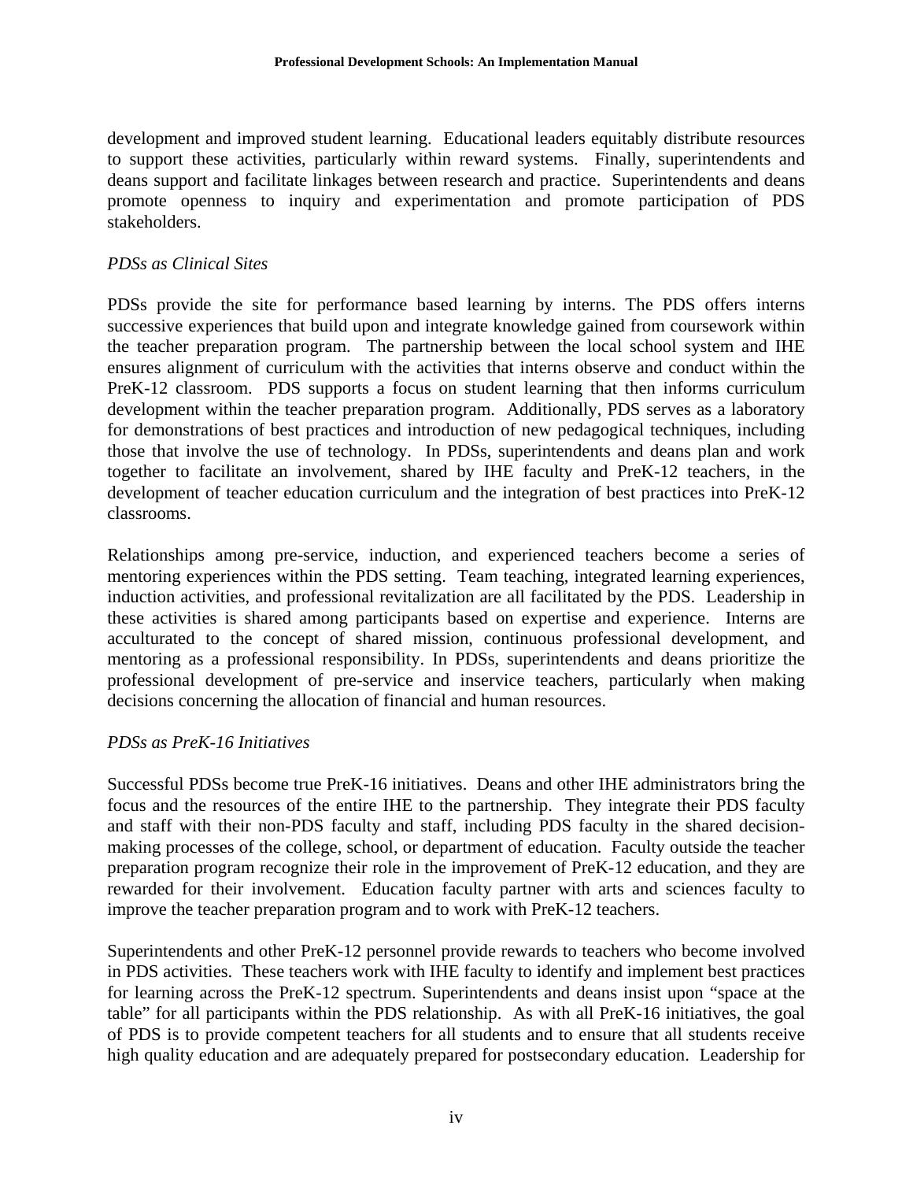development and improved student learning. Educational leaders equitably distribute resources to support these activities, particularly within reward systems. Finally, superintendents and deans support and facilitate linkages between research and practice. Superintendents and deans promote openness to inquiry and experimentation and promote participation of PDS stakeholders.

*PDSs as Clinical Sites*

PDSs provide the site for performance based learning by interns. The PDS offers interns successive experiences that build upon and integrate knowledge gained from coursework within the teacher preparation program. The partnership between the local school system and IHE ensures alignment of curriculum with the activities that interns observe and conduct within the PreK-12 classroom. PDS supports a focus on student learning that then informs curriculum development within the teacher preparation program. Additionally, PDS serves as a laboratory for demonstrations of best practices and introduction of new pedagogical techniques, including those that involve the use of technology. In PDSs, superintendents and deans plan and work together to facilitate an involvement, shared by IHE faculty and PreK-12 teachers, in the development of teacher education curriculum and the integration of best practices into PreK-12 classrooms.

Relationships among pre-service, induction, and experienced teachers become a series of mentoring experiences within the PDS setting. Team teaching, integrated learning experiences, induction activities, and professional revitalization are all facilitated by the PDS. Leadership in these activities is shared among participants based on expertise and experience. Interns are acculturated to the concept of shared mission, continuous professional development, and mentoring as a professional responsibility. In PDSs, superintendents and deans prioritize the professional development of pre-service and inservice teachers, particularly when making decisions concerning the allocation of financial and human resources.

*PDSs as PreK-16 Initiatives*

Successful PDSs become true PreK-16 initiatives. Deans and other IHE administrators bring the focus and the resources of the entire IHE to the partnership. They integrate their PDS faculty and staff with their non-PDS faculty and staff, including PDS faculty in the shared decision-making processes of the college, school, or department of education. Faculty outside the teacher preparation program recognize their role in the improvement of PreK-12 education, and they are rewarded for their involvement. Education faculty partner with arts and sciences faculty to improve the teacher preparation program and to work with PreK-12 teachers.

Superintendents and other PreK-12 personnel provide rewards to teachers who become involved in PDS activities. These teachers work with IHE faculty to identify and implement best practices for learning across the PreK-12 spectrum. Superintendents and deans insist upon "space at the table" for all participants within the PDS relationship. As with all PreK-16 initiatives, the goal of PDS is to provide competent teachers for all students and to ensure that all students receive high quality education and are adequately prepared for postsecondary education. Leadership for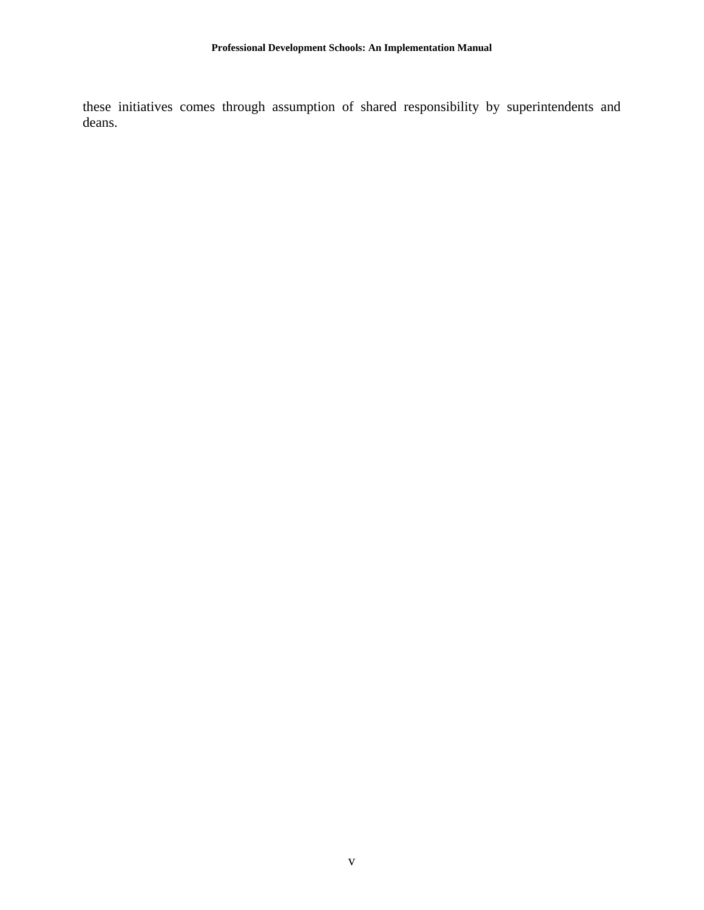these initiatives comes through assumption of shared responsibility by superintendents and deans.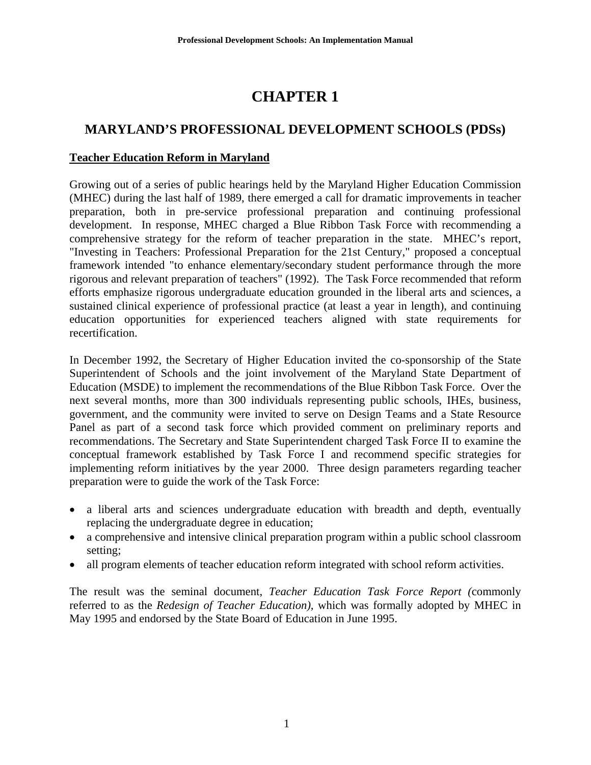# CHAPTER 1

## MARYLAND'S PROFESSIONAL DEVELOPMENT SCHOOLS (PDSs)

**Teacher Education Reform in Maryland**

Growing out of a series of public hearings held by the Maryland Higher Education Commission (MHEC) during the last half of 1989, there emerged a call for dramatic improvements in teacher preparation, both in pre-service professional preparation and continuing professional development. In response, MHEC charged a Blue Ribbon Task Force with recommending a comprehensive strategy for the reform of teacher preparation in the state. MHEC's report, "Investing in Teachers: Professional Preparation for the 21st Century," proposed a conceptual framework intended "to enhance elementary/secondary student performance through the more rigorous and relevant preparation of teachers" (1992). The Task Force recommended that reform efforts emphasize rigorous undergraduate education grounded in the liberal arts and sciences, a sustained clinical experience of professional practice (at least a year in length), and continuing education opportunities for experienced teachers aligned with state requirements for recertification.

In December 1992, the Secretary of Higher Education invited the co-sponsorship of the State Superintendent of Schools and the joint involvement of the Maryland State Department of Education (MSDE) to implement the recommendations of the Blue Ribbon Task Force. Over the next several months, more than 300 individuals representing public schools, IHEs, business, government, and the community were invited to serve on Design Teams and a State Resource Panel as part of a second task force which provided comment on preliminary reports and recommendations. The Secretary and State Superintendent charged Task Force II to examine the conceptual framework established by Task Force I and recommend specific strategies for implementing reform initiatives by the year 2000. Three design parameters regarding teacher preparation were to guide the work of the Task Force:

- a liberal arts and sciences undergraduate education with breadth and depth, eventually replacing the undergraduate degree in education;
- a comprehensive and intensive clinical preparation program within a public school classroom setting;
- all program elements of teacher education reform integrated with school reform activities.

The result was the seminal document, *Teacher Education Task Force Report (*commonly referred to as the *Redesign of Teacher Education),* which was formally adopted by MHEC in May 1995 and endorsed by the State Board of Education in June 1995.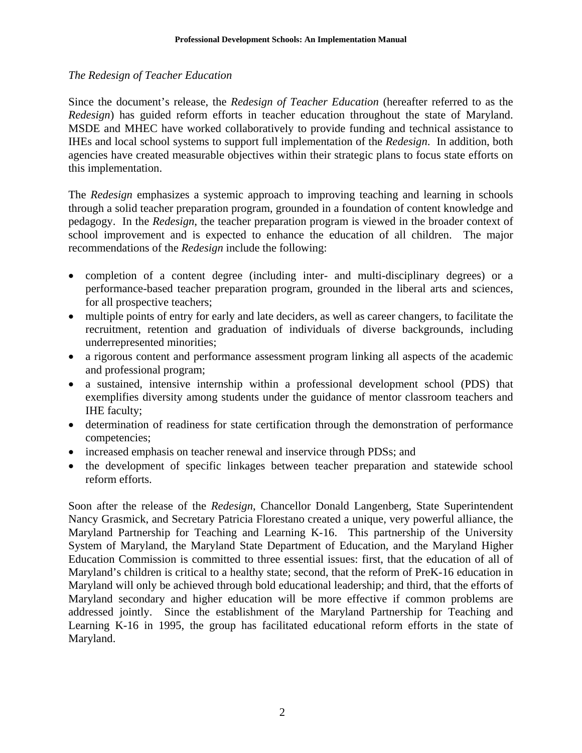*The Redesign of Teacher Education*

Since the document's release, the *Redesign of Teacher Education* (hereafter referred to as the *Redesign*) has guided reform efforts in teacher education throughout the state of Maryland. MSDE and MHEC have worked collaboratively to provide funding and technical assistance to IHEs and local school systems to support full implementation of the *Redesign*. In addition, both agencies have created measurable objectives within their strategic plans to focus state efforts on this implementation.

The *Redesign* emphasizes a systemic approach to improving teaching and learning in schools through a solid teacher preparation program, grounded in a foundation of content knowledge and pedagogy. In the *Redesign*, the teacher preparation program is viewed in the broader context of school improvement and is expected to enhance the education of all children. The major recommendations of the *Redesign* include the following:

- completion of a content degree (including inter- and multi-disciplinary degrees) or a performance-based teacher preparation program, grounded in the liberal arts and sciences, for all prospective teachers;
- multiple points of entry for early and late deciders, as well as career changers, to facilitate the recruitment, retention and graduation of individuals of diverse backgrounds, including underrepresented minorities;
- a rigorous content and performance assessment program linking all aspects of the academic and professional program;
- a sustained, intensive internship within a professional development school (PDS) that exemplifies diversity among students under the guidance of mentor classroom teachers and IHE faculty;
- determination of readiness for state certification through the demonstration of performance competencies;
- increased emphasis on teacher renewal and inservice through PDSs; and
- the development of specific linkages between teacher preparation and statewide school reform efforts.

Soon after the release of the *Redesign*, Chancellor Donald Langenberg, State Superintendent Nancy Grasmick, and Secretary Patricia Florestano created a unique, very powerful alliance, the Maryland Partnership for Teaching and Learning K-16. This partnership of the University System of Maryland, the Maryland State Department of Education, and the Maryland Higher Education Commission is committed to three essential issues: first, that the education of all of Maryland's children is critical to a healthy state; second, that the reform of PreK-16 education in Maryland will only be achieved through bold educational leadership; and third, that the efforts of Maryland secondary and higher education will be more effective if common problems are addressed jointly. Since the establishment of the Maryland Partnership for Teaching and Learning K-16 in 1995, the group has facilitated educational reform efforts in the state of Maryland.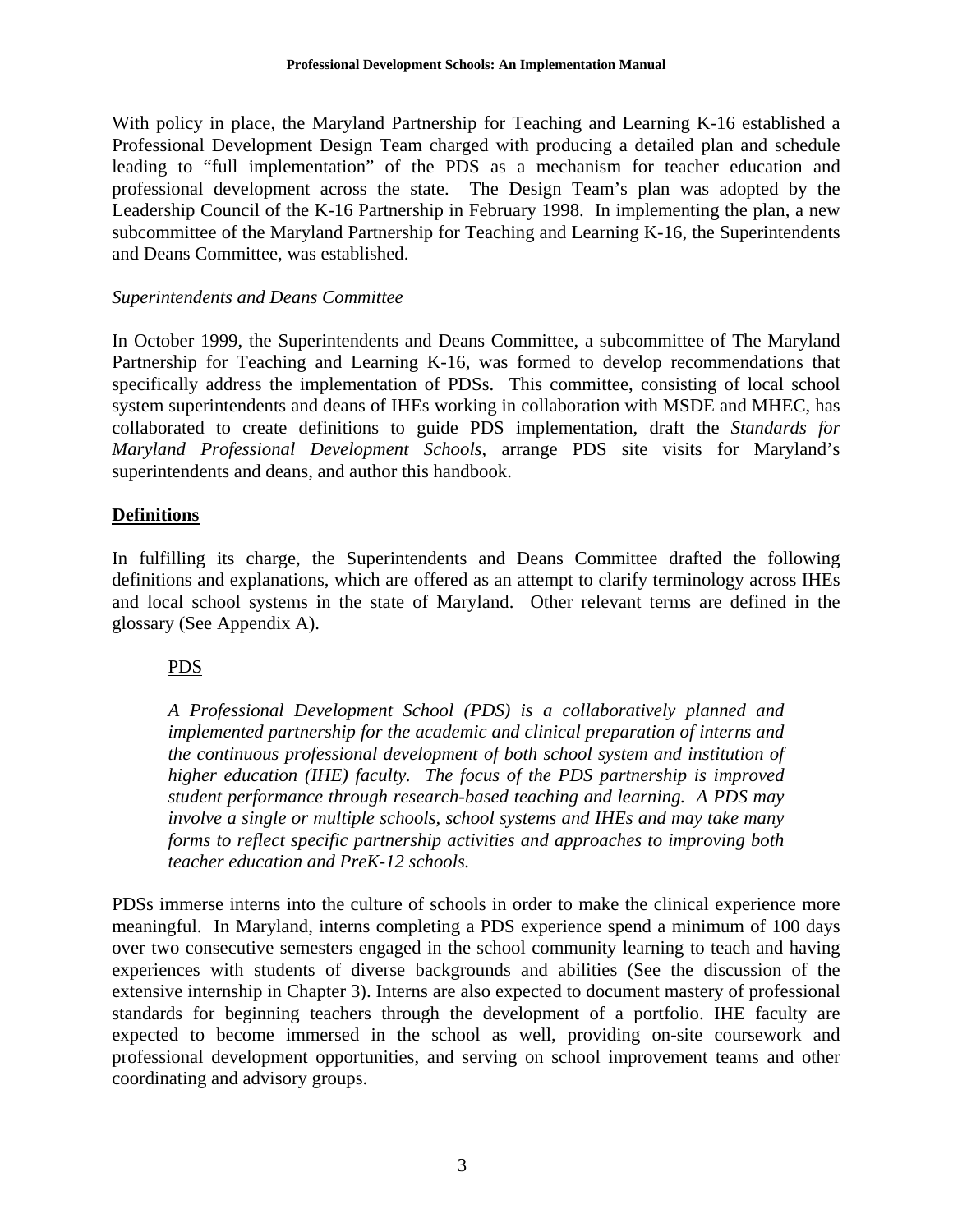With policy in place, the Maryland Partnership for Teaching and Learning K-16 established a Professional Development Design Team charged with producing a detailed plan and schedule leading to "full implementation" of the PDS as a mechanism for teacher education and professional development across the state. The Design Team's plan was adopted by the Leadership Council of the K-16 Partnership in February 1998. In implementing the plan, a new subcommittee of the Maryland Partnership for Teaching and Learning K-16, the Superintendents and Deans Committee, was established.

*Superintendents and Deans Committee*

In October 1999, the Superintendents and Deans Committee, a subcommittee of The Maryland Partnership for Teaching and Learning K-16, was formed to develop recommendations that specifically address the implementation of PDSs. This committee, consisting of local school system superintendents and deans of IHEs working in collaboration with MSDE and MHEC, has collaborated to create definitions to guide PDS implementation, draft the *Standards for Maryland Professional Development Schools*, arrange PDS site visits for Maryland's superintendents and deans, and author this handbook.

## Definitions

In fulfilling its charge, the Superintendents and Deans Committee drafted the following definitions and explanations, which are offered as an attempt to clarify terminology across IHEs and local school systems in the state of Maryland. Other relevant terms are defined in the glossary (See Appendix A).

### PDS

> *A Professional Development School (PDS) is a collaboratively planned and implemented partnership for the academic and clinical preparation of interns and the continuous professional development of both school system and institution of higher education (IHE) faculty. The focus of the PDS partnership is improved student performance through research-based teaching and learning. A PDS may involve a single or multiple schools, school systems and IHEs and may take many forms to reflect specific partnership activities and approaches to improving both teacher education and PreK-12 schools.*

PDSs immerse interns into the culture of schools in order to make the clinical experience more meaningful. In Maryland, interns completing a PDS experience spend a minimum of 100 days over two consecutive semesters engaged in the school community learning to teach and having experiences with students of diverse backgrounds and abilities (See the discussion of the extensive internship in Chapter 3). Interns are also expected to document mastery of professional standards for beginning teachers through the development of a portfolio. IHE faculty are expected to become immersed in the school as well, providing on-site coursework and professional development opportunities, and serving on school improvement teams and other coordinating and advisory groups.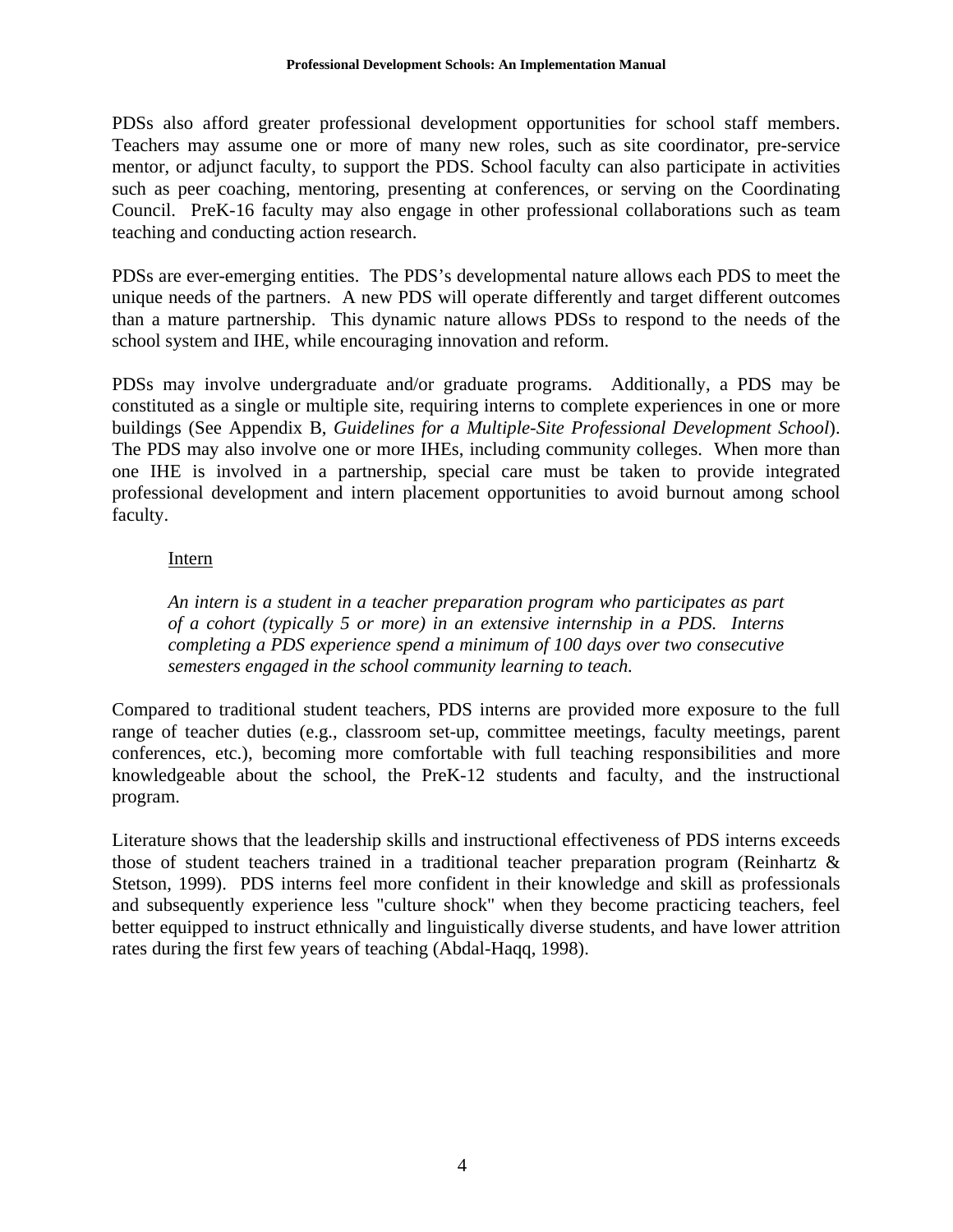PDSs also afford greater professional development opportunities for school staff members. Teachers may assume one or more of many new roles, such as site coordinator, pre-service mentor, or adjunct faculty, to support the PDS. School faculty can also participate in activities such as peer coaching, mentoring, presenting at conferences, or serving on the Coordinating Council. PreK-16 faculty may also engage in other professional collaborations such as team teaching and conducting action research.

PDSs are ever-emerging entities. The PDS's developmental nature allows each PDS to meet the unique needs of the partners. A new PDS will operate differently and target different outcomes than a mature partnership. This dynamic nature allows PDSs to respond to the needs of the school system and IHE, while encouraging innovation and reform.

PDSs may involve undergraduate and/or graduate programs. Additionally, a PDS may be constituted as a single or multiple site, requiring interns to complete experiences in one or more buildings (See Appendix B, *Guidelines for a Multiple-Site Professional Development School*). The PDS may also involve one or more IHEs, including community colleges. When more than one IHE is involved in a partnership, special care must be taken to provide integrated professional development and intern placement opportunities to avoid burnout among school faculty.

<u>Intern</u>

> *An intern is a student in a teacher preparation program who participates as part of a cohort (typically 5 or more) in an extensive internship in a PDS. Interns completing a PDS experience spend a minimum of 100 days over two consecutive semesters engaged in the school community learning to teach.*

Compared to traditional student teachers, PDS interns are provided more exposure to the full range of teacher duties (e.g., classroom set-up, committee meetings, faculty meetings, parent conferences, etc.), becoming more comfortable with full teaching responsibilities and more knowledgeable about the school, the PreK-12 students and faculty, and the instructional program.

Literature shows that the leadership skills and instructional effectiveness of PDS interns exceeds those of student teachers trained in a traditional teacher preparation program (Reinhartz & Stetson, 1999). PDS interns feel more confident in their knowledge and skill as professionals and subsequently experience less "culture shock" when they become practicing teachers, feel better equipped to instruct ethnically and linguistically diverse students, and have lower attrition rates during the first few years of teaching (Abdal-Haqq, 1998).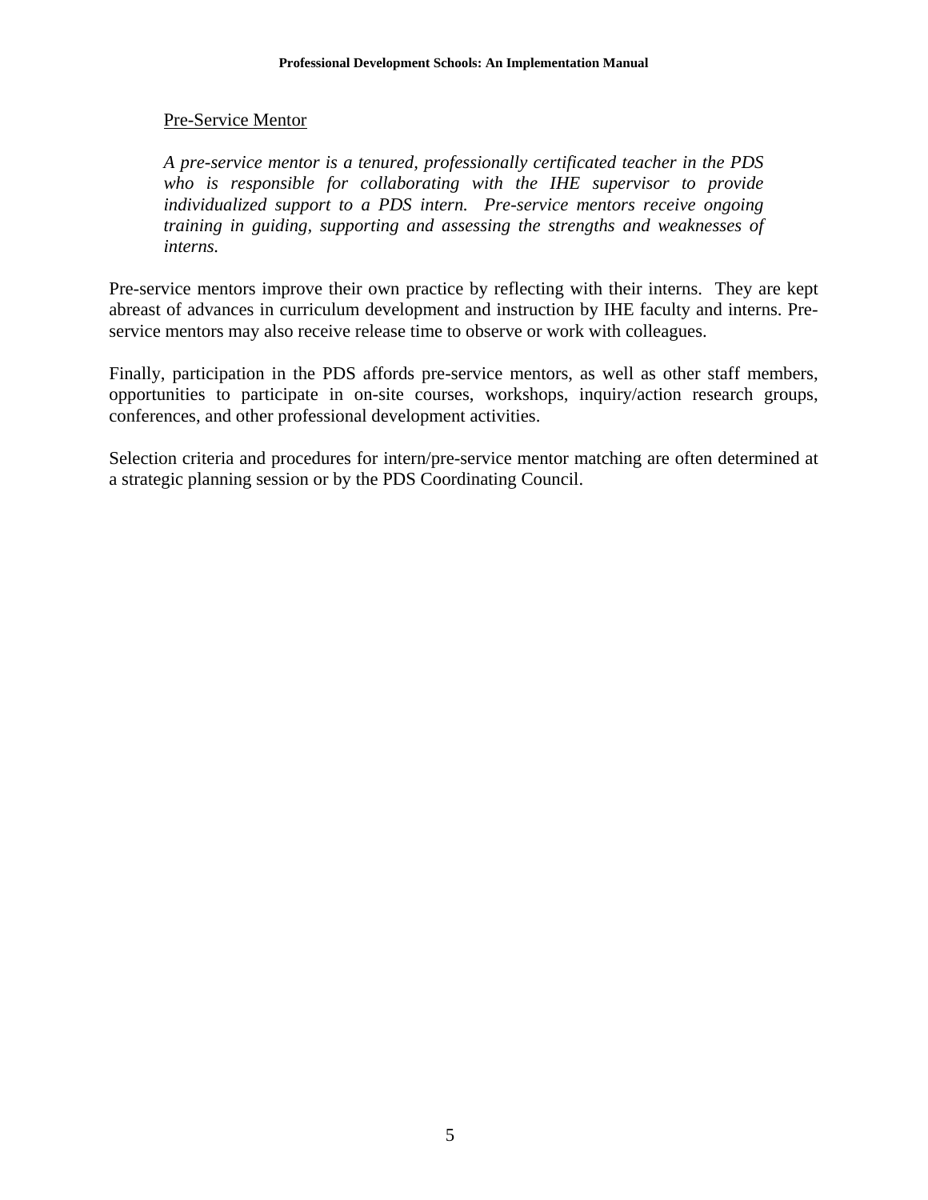Pre-Service Mentor

*A pre-service mentor is a tenured, professionally certificated teacher in the PDS who is responsible for collaborating with the IHE supervisor to provide individualized support to a PDS intern. Pre-service mentors receive ongoing training in guiding, supporting and assessing the strengths and weaknesses of interns.*

Pre-service mentors improve their own practice by reflecting with their interns. They are kept abreast of advances in curriculum development and instruction by IHE faculty and interns. Pre-service mentors may also receive release time to observe or work with colleagues.

Finally, participation in the PDS affords pre-service mentors, as well as other staff members, opportunities to participate in on-site courses, workshops, inquiry/action research groups, conferences, and other professional development activities.

Selection criteria and procedures for intern/pre-service mentor matching are often determined at a strategic planning session or by the PDS Coordinating Council.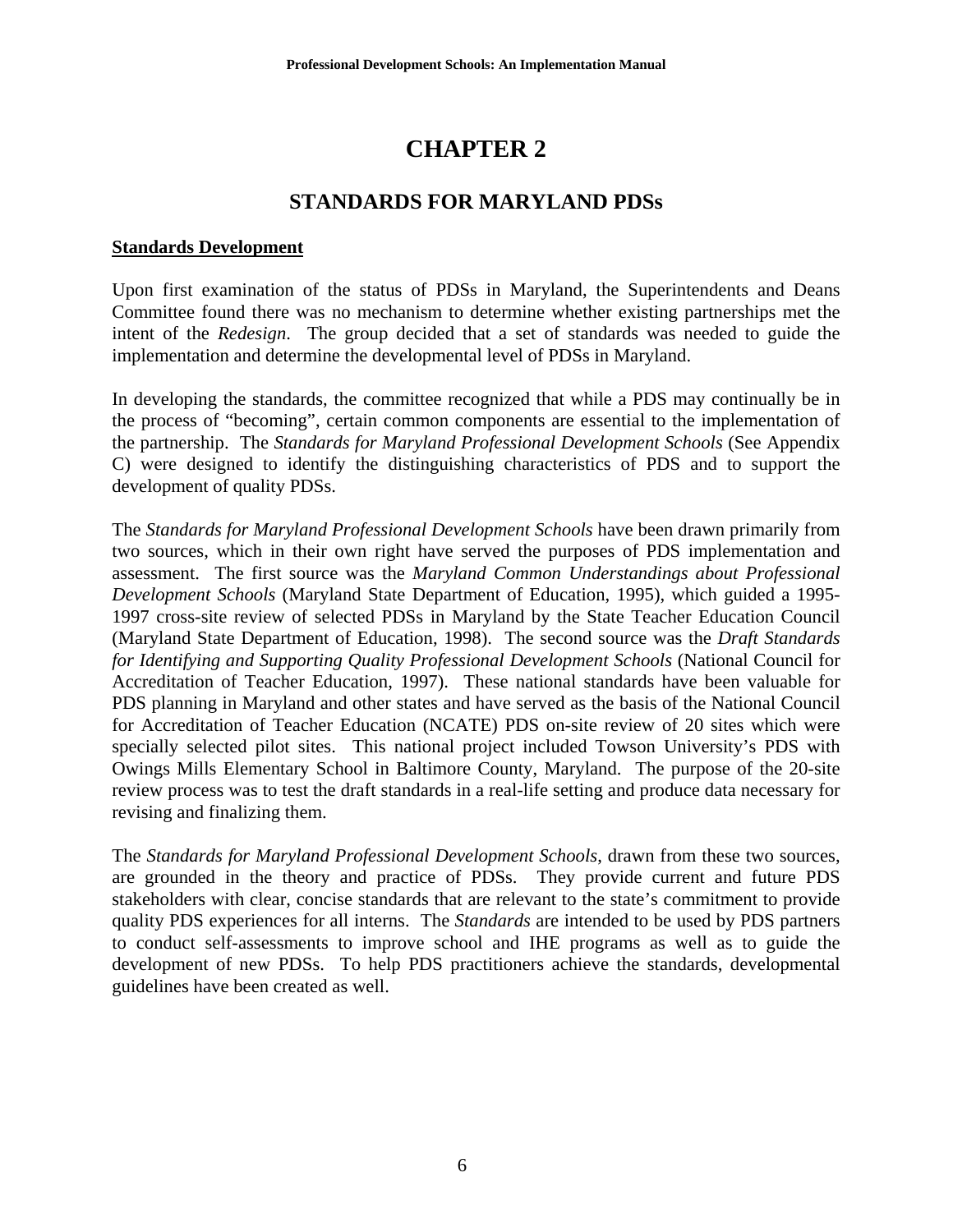# CHAPTER 2

## STANDARDS FOR MARYLAND PDSs

**Standards Development**

Upon first examination of the status of PDSs in Maryland, the Superintendents and Deans Committee found there was no mechanism to determine whether existing partnerships met the intent of the *Redesign*. The group decided that a set of standards was needed to guide the implementation and determine the developmental level of PDSs in Maryland.

In developing the standards, the committee recognized that while a PDS may continually be in the process of "becoming", certain common components are essential to the implementation of the partnership. The *Standards for Maryland Professional Development Schools* (See Appendix C) were designed to identify the distinguishing characteristics of PDS and to support the development of quality PDSs.

The *Standards for Maryland Professional Development Schools* have been drawn primarily from two sources, which in their own right have served the purposes of PDS implementation and assessment. The first source was the *Maryland Common Understandings about Professional Development Schools* (Maryland State Department of Education, 1995), which guided a 1995-1997 cross-site review of selected PDSs in Maryland by the State Teacher Education Council (Maryland State Department of Education, 1998). The second source was the *Draft Standards for Identifying and Supporting Quality Professional Development Schools* (National Council for Accreditation of Teacher Education, 1997). These national standards have been valuable for PDS planning in Maryland and other states and have served as the basis of the National Council for Accreditation of Teacher Education (NCATE) PDS on-site review of 20 sites which were specially selected pilot sites. This national project included Towson University's PDS with Owings Mills Elementary School in Baltimore County, Maryland. The purpose of the 20-site review process was to test the draft standards in a real-life setting and produce data necessary for revising and finalizing them.

The *Standards for Maryland Professional Development Schools*, drawn from these two sources, are grounded in the theory and practice of PDSs. They provide current and future PDS stakeholders with clear, concise standards that are relevant to the state's commitment to provide quality PDS experiences for all interns. The *Standards* are intended to be used by PDS partners to conduct self-assessments to improve school and IHE programs as well as to guide the development of new PDSs. To help PDS practitioners achieve the standards, developmental guidelines have been created as well.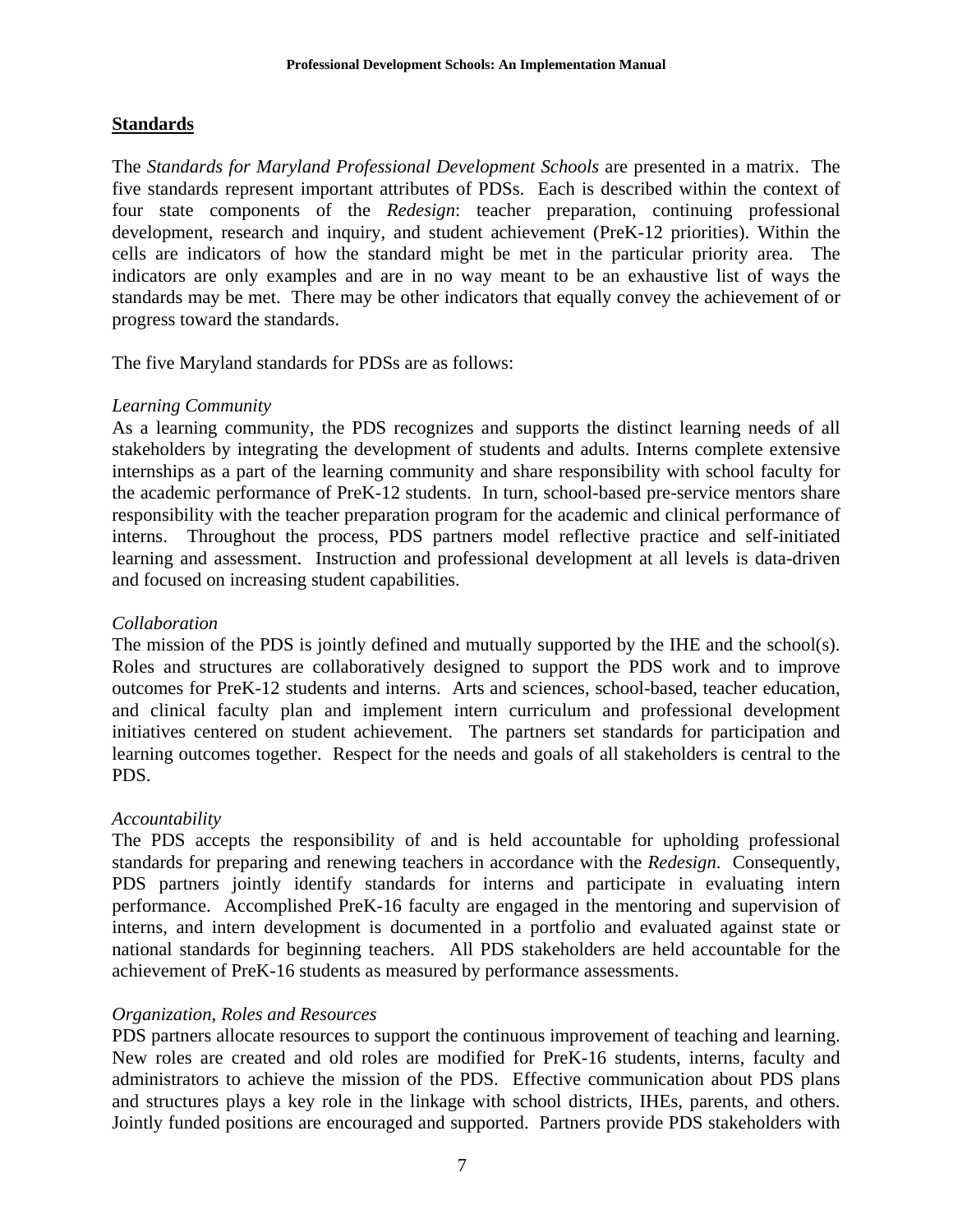## Standards

The *Standards for Maryland Professional Development Schools* are presented in a matrix. The five standards represent important attributes of PDSs. Each is described within the context of four state components of the *Redesign*: teacher preparation, continuing professional development, research and inquiry, and student achievement (PreK-12 priorities). Within the cells are indicators of how the standard might be met in the particular priority area. The indicators are only examples and are in no way meant to be an exhaustive list of ways the standards may be met. There may be other indicators that equally convey the achievement of or progress toward the standards.

The five Maryland standards for PDSs are as follows:

*Learning Community*
As a learning community, the PDS recognizes and supports the distinct learning needs of all stakeholders by integrating the development of students and adults. Interns complete extensive internships as a part of the learning community and share responsibility with school faculty for the academic performance of PreK-12 students. In turn, school-based pre-service mentors share responsibility with the teacher preparation program for the academic and clinical performance of interns. Throughout the process, PDS partners model reflective practice and self-initiated learning and assessment. Instruction and professional development at all levels is data-driven and focused on increasing student capabilities.

*Collaboration*
The mission of the PDS is jointly defined and mutually supported by the IHE and the school(s). Roles and structures are collaboratively designed to support the PDS work and to improve outcomes for PreK-12 students and interns. Arts and sciences, school-based, teacher education, and clinical faculty plan and implement intern curriculum and professional development initiatives centered on student achievement. The partners set standards for participation and learning outcomes together. Respect for the needs and goals of all stakeholders is central to the PDS.

*Accountability*
The PDS accepts the responsibility of and is held accountable for upholding professional standards for preparing and renewing teachers in accordance with the *Redesign*. Consequently, PDS partners jointly identify standards for interns and participate in evaluating intern performance. Accomplished PreK-16 faculty are engaged in the mentoring and supervision of interns, and intern development is documented in a portfolio and evaluated against state or national standards for beginning teachers. All PDS stakeholders are held accountable for the achievement of PreK-16 students as measured by performance assessments.

*Organization, Roles and Resources*
PDS partners allocate resources to support the continuous improvement of teaching and learning. New roles are created and old roles are modified for PreK-16 students, interns, faculty and administrators to achieve the mission of the PDS. Effective communication about PDS plans and structures plays a key role in the linkage with school districts, IHEs, parents, and others. Jointly funded positions are encouraged and supported. Partners provide PDS stakeholders with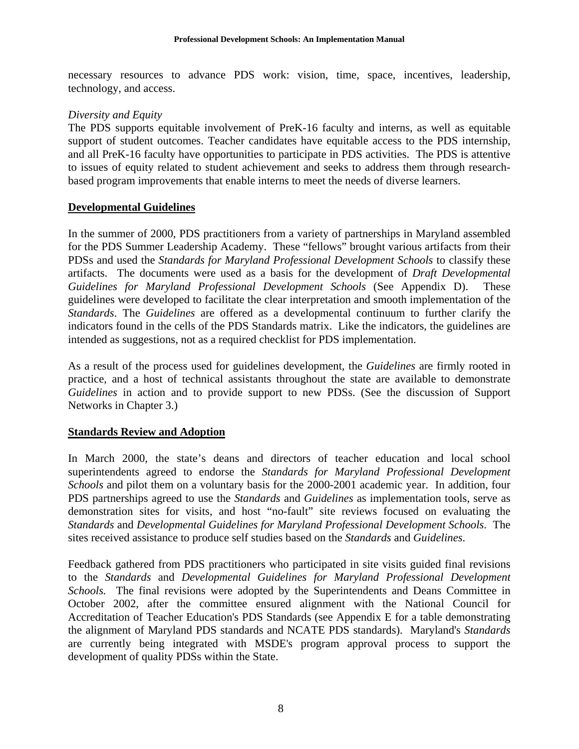necessary resources to advance PDS work: vision, time, space, incentives, leadership, technology, and access.

*Diversity and Equity*

The PDS supports equitable involvement of PreK-16 faculty and interns, as well as equitable support of student outcomes. Teacher candidates have equitable access to the PDS internship, and all PreK-16 faculty have opportunities to participate in PDS activities. The PDS is attentive to issues of equity related to student achievement and seeks to address them through research-based program improvements that enable interns to meet the needs of diverse learners.

## Developmental Guidelines

In the summer of 2000, PDS practitioners from a variety of partnerships in Maryland assembled for the PDS Summer Leadership Academy. These "fellows" brought various artifacts from their PDSs and used the *Standards for Maryland Professional Development Schools* to classify these artifacts. The documents were used as a basis for the development of *Draft Developmental Guidelines for Maryland Professional Development Schools* (See Appendix D). These guidelines were developed to facilitate the clear interpretation and smooth implementation of the *Standards*. The *Guidelines* are offered as a developmental continuum to further clarify the indicators found in the cells of the PDS Standards matrix. Like the indicators, the guidelines are intended as suggestions, not as a required checklist for PDS implementation.

As a result of the process used for guidelines development, the *Guidelines* are firmly rooted in practice, and a host of technical assistants throughout the state are available to demonstrate *Guidelines* in action and to provide support to new PDSs. (See the discussion of Support Networks in Chapter 3.)

## Standards Review and Adoption

In March 2000, the state's deans and directors of teacher education and local school superintendents agreed to endorse the *Standards for Maryland Professional Development Schools* and pilot them on a voluntary basis for the 2000-2001 academic year. In addition, four PDS partnerships agreed to use the *Standards* and *Guidelines* as implementation tools, serve as demonstration sites for visits, and host "no-fault" site reviews focused on evaluating the *Standards* and *Developmental Guidelines for Maryland Professional Development Schools*. The sites received assistance to produce self studies based on the *Standards* and *Guidelines*.

Feedback gathered from PDS practitioners who participated in site visits guided final revisions to the *Standards* and *Developmental Guidelines for Maryland Professional Development Schools.* The final revisions were adopted by the Superintendents and Deans Committee in October 2002, after the committee ensured alignment with the National Council for Accreditation of Teacher Education's PDS Standards (see Appendix E for a table demonstrating the alignment of Maryland PDS standards and NCATE PDS standards). Maryland's *Standards* are currently being integrated with MSDE's program approval process to support the development of quality PDSs within the State.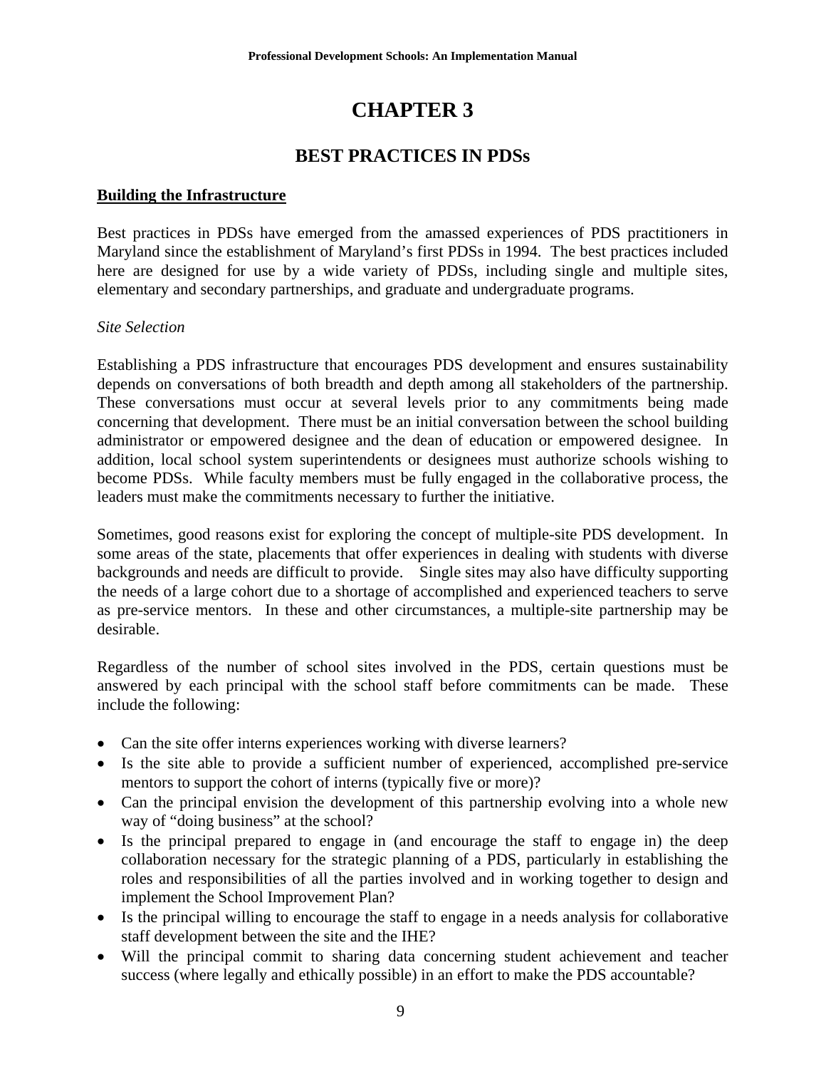# CHAPTER 3

## BEST PRACTICES IN PDSs

**Building the Infrastructure**

Best practices in PDSs have emerged from the amassed experiences of PDS practitioners in Maryland since the establishment of Maryland's first PDSs in 1994. The best practices included here are designed for use by a wide variety of PDSs, including single and multiple sites, elementary and secondary partnerships, and graduate and undergraduate programs.

*Site Selection*

Establishing a PDS infrastructure that encourages PDS development and ensures sustainability depends on conversations of both breadth and depth among all stakeholders of the partnership. These conversations must occur at several levels prior to any commitments being made concerning that development. There must be an initial conversation between the school building administrator or empowered designee and the dean of education or empowered designee. In addition, local school system superintendents or designees must authorize schools wishing to become PDSs. While faculty members must be fully engaged in the collaborative process, the leaders must make the commitments necessary to further the initiative.

Sometimes, good reasons exist for exploring the concept of multiple-site PDS development. In some areas of the state, placements that offer experiences in dealing with students with diverse backgrounds and needs are difficult to provide. Single sites may also have difficulty supporting the needs of a large cohort due to a shortage of accomplished and experienced teachers to serve as pre-service mentors. In these and other circumstances, a multiple-site partnership may be desirable.

Regardless of the number of school sites involved in the PDS, certain questions must be answered by each principal with the school staff before commitments can be made. These include the following:

- Can the site offer interns experiences working with diverse learners?
- Is the site able to provide a sufficient number of experienced, accomplished pre-service mentors to support the cohort of interns (typically five or more)?
- Can the principal envision the development of this partnership evolving into a whole new way of "doing business" at the school?
- Is the principal prepared to engage in (and encourage the staff to engage in) the deep collaboration necessary for the strategic planning of a PDS, particularly in establishing the roles and responsibilities of all the parties involved and in working together to design and implement the School Improvement Plan?
- Is the principal willing to encourage the staff to engage in a needs analysis for collaborative staff development between the site and the IHE?
- Will the principal commit to sharing data concerning student achievement and teacher success (where legally and ethically possible) in an effort to make the PDS accountable?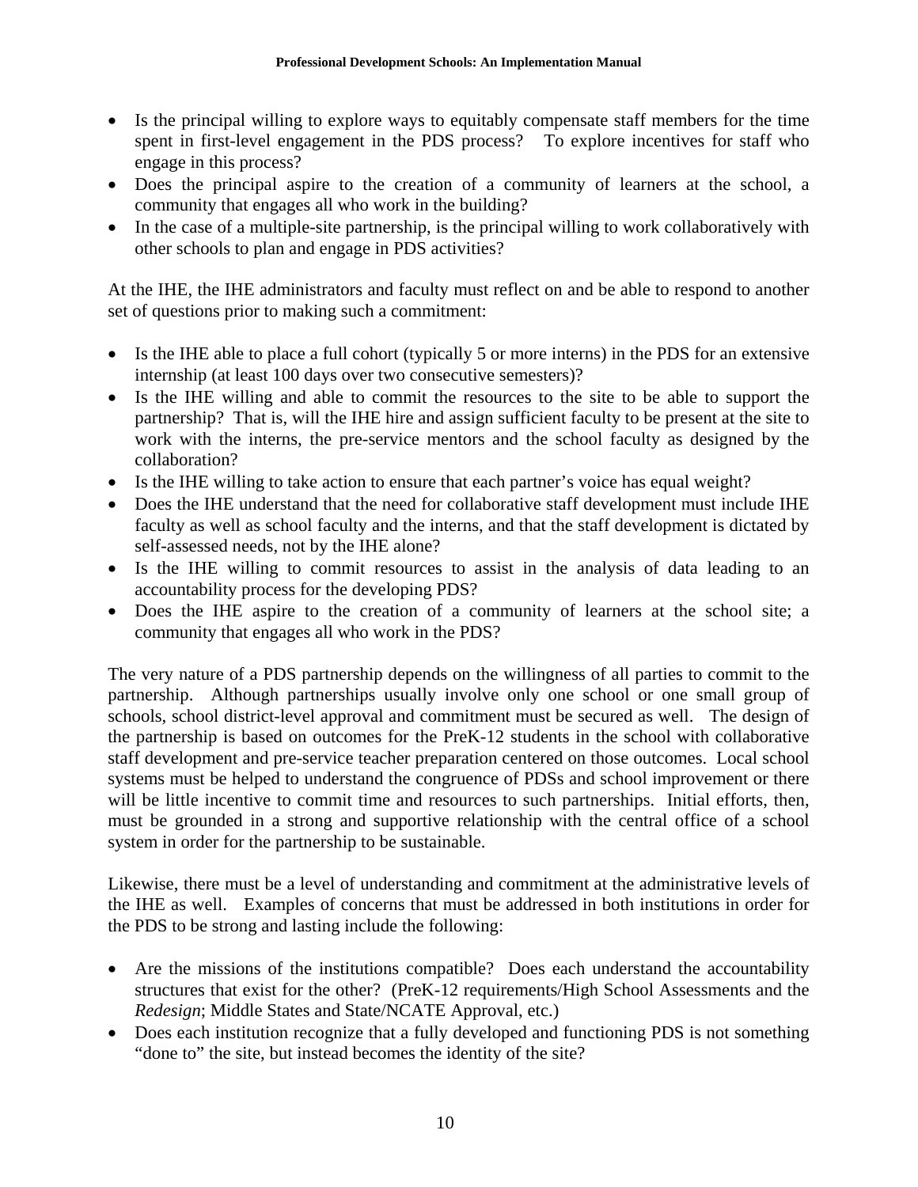- Is the principal willing to explore ways to equitably compensate staff members for the time spent in first-level engagement in the PDS process? To explore incentives for staff who engage in this process?
- Does the principal aspire to the creation of a community of learners at the school, a community that engages all who work in the building?
- In the case of a multiple-site partnership, is the principal willing to work collaboratively with other schools to plan and engage in PDS activities?

At the IHE, the IHE administrators and faculty must reflect on and be able to respond to another set of questions prior to making such a commitment:

- Is the IHE able to place a full cohort (typically 5 or more interns) in the PDS for an extensive internship (at least 100 days over two consecutive semesters)?
- Is the IHE willing and able to commit the resources to the site to be able to support the partnership? That is, will the IHE hire and assign sufficient faculty to be present at the site to work with the interns, the pre-service mentors and the school faculty as designed by the collaboration?
- Is the IHE willing to take action to ensure that each partner's voice has equal weight?
- Does the IHE understand that the need for collaborative staff development must include IHE faculty as well as school faculty and the interns, and that the staff development is dictated by self-assessed needs, not by the IHE alone?
- Is the IHE willing to commit resources to assist in the analysis of data leading to an accountability process for the developing PDS?
- Does the IHE aspire to the creation of a community of learners at the school site; a community that engages all who work in the PDS?

The very nature of a PDS partnership depends on the willingness of all parties to commit to the partnership. Although partnerships usually involve only one school or one small group of schools, school district-level approval and commitment must be secured as well. The design of the partnership is based on outcomes for the PreK-12 students in the school with collaborative staff development and pre-service teacher preparation centered on those outcomes. Local school systems must be helped to understand the congruence of PDSs and school improvement or there will be little incentive to commit time and resources to such partnerships. Initial efforts, then, must be grounded in a strong and supportive relationship with the central office of a school system in order for the partnership to be sustainable.

Likewise, there must be a level of understanding and commitment at the administrative levels of the IHE as well. Examples of concerns that must be addressed in both institutions in order for the PDS to be strong and lasting include the following:

- Are the missions of the institutions compatible? Does each understand the accountability structures that exist for the other? (PreK-12 requirements/High School Assessments and the *Redesign*; Middle States and State/NCATE Approval, etc.)
- Does each institution recognize that a fully developed and functioning PDS is not something "done to" the site, but instead becomes the identity of the site?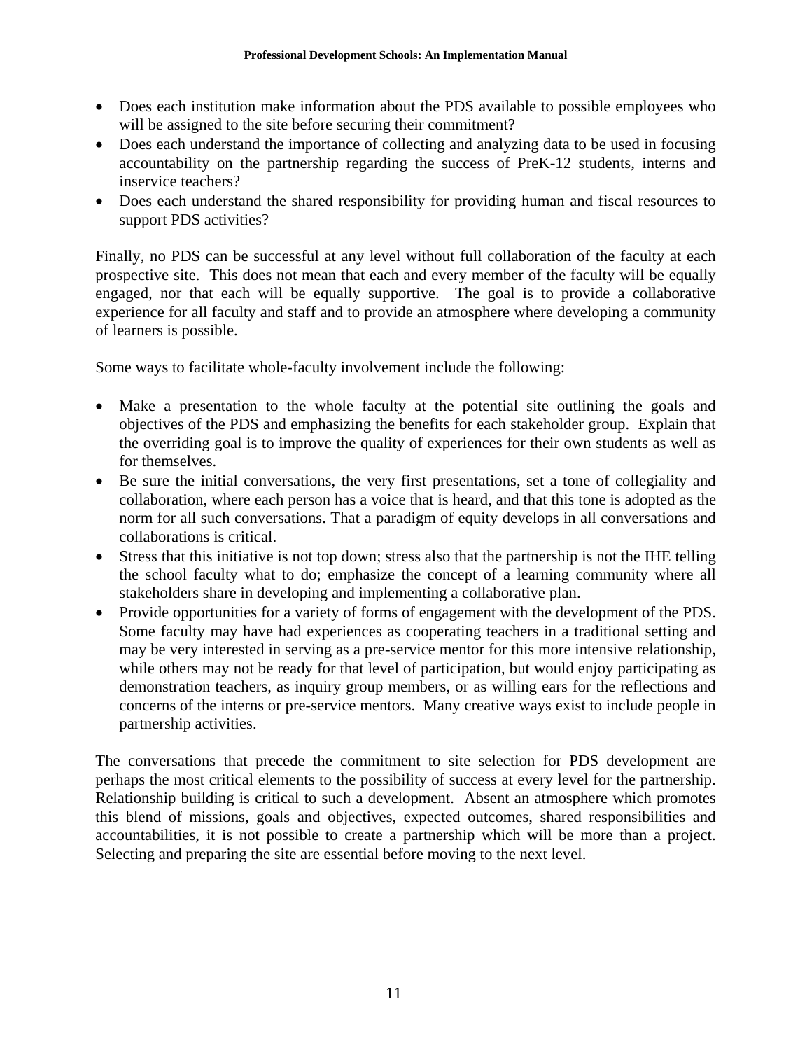- Does each institution make information about the PDS available to possible employees who will be assigned to the site before securing their commitment?
- Does each understand the importance of collecting and analyzing data to be used in focusing accountability on the partnership regarding the success of PreK-12 students, interns and inservice teachers?
- Does each understand the shared responsibility for providing human and fiscal resources to support PDS activities?

Finally, no PDS can be successful at any level without full collaboration of the faculty at each prospective site. This does not mean that each and every member of the faculty will be equally engaged, nor that each will be equally supportive. The goal is to provide a collaborative experience for all faculty and staff and to provide an atmosphere where developing a community of learners is possible.

Some ways to facilitate whole-faculty involvement include the following:

- Make a presentation to the whole faculty at the potential site outlining the goals and objectives of the PDS and emphasizing the benefits for each stakeholder group. Explain that the overriding goal is to improve the quality of experiences for their own students as well as for themselves.
- Be sure the initial conversations, the very first presentations, set a tone of collegiality and collaboration, where each person has a voice that is heard, and that this tone is adopted as the norm for all such conversations. That a paradigm of equity develops in all conversations and collaborations is critical.
- Stress that this initiative is not top down; stress also that the partnership is not the IHE telling the school faculty what to do; emphasize the concept of a learning community where all stakeholders share in developing and implementing a collaborative plan.
- Provide opportunities for a variety of forms of engagement with the development of the PDS. Some faculty may have had experiences as cooperating teachers in a traditional setting and may be very interested in serving as a pre-service mentor for this more intensive relationship, while others may not be ready for that level of participation, but would enjoy participating as demonstration teachers, as inquiry group members, or as willing ears for the reflections and concerns of the interns or pre-service mentors. Many creative ways exist to include people in partnership activities.

The conversations that precede the commitment to site selection for PDS development are perhaps the most critical elements to the possibility of success at every level for the partnership. Relationship building is critical to such a development. Absent an atmosphere which promotes this blend of missions, goals and objectives, expected outcomes, shared responsibilities and accountabilities, it is not possible to create a partnership which will be more than a project. Selecting and preparing the site are essential before moving to the next level.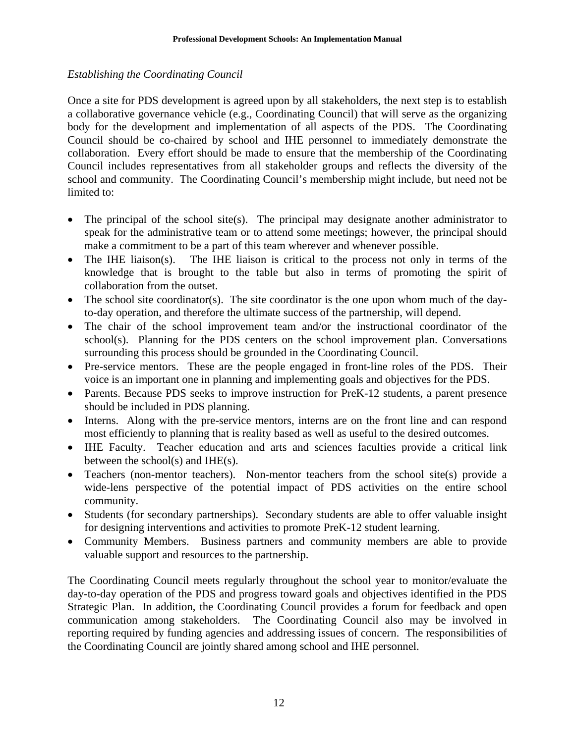*Establishing the Coordinating Council*

Once a site for PDS development is agreed upon by all stakeholders, the next step is to establish a collaborative governance vehicle (e.g., Coordinating Council) that will serve as the organizing body for the development and implementation of all aspects of the PDS. The Coordinating Council should be co-chaired by school and IHE personnel to immediately demonstrate the collaboration. Every effort should be made to ensure that the membership of the Coordinating Council includes representatives from all stakeholder groups and reflects the diversity of the school and community. The Coordinating Council's membership might include, but need not be limited to:

- The principal of the school site(s). The principal may designate another administrator to speak for the administrative team or to attend some meetings; however, the principal should make a commitment to be a part of this team wherever and whenever possible.
- The IHE liaison(s). The IHE liaison is critical to the process not only in terms of the knowledge that is brought to the table but also in terms of promoting the spirit of collaboration from the outset.
- The school site coordinator(s). The site coordinator is the one upon whom much of the day-to-day operation, and therefore the ultimate success of the partnership, will depend.
- The chair of the school improvement team and/or the instructional coordinator of the school(s). Planning for the PDS centers on the school improvement plan. Conversations surrounding this process should be grounded in the Coordinating Council.
- Pre-service mentors. These are the people engaged in front-line roles of the PDS. Their voice is an important one in planning and implementing goals and objectives for the PDS.
- Parents. Because PDS seeks to improve instruction for PreK-12 students, a parent presence should be included in PDS planning.
- Interns. Along with the pre-service mentors, interns are on the front line and can respond most efficiently to planning that is reality based as well as useful to the desired outcomes.
- IHE Faculty. Teacher education and arts and sciences faculties provide a critical link between the school(s) and IHE(s).
- Teachers (non-mentor teachers). Non-mentor teachers from the school site(s) provide a wide-lens perspective of the potential impact of PDS activities on the entire school community.
- Students (for secondary partnerships). Secondary students are able to offer valuable insight for designing interventions and activities to promote PreK-12 student learning.
- Community Members. Business partners and community members are able to provide valuable support and resources to the partnership.

The Coordinating Council meets regularly throughout the school year to monitor/evaluate the day-to-day operation of the PDS and progress toward goals and objectives identified in the PDS Strategic Plan. In addition, the Coordinating Council provides a forum for feedback and open communication among stakeholders. The Coordinating Council also may be involved in reporting required by funding agencies and addressing issues of concern. The responsibilities of the Coordinating Council are jointly shared among school and IHE personnel.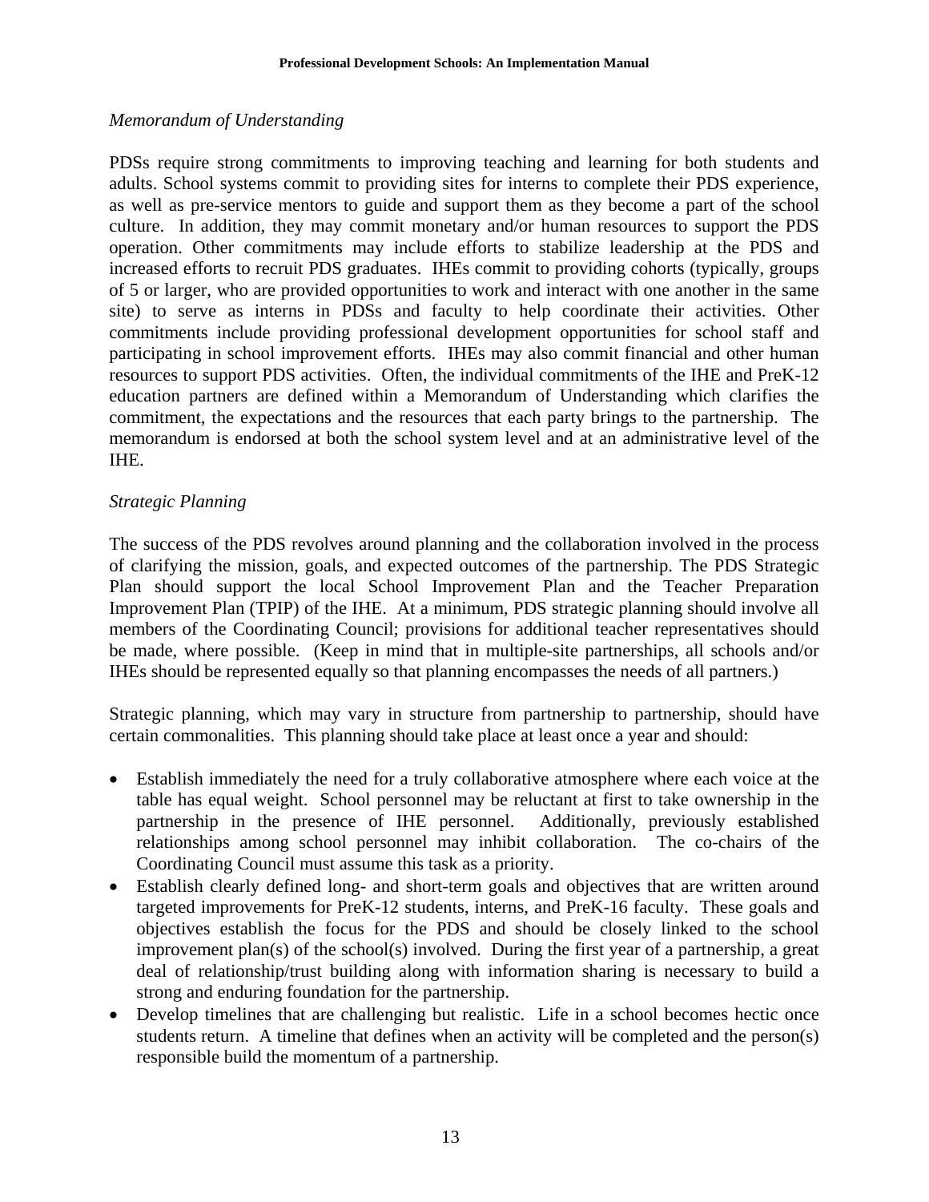*Memorandum of Understanding*

PDSs require strong commitments to improving teaching and learning for both students and adults. School systems commit to providing sites for interns to complete their PDS experience, as well as pre-service mentors to guide and support them as they become a part of the school culture. In addition, they may commit monetary and/or human resources to support the PDS operation. Other commitments may include efforts to stabilize leadership at the PDS and increased efforts to recruit PDS graduates. IHEs commit to providing cohorts (typically, groups of 5 or larger, who are provided opportunities to work and interact with one another in the same site) to serve as interns in PDSs and faculty to help coordinate their activities. Other commitments include providing professional development opportunities for school staff and participating in school improvement efforts. IHEs may also commit financial and other human resources to support PDS activities. Often, the individual commitments of the IHE and PreK-12 education partners are defined within a Memorandum of Understanding which clarifies the commitment, the expectations and the resources that each party brings to the partnership. The memorandum is endorsed at both the school system level and at an administrative level of the IHE.

*Strategic Planning*

The success of the PDS revolves around planning and the collaboration involved in the process of clarifying the mission, goals, and expected outcomes of the partnership. The PDS Strategic Plan should support the local School Improvement Plan and the Teacher Preparation Improvement Plan (TPIP) of the IHE. At a minimum, PDS strategic planning should involve all members of the Coordinating Council; provisions for additional teacher representatives should be made, where possible. (Keep in mind that in multiple-site partnerships, all schools and/or IHEs should be represented equally so that planning encompasses the needs of all partners.)

Strategic planning, which may vary in structure from partnership to partnership, should have certain commonalities. This planning should take place at least once a year and should:

- Establish immediately the need for a truly collaborative atmosphere where each voice at the table has equal weight. School personnel may be reluctant at first to take ownership in the partnership in the presence of IHE personnel. Additionally, previously established relationships among school personnel may inhibit collaboration. The co-chairs of the Coordinating Council must assume this task as a priority.
- Establish clearly defined long- and short-term goals and objectives that are written around targeted improvements for PreK-12 students, interns, and PreK-16 faculty. These goals and objectives establish the focus for the PDS and should be closely linked to the school improvement plan(s) of the school(s) involved. During the first year of a partnership, a great deal of relationship/trust building along with information sharing is necessary to build a strong and enduring foundation for the partnership.
- Develop timelines that are challenging but realistic. Life in a school becomes hectic once students return. A timeline that defines when an activity will be completed and the person(s) responsible build the momentum of a partnership.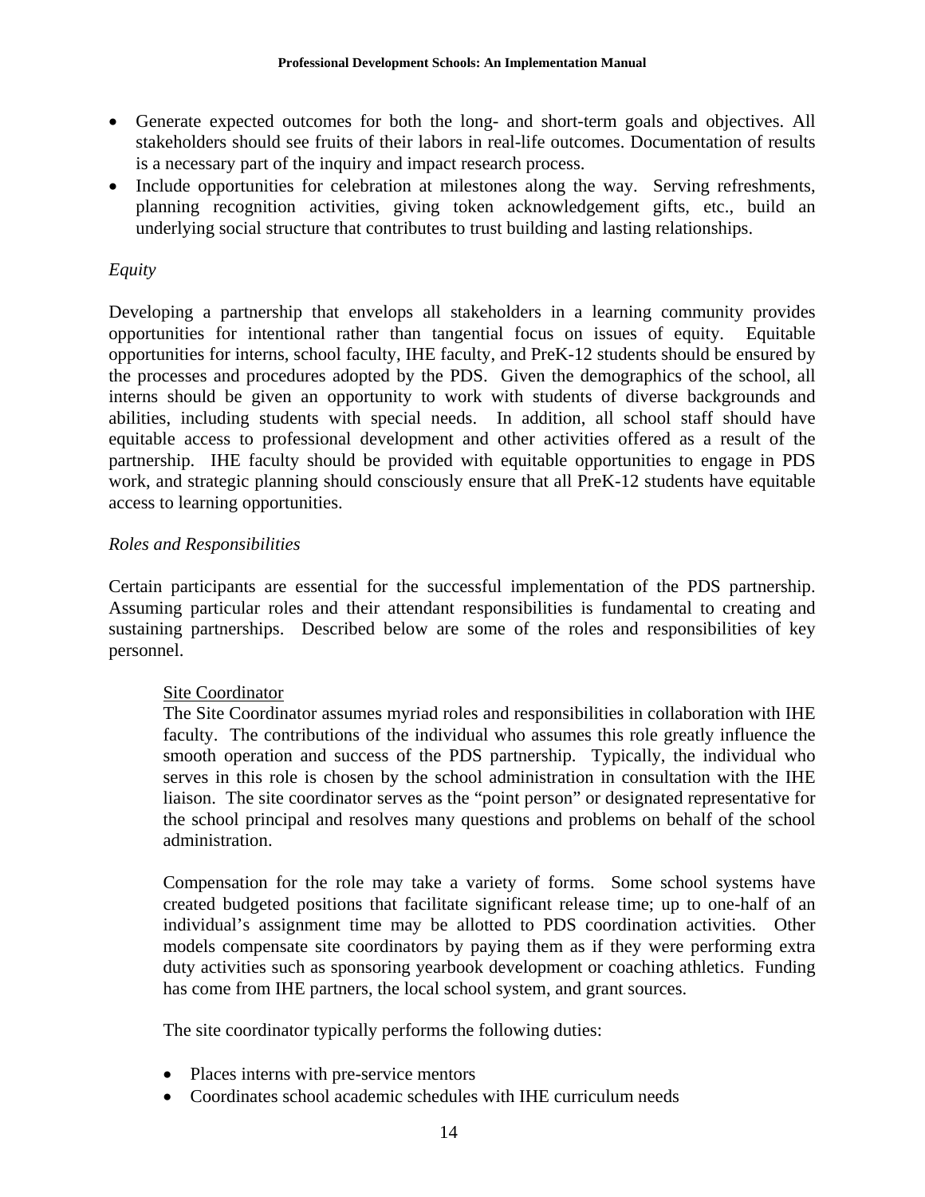- Generate expected outcomes for both the long- and short-term goals and objectives. All stakeholders should see fruits of their labors in real-life outcomes. Documentation of results is a necessary part of the inquiry and impact research process.
- Include opportunities for celebration at milestones along the way. Serving refreshments, planning recognition activities, giving token acknowledgement gifts, etc., build an underlying social structure that contributes to trust building and lasting relationships.

*Equity*

Developing a partnership that envelops all stakeholders in a learning community provides opportunities for intentional rather than tangential focus on issues of equity. Equitable opportunities for interns, school faculty, IHE faculty, and PreK-12 students should be ensured by the processes and procedures adopted by the PDS. Given the demographics of the school, all interns should be given an opportunity to work with students of diverse backgrounds and abilities, including students with special needs. In addition, all school staff should have equitable access to professional development and other activities offered as a result of the partnership. IHE faculty should be provided with equitable opportunities to engage in PDS work, and strategic planning should consciously ensure that all PreK-12 students have equitable access to learning opportunities.

*Roles and Responsibilities*

Certain participants are essential for the successful implementation of the PDS partnership. Assuming particular roles and their attendant responsibilities is fundamental to creating and sustaining partnerships. Described below are some of the roles and responsibilities of key personnel.

<u>Site Coordinator</u>

The Site Coordinator assumes myriad roles and responsibilities in collaboration with IHE faculty. The contributions of the individual who assumes this role greatly influence the smooth operation and success of the PDS partnership. Typically, the individual who serves in this role is chosen by the school administration in consultation with the IHE liaison. The site coordinator serves as the "point person" or designated representative for the school principal and resolves many questions and problems on behalf of the school administration.

Compensation for the role may take a variety of forms. Some school systems have created budgeted positions that facilitate significant release time; up to one-half of an individual's assignment time may be allotted to PDS coordination activities. Other models compensate site coordinators by paying them as if they were performing extra duty activities such as sponsoring yearbook development or coaching athletics. Funding has come from IHE partners, the local school system, and grant sources.

The site coordinator typically performs the following duties:

- Places interns with pre-service mentors
- Coordinates school academic schedules with IHE curriculum needs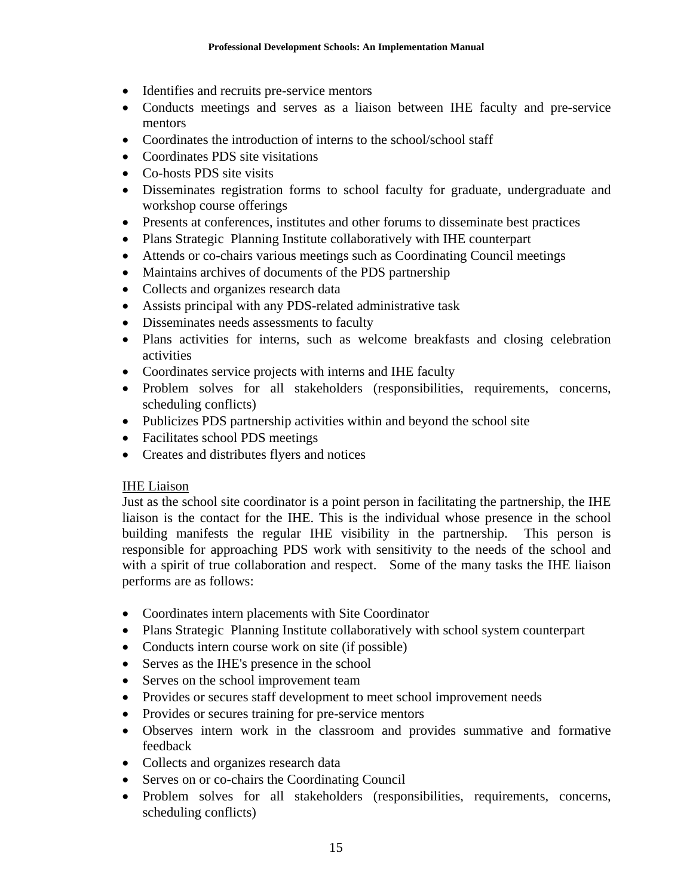- Identifies and recruits pre-service mentors
- Conducts meetings and serves as a liaison between IHE faculty and pre-service mentors
- Coordinates the introduction of interns to the school/school staff
- Coordinates PDS site visitations
- Co-hosts PDS site visits
- Disseminates registration forms to school faculty for graduate, undergraduate and workshop course offerings
- Presents at conferences, institutes and other forums to disseminate best practices
- Plans Strategic Planning Institute collaboratively with IHE counterpart
- Attends or co-chairs various meetings such as Coordinating Council meetings
- Maintains archives of documents of the PDS partnership
- Collects and organizes research data
- Assists principal with any PDS-related administrative task
- Disseminates needs assessments to faculty
- Plans activities for interns, such as welcome breakfasts and closing celebration activities
- Coordinates service projects with interns and IHE faculty
- Problem solves for all stakeholders (responsibilities, requirements, concerns, scheduling conflicts)
- Publicizes PDS partnership activities within and beyond the school site
- Facilitates school PDS meetings
- Creates and distributes flyers and notices

<u>IHE Liaison</u>

Just as the school site coordinator is a point person in facilitating the partnership, the IHE liaison is the contact for the IHE. This is the individual whose presence in the school building manifests the regular IHE visibility in the partnership. This person is responsible for approaching PDS work with sensitivity to the needs of the school and with a spirit of true collaboration and respect. Some of the many tasks the IHE liaison performs are as follows:

- Coordinates intern placements with Site Coordinator
- Plans Strategic Planning Institute collaboratively with school system counterpart
- Conducts intern course work on site (if possible)
- Serves as the IHE's presence in the school
- Serves on the school improvement team
- Provides or secures staff development to meet school improvement needs
- Provides or secures training for pre-service mentors
- Observes intern work in the classroom and provides summative and formative feedback
- Collects and organizes research data
- Serves on or co-chairs the Coordinating Council
- Problem solves for all stakeholders (responsibilities, requirements, concerns, scheduling conflicts)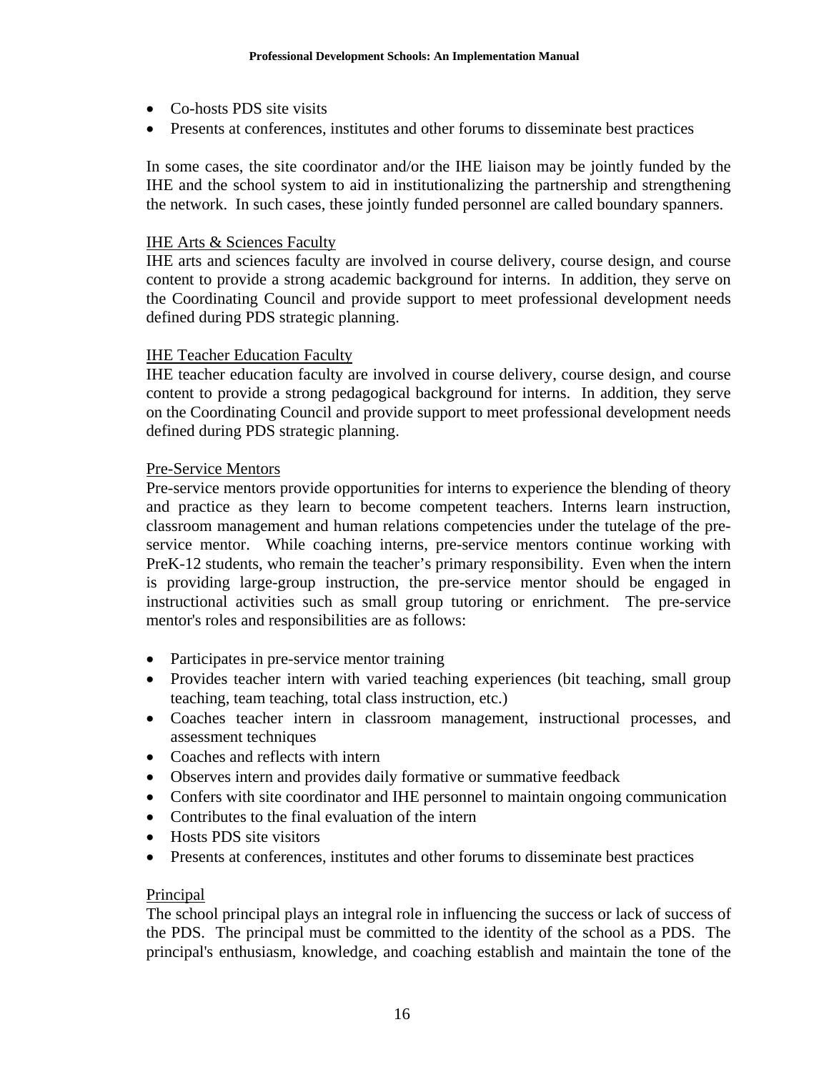- Co-hosts PDS site visits
- Presents at conferences, institutes and other forums to disseminate best practices

In some cases, the site coordinator and/or the IHE liaison may be jointly funded by the IHE and the school system to aid in institutionalizing the partnership and strengthening the network. In such cases, these jointly funded personnel are called boundary spanners.

IHE Arts & Sciences Faculty

IHE arts and sciences faculty are involved in course delivery, course design, and course content to provide a strong academic background for interns. In addition, they serve on the Coordinating Council and provide support to meet professional development needs defined during PDS strategic planning.

IHE Teacher Education Faculty

IHE teacher education faculty are involved in course delivery, course design, and course content to provide a strong pedagogical background for interns. In addition, they serve on the Coordinating Council and provide support to meet professional development needs defined during PDS strategic planning.

Pre-Service Mentors

Pre-service mentors provide opportunities for interns to experience the blending of theory and practice as they learn to become competent teachers. Interns learn instruction, classroom management and human relations competencies under the tutelage of the pre-service mentor. While coaching interns, pre-service mentors continue working with PreK-12 students, who remain the teacher's primary responsibility. Even when the intern is providing large-group instruction, the pre-service mentor should be engaged in instructional activities such as small group tutoring or enrichment. The pre-service mentor's roles and responsibilities are as follows:

- Participates in pre-service mentor training
- Provides teacher intern with varied teaching experiences (bit teaching, small group teaching, team teaching, total class instruction, etc.)
- Coaches teacher intern in classroom management, instructional processes, and assessment techniques
- Coaches and reflects with intern
- Observes intern and provides daily formative or summative feedback
- Confers with site coordinator and IHE personnel to maintain ongoing communication
- Contributes to the final evaluation of the intern
- Hosts PDS site visitors
- Presents at conferences, institutes and other forums to disseminate best practices

Principal

The school principal plays an integral role in influencing the success or lack of success of the PDS. The principal must be committed to the identity of the school as a PDS. The principal's enthusiasm, knowledge, and coaching establish and maintain the tone of the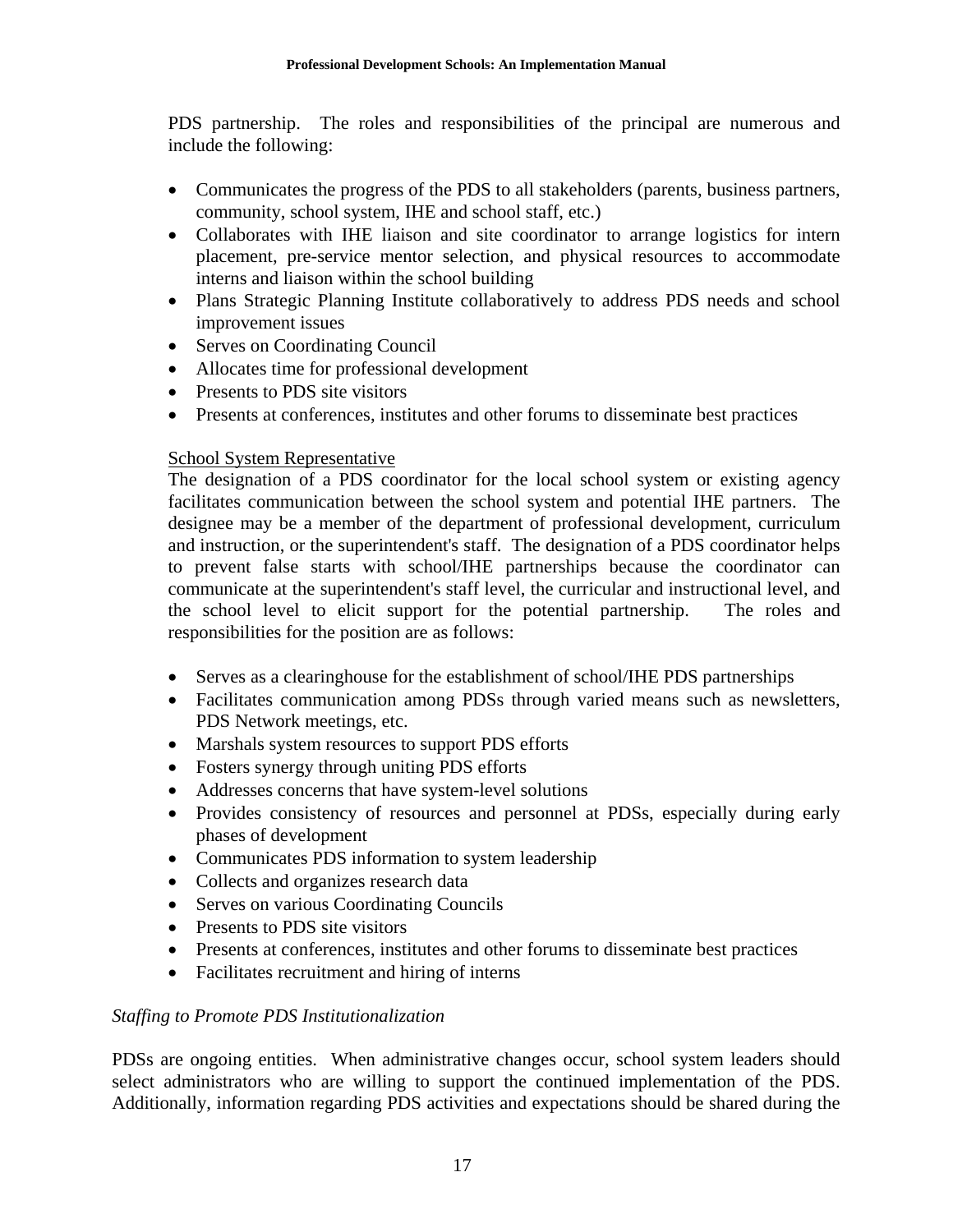PDS partnership. The roles and responsibilities of the principal are numerous and include the following:

- Communicates the progress of the PDS to all stakeholders (parents, business partners, community, school system, IHE and school staff, etc.)
- Collaborates with IHE liaison and site coordinator to arrange logistics for intern placement, pre-service mentor selection, and physical resources to accommodate interns and liaison within the school building
- Plans Strategic Planning Institute collaboratively to address PDS needs and school improvement issues
- Serves on Coordinating Council
- Allocates time for professional development
- Presents to PDS site visitors
- Presents at conferences, institutes and other forums to disseminate best practices

<u>School System Representative</u>

The designation of a PDS coordinator for the local school system or existing agency facilitates communication between the school system and potential IHE partners. The designee may be a member of the department of professional development, curriculum and instruction, or the superintendent's staff. The designation of a PDS coordinator helps to prevent false starts with school/IHE partnerships because the coordinator can communicate at the superintendent's staff level, the curricular and instructional level, and the school level to elicit support for the potential partnership. The roles and responsibilities for the position are as follows:

- Serves as a clearinghouse for the establishment of school/IHE PDS partnerships
- Facilitates communication among PDSs through varied means such as newsletters, PDS Network meetings, etc.
- Marshals system resources to support PDS efforts
- Fosters synergy through uniting PDS efforts
- Addresses concerns that have system-level solutions
- Provides consistency of resources and personnel at PDSs, especially during early phases of development
- Communicates PDS information to system leadership
- Collects and organizes research data
- Serves on various Coordinating Councils
- Presents to PDS site visitors
- Presents at conferences, institutes and other forums to disseminate best practices
- Facilitates recruitment and hiring of interns

*Staffing to Promote PDS Institutionalization*

PDSs are ongoing entities. When administrative changes occur, school system leaders should select administrators who are willing to support the continued implementation of the PDS. Additionally, information regarding PDS activities and expectations should be shared during the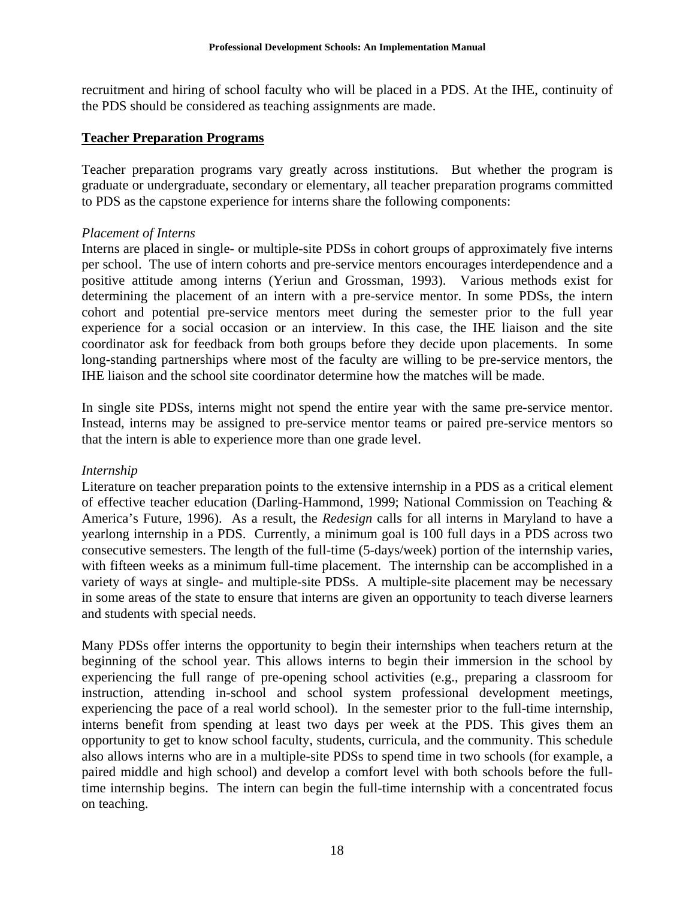recruitment and hiring of school faculty who will be placed in a PDS. At the IHE, continuity of the PDS should be considered as teaching assignments are made.

## Teacher Preparation Programs

Teacher preparation programs vary greatly across institutions. But whether the program is graduate or undergraduate, secondary or elementary, all teacher preparation programs committed to PDS as the capstone experience for interns share the following components:

*Placement of Interns*

Interns are placed in single- or multiple-site PDSs in cohort groups of approximately five interns per school. The use of intern cohorts and pre-service mentors encourages interdependence and a positive attitude among interns (Yeriun and Grossman, 1993). Various methods exist for determining the placement of an intern with a pre-service mentor. In some PDSs, the intern cohort and potential pre-service mentors meet during the semester prior to the full year experience for a social occasion or an interview. In this case, the IHE liaison and the site coordinator ask for feedback from both groups before they decide upon placements. In some long-standing partnerships where most of the faculty are willing to be pre-service mentors, the IHE liaison and the school site coordinator determine how the matches will be made.

In single site PDSs, interns might not spend the entire year with the same pre-service mentor. Instead, interns may be assigned to pre-service mentor teams or paired pre-service mentors so that the intern is able to experience more than one grade level.

*Internship*

Literature on teacher preparation points to the extensive internship in a PDS as a critical element of effective teacher education (Darling-Hammond, 1999; National Commission on Teaching & America's Future, 1996). As a result, the *Redesign* calls for all interns in Maryland to have a yearlong internship in a PDS. Currently, a minimum goal is 100 full days in a PDS across two consecutive semesters. The length of the full-time (5-days/week) portion of the internship varies, with fifteen weeks as a minimum full-time placement. The internship can be accomplished in a variety of ways at single- and multiple-site PDSs. A multiple-site placement may be necessary in some areas of the state to ensure that interns are given an opportunity to teach diverse learners and students with special needs.

Many PDSs offer interns the opportunity to begin their internships when teachers return at the beginning of the school year. This allows interns to begin their immersion in the school by experiencing the full range of pre-opening school activities (e.g., preparing a classroom for instruction, attending in-school and school system professional development meetings, experiencing the pace of a real world school). In the semester prior to the full-time internship, interns benefit from spending at least two days per week at the PDS. This gives them an opportunity to get to know school faculty, students, curricula, and the community. This schedule also allows interns who are in a multiple-site PDSs to spend time in two schools (for example, a paired middle and high school) and develop a comfort level with both schools before the full-time internship begins. The intern can begin the full-time internship with a concentrated focus on teaching.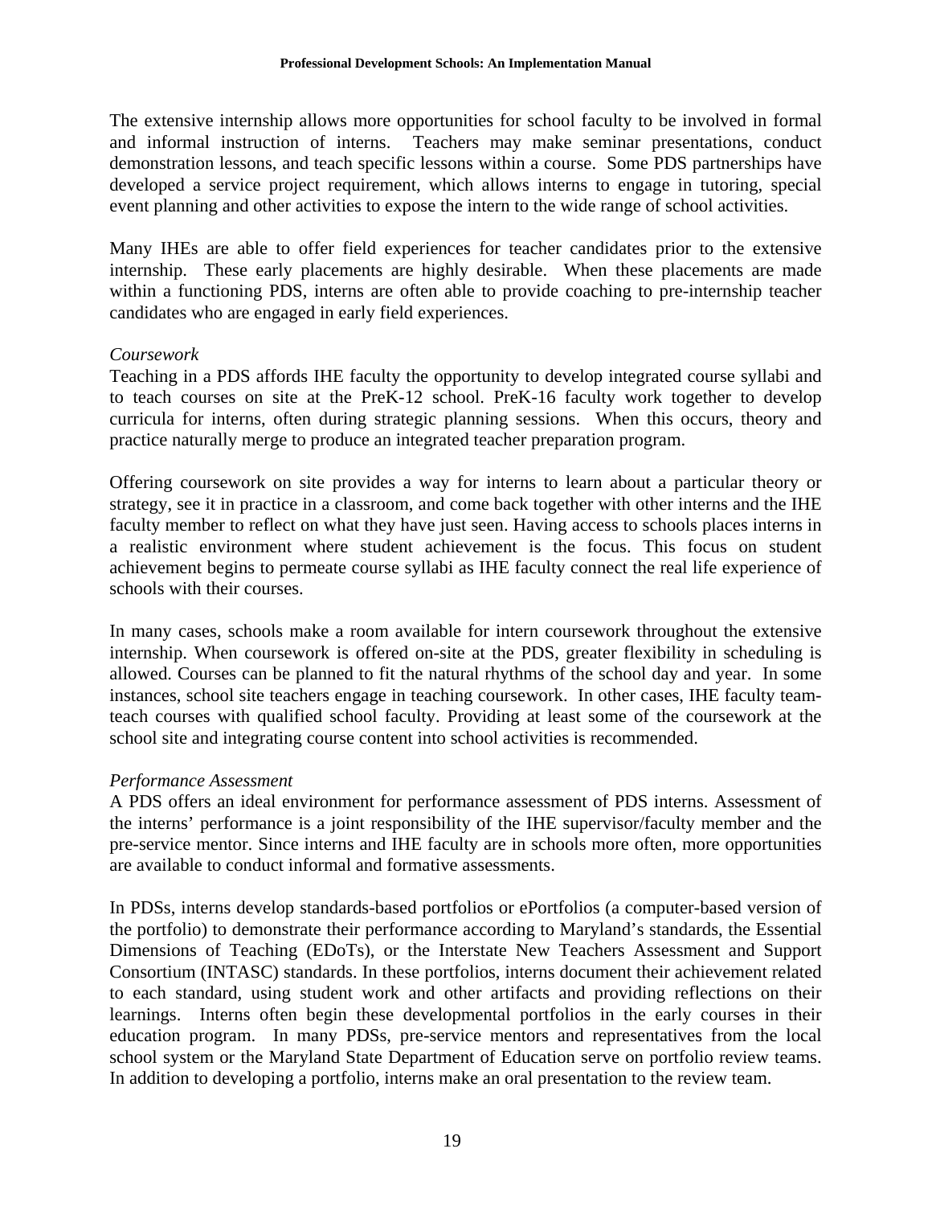The extensive internship allows more opportunities for school faculty to be involved in formal and informal instruction of interns. Teachers may make seminar presentations, conduct demonstration lessons, and teach specific lessons within a course. Some PDS partnerships have developed a service project requirement, which allows interns to engage in tutoring, special event planning and other activities to expose the intern to the wide range of school activities.

Many IHEs are able to offer field experiences for teacher candidates prior to the extensive internship. These early placements are highly desirable. When these placements are made within a functioning PDS, interns are often able to provide coaching to pre-internship teacher candidates who are engaged in early field experiences.

*Coursework*

Teaching in a PDS affords IHE faculty the opportunity to develop integrated course syllabi and to teach courses on site at the PreK-12 school. PreK-16 faculty work together to develop curricula for interns, often during strategic planning sessions. When this occurs, theory and practice naturally merge to produce an integrated teacher preparation program.

Offering coursework on site provides a way for interns to learn about a particular theory or strategy, see it in practice in a classroom, and come back together with other interns and the IHE faculty member to reflect on what they have just seen. Having access to schools places interns in a realistic environment where student achievement is the focus. This focus on student achievement begins to permeate course syllabi as IHE faculty connect the real life experience of schools with their courses.

In many cases, schools make a room available for intern coursework throughout the extensive internship. When coursework is offered on-site at the PDS, greater flexibility in scheduling is allowed. Courses can be planned to fit the natural rhythms of the school day and year. In some instances, school site teachers engage in teaching coursework. In other cases, IHE faculty team-teach courses with qualified school faculty. Providing at least some of the coursework at the school site and integrating course content into school activities is recommended.

*Performance Assessment*

A PDS offers an ideal environment for performance assessment of PDS interns. Assessment of the interns' performance is a joint responsibility of the IHE supervisor/faculty member and the pre-service mentor. Since interns and IHE faculty are in schools more often, more opportunities are available to conduct informal and formative assessments.

In PDSs, interns develop standards-based portfolios or ePortfolios (a computer-based version of the portfolio) to demonstrate their performance according to Maryland's standards, the Essential Dimensions of Teaching (EDoTs), or the Interstate New Teachers Assessment and Support Consortium (INTASC) standards. In these portfolios, interns document their achievement related to each standard, using student work and other artifacts and providing reflections on their learnings. Interns often begin these developmental portfolios in the early courses in their education program. In many PDSs, pre-service mentors and representatives from the local school system or the Maryland State Department of Education serve on portfolio review teams. In addition to developing a portfolio, interns make an oral presentation to the review team.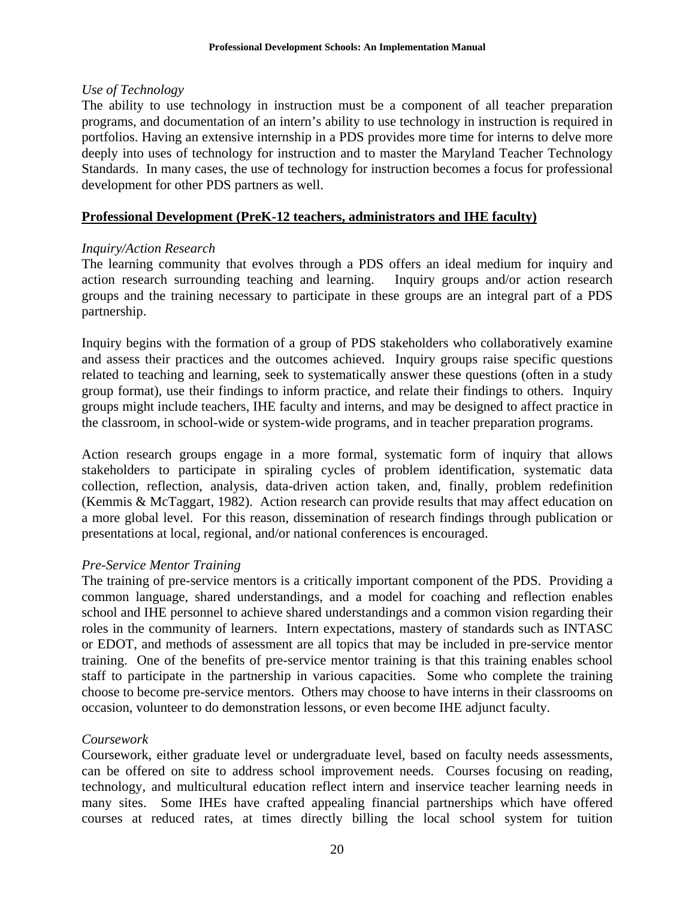*Use of Technology*

The ability to use technology in instruction must be a component of all teacher preparation programs, and documentation of an intern's ability to use technology in instruction is required in portfolios. Having an extensive internship in a PDS provides more time for interns to delve more deeply into uses of technology for instruction and to master the Maryland Teacher Technology Standards. In many cases, the use of technology for instruction becomes a focus for professional development for other PDS partners as well.

**<u>Professional Development (PreK-12 teachers, administrators and IHE faculty)</u>**

*Inquiry/Action Research*

The learning community that evolves through a PDS offers an ideal medium for inquiry and action research surrounding teaching and learning. Inquiry groups and/or action research groups and the training necessary to participate in these groups are an integral part of a PDS partnership.

Inquiry begins with the formation of a group of PDS stakeholders who collaboratively examine and assess their practices and the outcomes achieved. Inquiry groups raise specific questions related to teaching and learning, seek to systematically answer these questions (often in a study group format), use their findings to inform practice, and relate their findings to others. Inquiry groups might include teachers, IHE faculty and interns, and may be designed to affect practice in the classroom, in school-wide or system-wide programs, and in teacher preparation programs.

Action research groups engage in a more formal, systematic form of inquiry that allows stakeholders to participate in spiraling cycles of problem identification, systematic data collection, reflection, analysis, data-driven action taken, and, finally, problem redefinition (Kemmis & McTaggart, 1982). Action research can provide results that may affect education on a more global level. For this reason, dissemination of research findings through publication or presentations at local, regional, and/or national conferences is encouraged.

*Pre-Service Mentor Training*

The training of pre-service mentors is a critically important component of the PDS. Providing a common language, shared understandings, and a model for coaching and reflection enables school and IHE personnel to achieve shared understandings and a common vision regarding their roles in the community of learners. Intern expectations, mastery of standards such as INTASC or EDOT, and methods of assessment are all topics that may be included in pre-service mentor training. One of the benefits of pre-service mentor training is that this training enables school staff to participate in the partnership in various capacities. Some who complete the training choose to become pre-service mentors. Others may choose to have interns in their classrooms on occasion, volunteer to do demonstration lessons, or even become IHE adjunct faculty.

*Coursework*

Coursework, either graduate level or undergraduate level, based on faculty needs assessments, can be offered on site to address school improvement needs. Courses focusing on reading, technology, and multicultural education reflect intern and inservice teacher learning needs in many sites. Some IHEs have crafted appealing financial partnerships which have offered courses at reduced rates, at times directly billing the local school system for tuition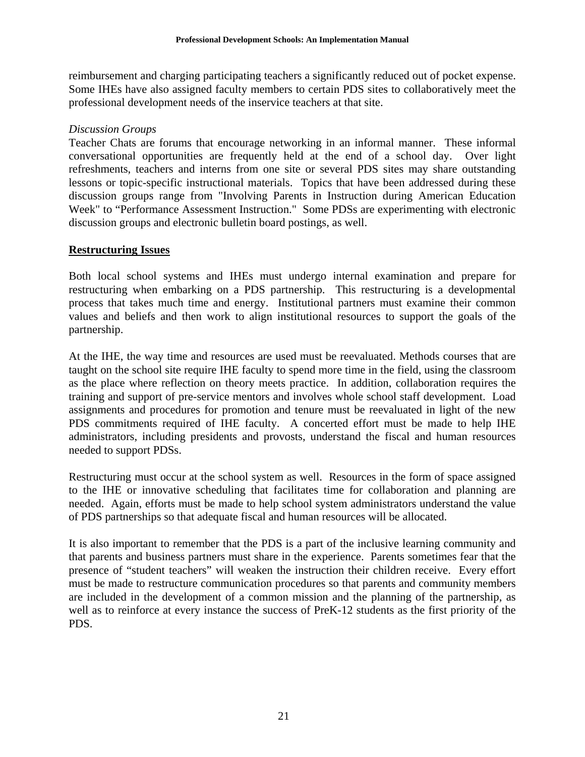reimbursement and charging participating teachers a significantly reduced out of pocket expense. Some IHEs have also assigned faculty members to certain PDS sites to collaboratively meet the professional development needs of the inservice teachers at that site.

*Discussion Groups*

Teacher Chats are forums that encourage networking in an informal manner. These informal conversational opportunities are frequently held at the end of a school day. Over light refreshments, teachers and interns from one site or several PDS sites may share outstanding lessons or topic-specific instructional materials. Topics that have been addressed during these discussion groups range from "Involving Parents in Instruction during American Education Week" to "Performance Assessment Instruction." Some PDSs are experimenting with electronic discussion groups and electronic bulletin board postings, as well.

## Restructuring Issues

Both local school systems and IHEs must undergo internal examination and prepare for restructuring when embarking on a PDS partnership. This restructuring is a developmental process that takes much time and energy. Institutional partners must examine their common values and beliefs and then work to align institutional resources to support the goals of the partnership.

At the IHE, the way time and resources are used must be reevaluated. Methods courses that are taught on the school site require IHE faculty to spend more time in the field, using the classroom as the place where reflection on theory meets practice. In addition, collaboration requires the training and support of pre-service mentors and involves whole school staff development. Load assignments and procedures for promotion and tenure must be reevaluated in light of the new PDS commitments required of IHE faculty. A concerted effort must be made to help IHE administrators, including presidents and provosts, understand the fiscal and human resources needed to support PDSs.

Restructuring must occur at the school system as well. Resources in the form of space assigned to the IHE or innovative scheduling that facilitates time for collaboration and planning are needed. Again, efforts must be made to help school system administrators understand the value of PDS partnerships so that adequate fiscal and human resources will be allocated.

It is also important to remember that the PDS is a part of the inclusive learning community and that parents and business partners must share in the experience. Parents sometimes fear that the presence of "student teachers" will weaken the instruction their children receive. Every effort must be made to restructure communication procedures so that parents and community members are included in the development of a common mission and the planning of the partnership, as well as to reinforce at every instance the success of PreK-12 students as the first priority of the PDS.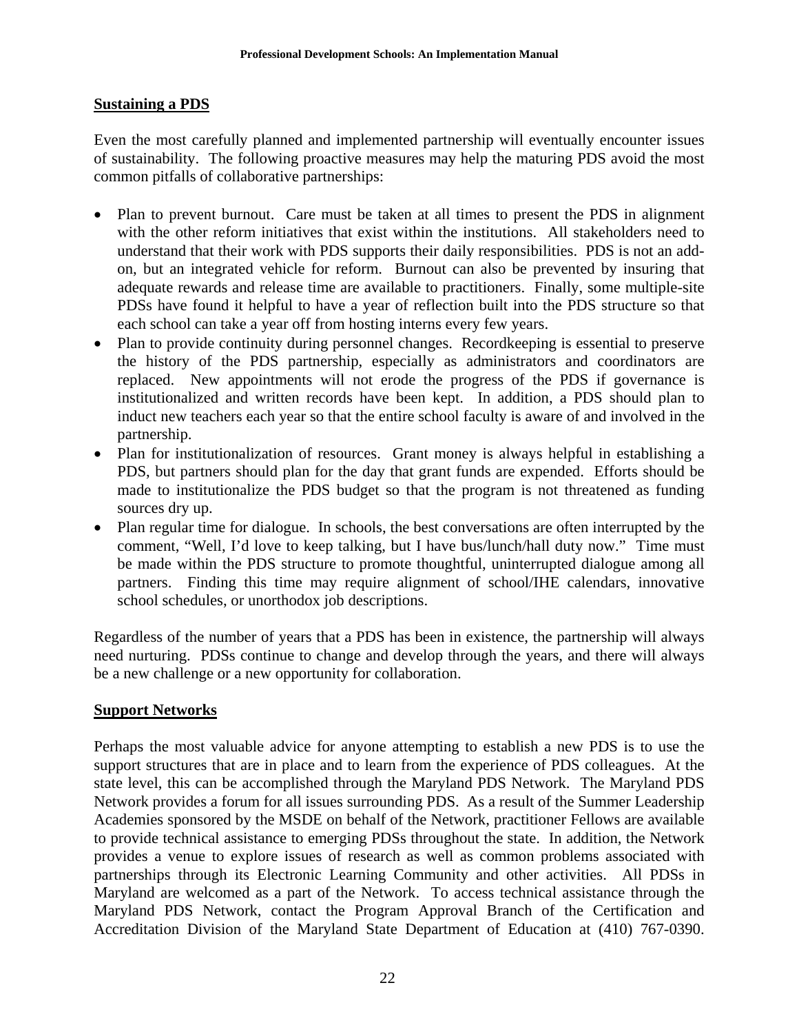## Sustaining a PDS

Even the most carefully planned and implemented partnership will eventually encounter issues of sustainability. The following proactive measures may help the maturing PDS avoid the most common pitfalls of collaborative partnerships:

- Plan to prevent burnout. Care must be taken at all times to present the PDS in alignment with the other reform initiatives that exist within the institutions. All stakeholders need to understand that their work with PDS supports their daily responsibilities. PDS is not an add-on, but an integrated vehicle for reform. Burnout can also be prevented by insuring that adequate rewards and release time are available to practitioners. Finally, some multiple-site PDSs have found it helpful to have a year of reflection built into the PDS structure so that each school can take a year off from hosting interns every few years.
- Plan to provide continuity during personnel changes. Recordkeeping is essential to preserve the history of the PDS partnership, especially as administrators and coordinators are replaced. New appointments will not erode the progress of the PDS if governance is institutionalized and written records have been kept. In addition, a PDS should plan to induct new teachers each year so that the entire school faculty is aware of and involved in the partnership.
- Plan for institutionalization of resources. Grant money is always helpful in establishing a PDS, but partners should plan for the day that grant funds are expended. Efforts should be made to institutionalize the PDS budget so that the program is not threatened as funding sources dry up.
- Plan regular time for dialogue. In schools, the best conversations are often interrupted by the comment, "Well, I'd love to keep talking, but I have bus/lunch/hall duty now." Time must be made within the PDS structure to promote thoughtful, uninterrupted dialogue among all partners. Finding this time may require alignment of school/IHE calendars, innovative school schedules, or unorthodox job descriptions.

Regardless of the number of years that a PDS has been in existence, the partnership will always need nurturing. PDSs continue to change and develop through the years, and there will always be a new challenge or a new opportunity for collaboration.

## Support Networks

Perhaps the most valuable advice for anyone attempting to establish a new PDS is to use the support structures that are in place and to learn from the experience of PDS colleagues. At the state level, this can be accomplished through the Maryland PDS Network. The Maryland PDS Network provides a forum for all issues surrounding PDS. As a result of the Summer Leadership Academies sponsored by the MSDE on behalf of the Network, practitioner Fellows are available to provide technical assistance to emerging PDSs throughout the state. In addition, the Network provides a venue to explore issues of research as well as common problems associated with partnerships through its Electronic Learning Community and other activities. All PDSs in Maryland are welcomed as a part of the Network. To access technical assistance through the Maryland PDS Network, contact the Program Approval Branch of the Certification and Accreditation Division of the Maryland State Department of Education at (410) 767-0390.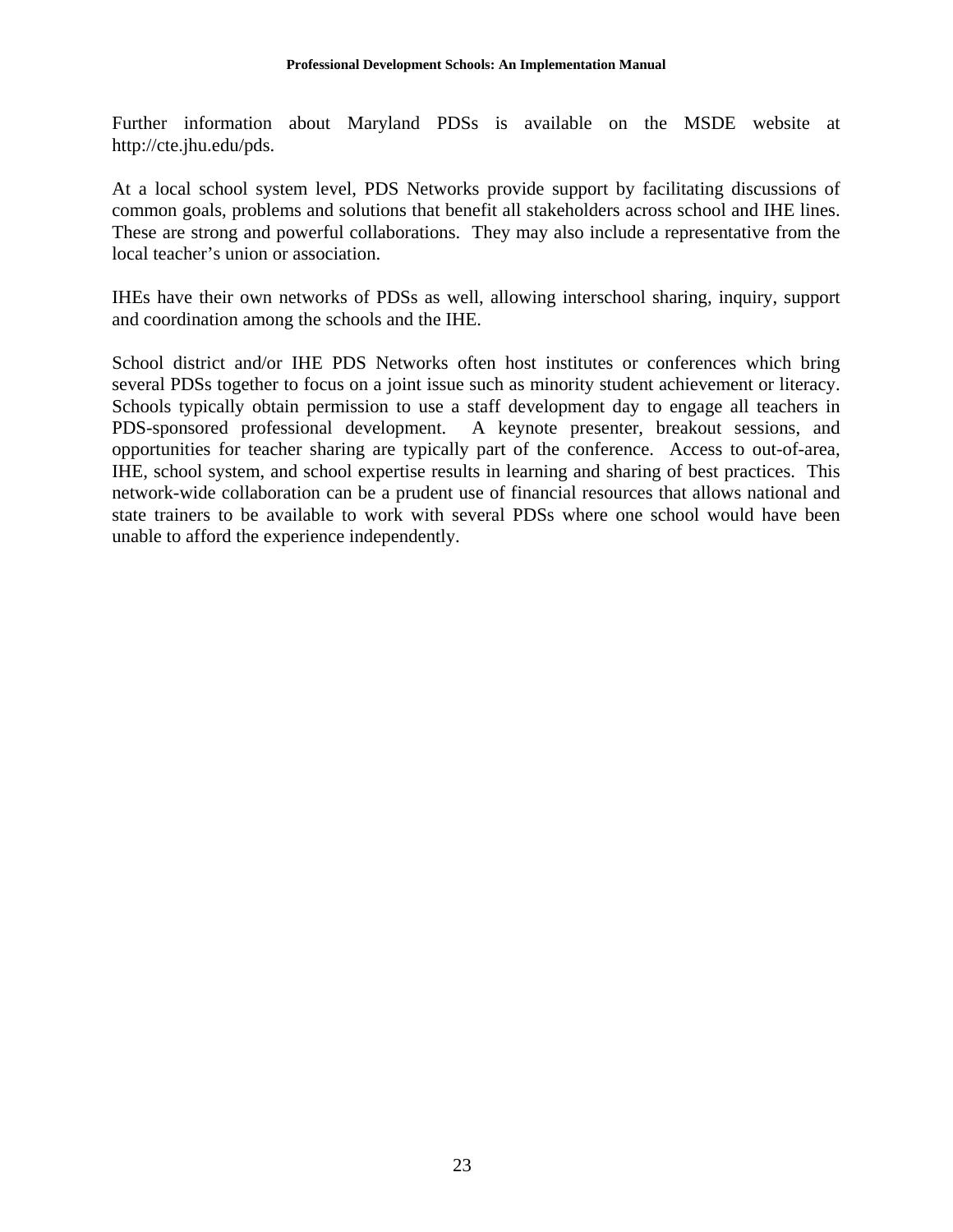Further information about Maryland PDSs is available on the MSDE website at http://cte.jhu.edu/pds.

At a local school system level, PDS Networks provide support by facilitating discussions of common goals, problems and solutions that benefit all stakeholders across school and IHE lines. These are strong and powerful collaborations. They may also include a representative from the local teacher's union or association.

IHEs have their own networks of PDSs as well, allowing interschool sharing, inquiry, support and coordination among the schools and the IHE.

School district and/or IHE PDS Networks often host institutes or conferences which bring several PDSs together to focus on a joint issue such as minority student achievement or literacy. Schools typically obtain permission to use a staff development day to engage all teachers in PDS-sponsored professional development. A keynote presenter, breakout sessions, and opportunities for teacher sharing are typically part of the conference. Access to out-of-area, IHE, school system, and school expertise results in learning and sharing of best practices. This network-wide collaboration can be a prudent use of financial resources that allows national and state trainers to be available to work with several PDSs where one school would have been unable to afford the experience independently.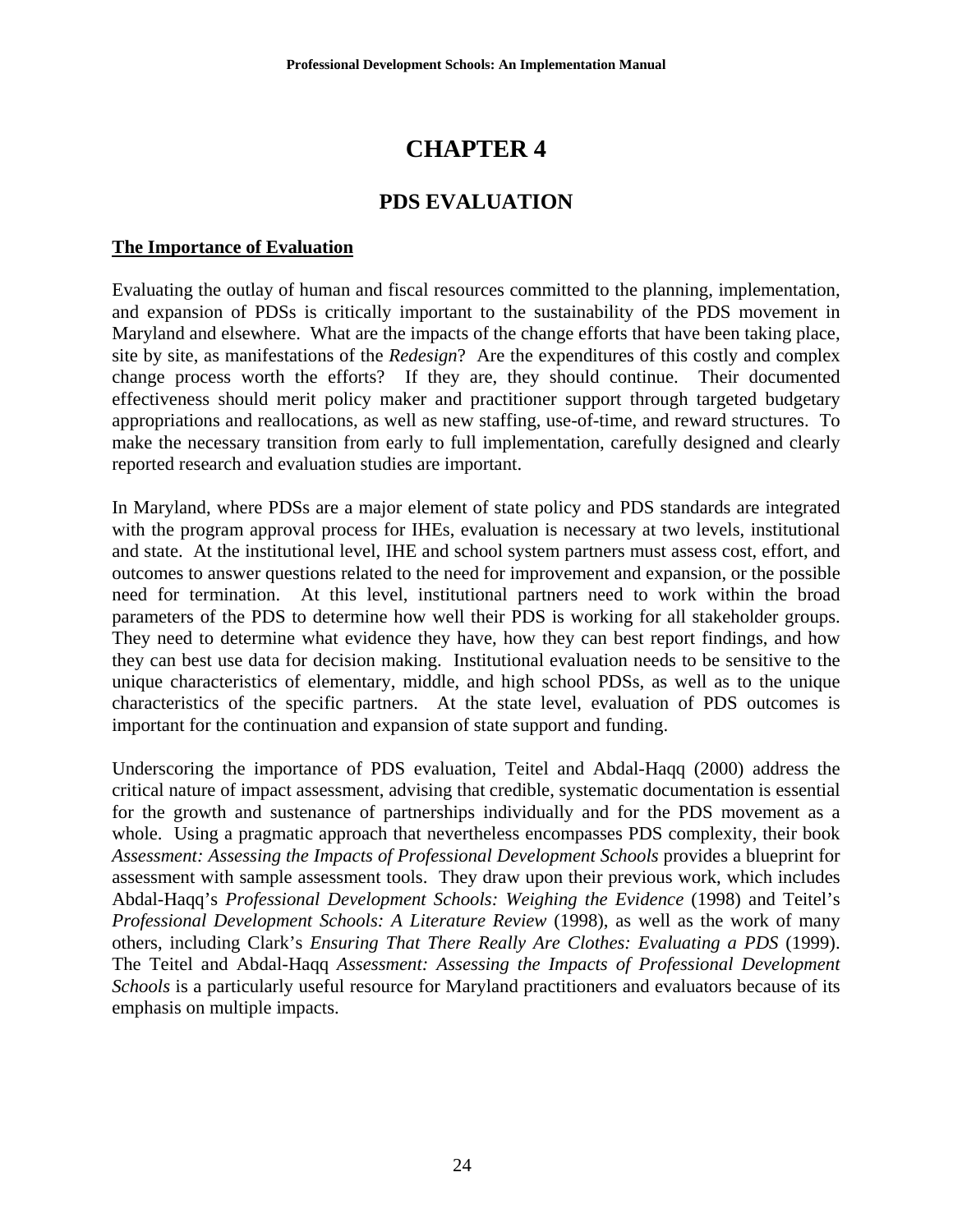# CHAPTER 4

## PDS EVALUATION

### The Importance of Evaluation

Evaluating the outlay of human and fiscal resources committed to the planning, implementation, and expansion of PDSs is critically important to the sustainability of the PDS movement in Maryland and elsewhere. What are the impacts of the change efforts that have been taking place, site by site, as manifestations of the *Redesign*? Are the expenditures of this costly and complex change process worth the efforts? If they are, they should continue. Their documented effectiveness should merit policy maker and practitioner support through targeted budgetary appropriations and reallocations, as well as new staffing, use-of-time, and reward structures. To make the necessary transition from early to full implementation, carefully designed and clearly reported research and evaluation studies are important.

In Maryland, where PDSs are a major element of state policy and PDS standards are integrated with the program approval process for IHEs, evaluation is necessary at two levels, institutional and state. At the institutional level, IHE and school system partners must assess cost, effort, and outcomes to answer questions related to the need for improvement and expansion, or the possible need for termination. At this level, institutional partners need to work within the broad parameters of the PDS to determine how well their PDS is working for all stakeholder groups. They need to determine what evidence they have, how they can best report findings, and how they can best use data for decision making. Institutional evaluation needs to be sensitive to the unique characteristics of elementary, middle, and high school PDSs, as well as to the unique characteristics of the specific partners. At the state level, evaluation of PDS outcomes is important for the continuation and expansion of state support and funding.

Underscoring the importance of PDS evaluation, Teitel and Abdal-Haqq (2000) address the critical nature of impact assessment, advising that credible, systematic documentation is essential for the growth and sustenance of partnerships individually and for the PDS movement as a whole. Using a pragmatic approach that nevertheless encompasses PDS complexity, their book *Assessment: Assessing the Impacts of Professional Development Schools* provides a blueprint for assessment with sample assessment tools. They draw upon their previous work, which includes Abdal-Haqq's *Professional Development Schools: Weighing the Evidence* (1998) and Teitel's *Professional Development Schools: A Literature Review* (1998), as well as the work of many others, including Clark's *Ensuring That There Really Are Clothes: Evaluating a PDS* (1999). The Teitel and Abdal-Haqq *Assessment: Assessing the Impacts of Professional Development Schools* is a particularly useful resource for Maryland practitioners and evaluators because of its emphasis on multiple impacts.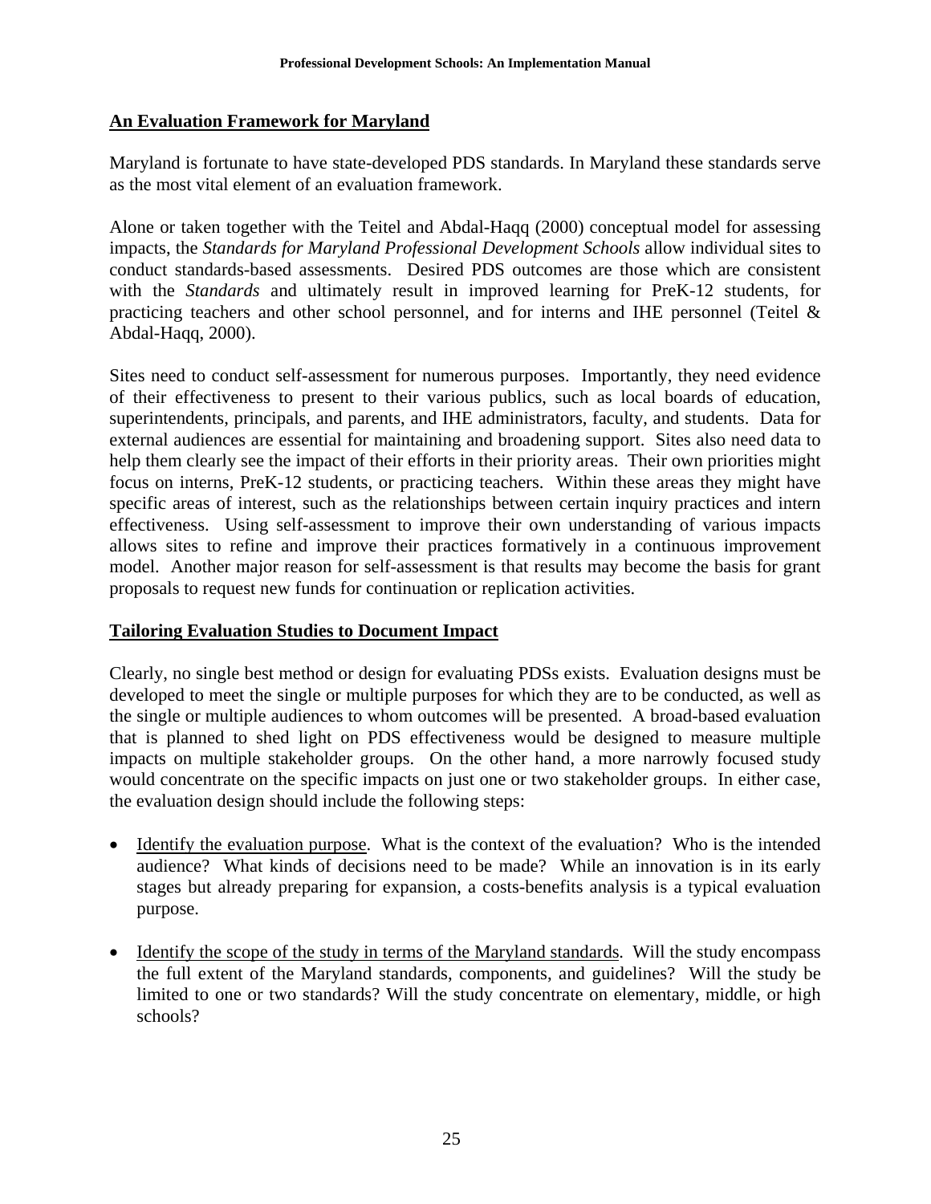## An Evaluation Framework for Maryland

Maryland is fortunate to have state-developed PDS standards. In Maryland these standards serve as the most vital element of an evaluation framework.

Alone or taken together with the Teitel and Abdal-Haqq (2000) conceptual model for assessing impacts, the *Standards for Maryland Professional Development Schools* allow individual sites to conduct standards-based assessments. Desired PDS outcomes are those which are consistent with the *Standards* and ultimately result in improved learning for PreK-12 students, for practicing teachers and other school personnel, and for interns and IHE personnel (Teitel & Abdal-Haqq, 2000).

Sites need to conduct self-assessment for numerous purposes. Importantly, they need evidence of their effectiveness to present to their various publics, such as local boards of education, superintendents, principals, and parents, and IHE administrators, faculty, and students. Data for external audiences are essential for maintaining and broadening support. Sites also need data to help them clearly see the impact of their efforts in their priority areas. Their own priorities might focus on interns, PreK-12 students, or practicing teachers. Within these areas they might have specific areas of interest, such as the relationships between certain inquiry practices and intern effectiveness. Using self-assessment to improve their own understanding of various impacts allows sites to refine and improve their practices formatively in a continuous improvement model. Another major reason for self-assessment is that results may become the basis for grant proposals to request new funds for continuation or replication activities.

## Tailoring Evaluation Studies to Document Impact

Clearly, no single best method or design for evaluating PDSs exists. Evaluation designs must be developed to meet the single or multiple purposes for which they are to be conducted, as well as the single or multiple audiences to whom outcomes will be presented. A broad-based evaluation that is planned to shed light on PDS effectiveness would be designed to measure multiple impacts on multiple stakeholder groups. On the other hand, a more narrowly focused study would concentrate on the specific impacts on just one or two stakeholder groups. In either case, the evaluation design should include the following steps:

- Identify the evaluation purpose. What is the context of the evaluation? Who is the intended audience? What kinds of decisions need to be made? While an innovation is in its early stages but already preparing for expansion, a costs-benefits analysis is a typical evaluation purpose.
- Identify the scope of the study in terms of the Maryland standards. Will the study encompass the full extent of the Maryland standards, components, and guidelines? Will the study be limited to one or two standards? Will the study concentrate on elementary, middle, or high schools?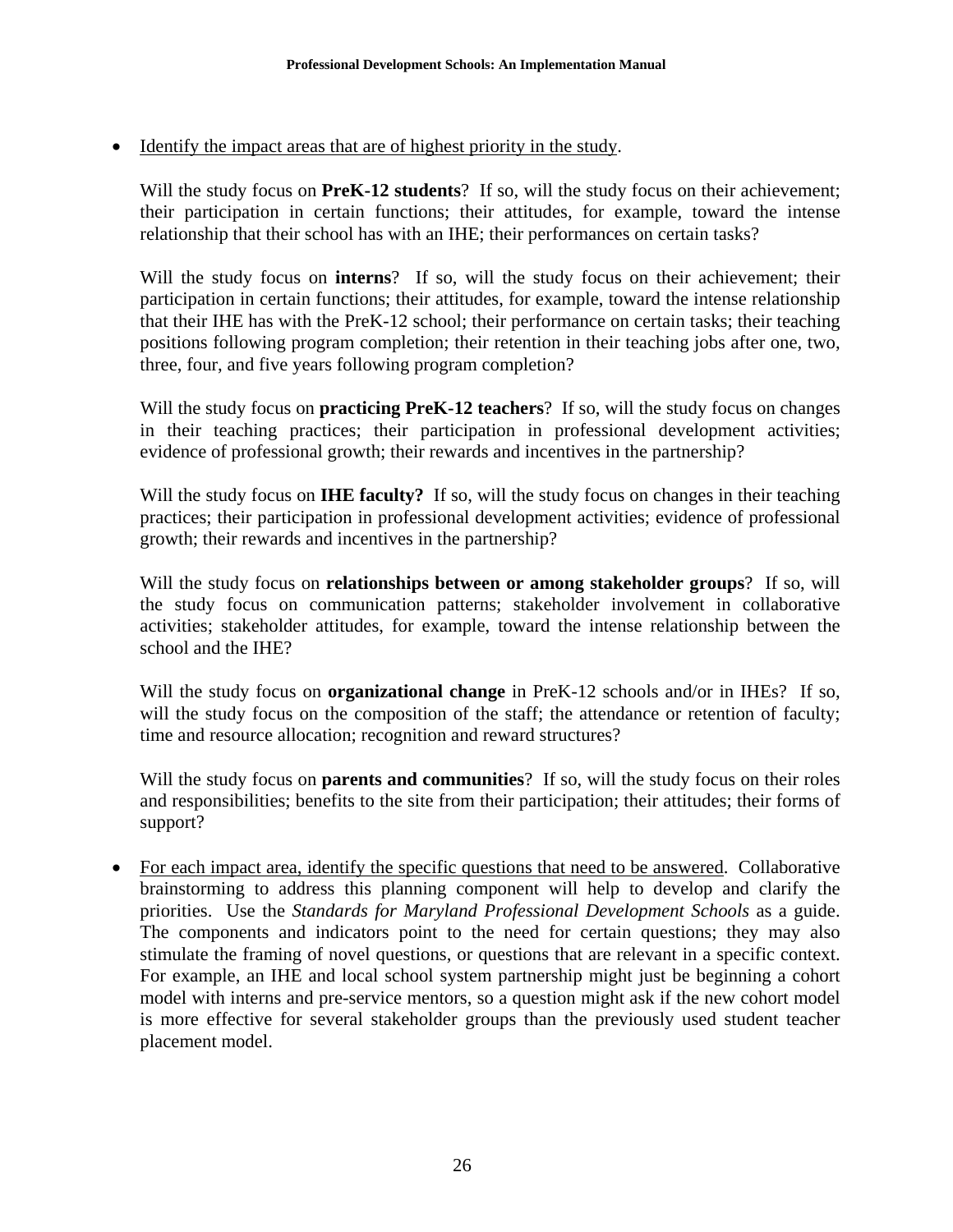- Identify the impact areas that are of highest priority in the study.

  Will the study focus on **PreK-12 students**? If so, will the study focus on their achievement; their participation in certain functions; their attitudes, for example, toward the intense relationship that their school has with an IHE; their performances on certain tasks?

  Will the study focus on **interns**? If so, will the study focus on their achievement; their participation in certain functions; their attitudes, for example, toward the intense relationship that their IHE has with the PreK-12 school; their performance on certain tasks; their teaching positions following program completion; their retention in their teaching jobs after one, two, three, four, and five years following program completion?

  Will the study focus on **practicing PreK-12 teachers**? If so, will the study focus on changes in their teaching practices; their participation in professional development activities; evidence of professional growth; their rewards and incentives in the partnership?

  Will the study focus on **IHE faculty?** If so, will the study focus on changes in their teaching practices; their participation in professional development activities; evidence of professional growth; their rewards and incentives in the partnership?

  Will the study focus on **relationships between or among stakeholder groups**? If so, will the study focus on communication patterns; stakeholder involvement in collaborative activities; stakeholder attitudes, for example, toward the intense relationship between the school and the IHE?

  Will the study focus on **organizational change** in PreK-12 schools and/or in IHEs? If so, will the study focus on the composition of the staff; the attendance or retention of faculty; time and resource allocation; recognition and reward structures?

  Will the study focus on **parents and communities**? If so, will the study focus on their roles and responsibilities; benefits to the site from their participation; their attitudes; their forms of support?

- For each impact area, identify the specific questions that need to be answered. Collaborative brainstorming to address this planning component will help to develop and clarify the priorities. Use the *Standards for Maryland Professional Development Schools* as a guide. The components and indicators point to the need for certain questions; they may also stimulate the framing of novel questions, or questions that are relevant in a specific context. For example, an IHE and local school system partnership might just be beginning a cohort model with interns and pre-service mentors, so a question might ask if the new cohort model is more effective for several stakeholder groups than the previously used student teacher placement model.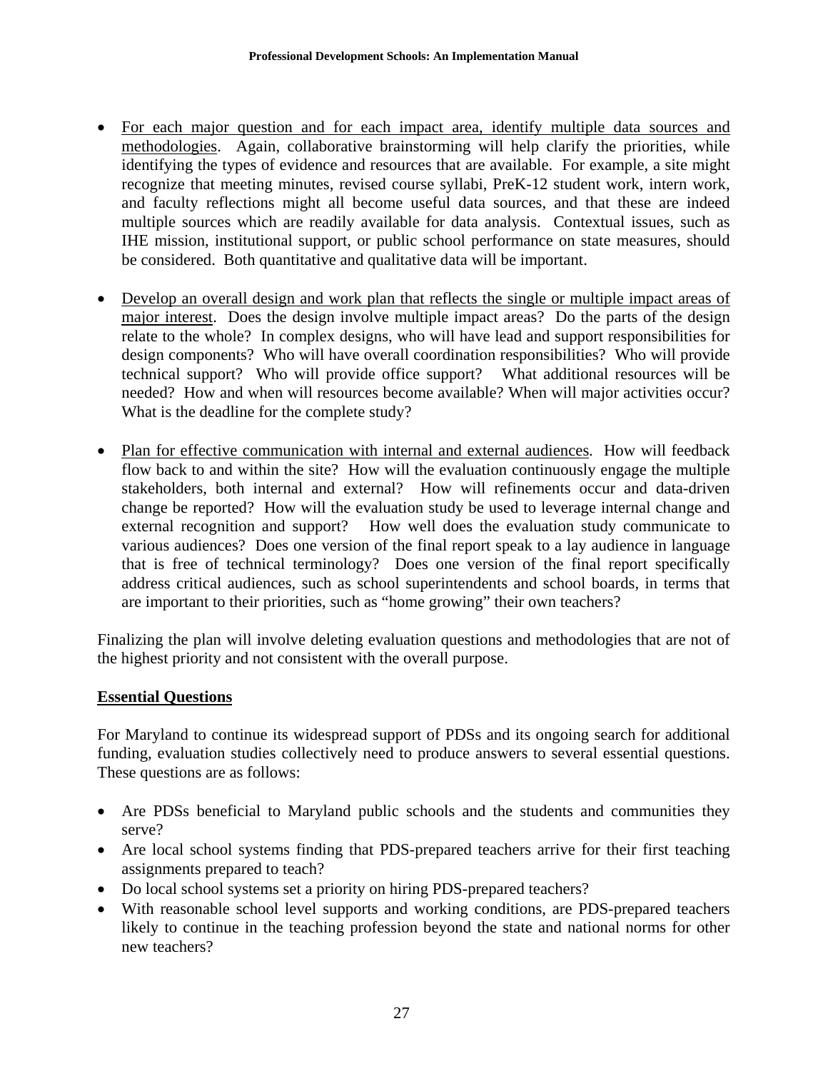- <u>For each major question and for each impact area, identify multiple data sources and methodologies</u>. Again, collaborative brainstorming will help clarify the priorities, while identifying the types of evidence and resources that are available. For example, a site might recognize that meeting minutes, revised course syllabi, PreK-12 student work, intern work, and faculty reflections might all become useful data sources, and that these are indeed multiple sources which are readily available for data analysis. Contextual issues, such as IHE mission, institutional support, or public school performance on state measures, should be considered. Both quantitative and qualitative data will be important.

- <u>Develop an overall design and work plan that reflects the single or multiple impact areas of major interest</u>. Does the design involve multiple impact areas? Do the parts of the design relate to the whole? In complex designs, who will have lead and support responsibilities for design components? Who will have overall coordination responsibilities? Who will provide technical support? Who will provide office support? What additional resources will be needed? How and when will resources become available? When will major activities occur? What is the deadline for the complete study?

- <u>Plan for effective communication with internal and external audiences</u>. How will feedback flow back to and within the site? How will the evaluation continuously engage the multiple stakeholders, both internal and external? How will refinements occur and data-driven change be reported? How will the evaluation study be used to leverage internal change and external recognition and support? How well does the evaluation study communicate to various audiences? Does one version of the final report speak to a lay audience in language that is free of technical terminology? Does one version of the final report specifically address critical audiences, such as school superintendents and school boards, in terms that are important to their priorities, such as "home growing" their own teachers?

Finalizing the plan will involve deleting evaluation questions and methodologies that are not of the highest priority and not consistent with the overall purpose.

## Essential Questions

For Maryland to continue its widespread support of PDSs and its ongoing search for additional funding, evaluation studies collectively need to produce answers to several essential questions. These questions are as follows:

- Are PDSs beneficial to Maryland public schools and the students and communities they serve?
- Are local school systems finding that PDS-prepared teachers arrive for their first teaching assignments prepared to teach?
- Do local school systems set a priority on hiring PDS-prepared teachers?
- With reasonable school level supports and working conditions, are PDS-prepared teachers likely to continue in the teaching profession beyond the state and national norms for other new teachers?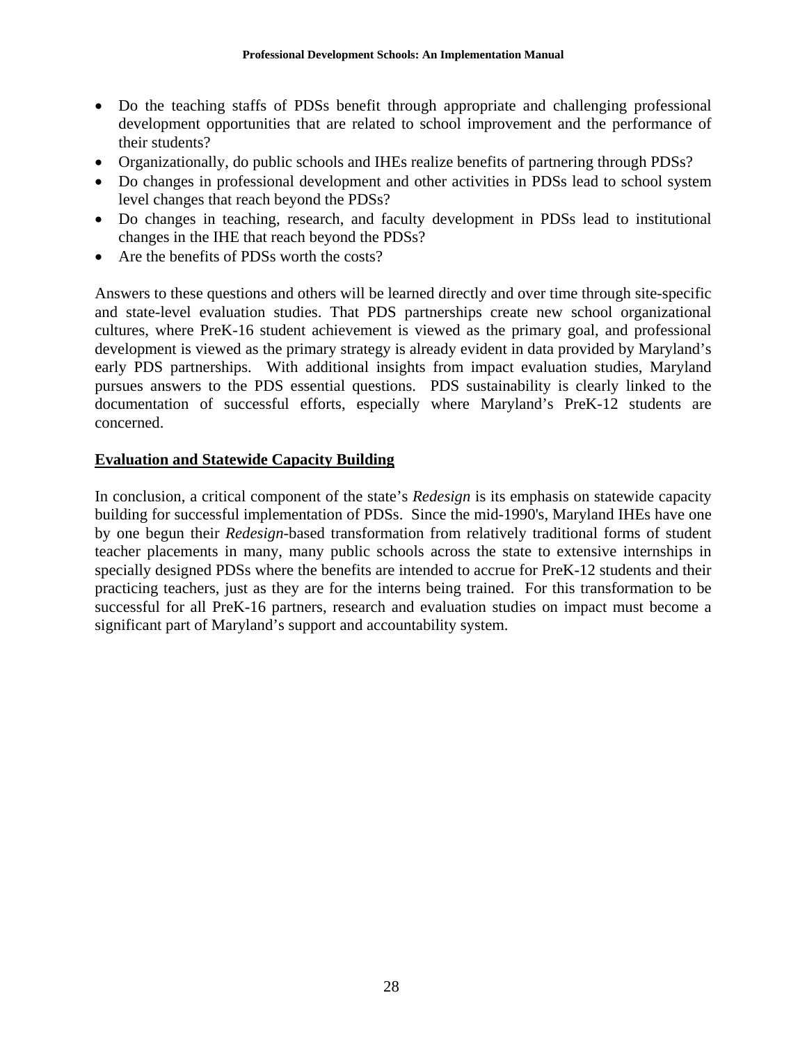- Do the teaching staffs of PDSs benefit through appropriate and challenging professional development opportunities that are related to school improvement and the performance of their students?
- Organizationally, do public schools and IHEs realize benefits of partnering through PDSs?
- Do changes in professional development and other activities in PDSs lead to school system level changes that reach beyond the PDSs?
- Do changes in teaching, research, and faculty development in PDSs lead to institutional changes in the IHE that reach beyond the PDSs?
- Are the benefits of PDSs worth the costs?

Answers to these questions and others will be learned directly and over time through site-specific and state-level evaluation studies. That PDS partnerships create new school organizational cultures, where PreK-16 student achievement is viewed as the primary goal, and professional development is viewed as the primary strategy is already evident in data provided by Maryland's early PDS partnerships. With additional insights from impact evaluation studies, Maryland pursues answers to the PDS essential questions. PDS sustainability is clearly linked to the documentation of successful efforts, especially where Maryland's PreK-12 students are concerned.

**<u>Evaluation and Statewide Capacity Building</u>**

In conclusion, a critical component of the state's *Redesign* is its emphasis on statewide capacity building for successful implementation of PDSs. Since the mid-1990's, Maryland IHEs have one by one begun their *Redesign*-based transformation from relatively traditional forms of student teacher placements in many, many public schools across the state to extensive internships in specially designed PDSs where the benefits are intended to accrue for PreK-12 students and their practicing teachers, just as they are for the interns being trained. For this transformation to be successful for all PreK-16 partners, research and evaluation studies on impact must become a significant part of Maryland's support and accountability system.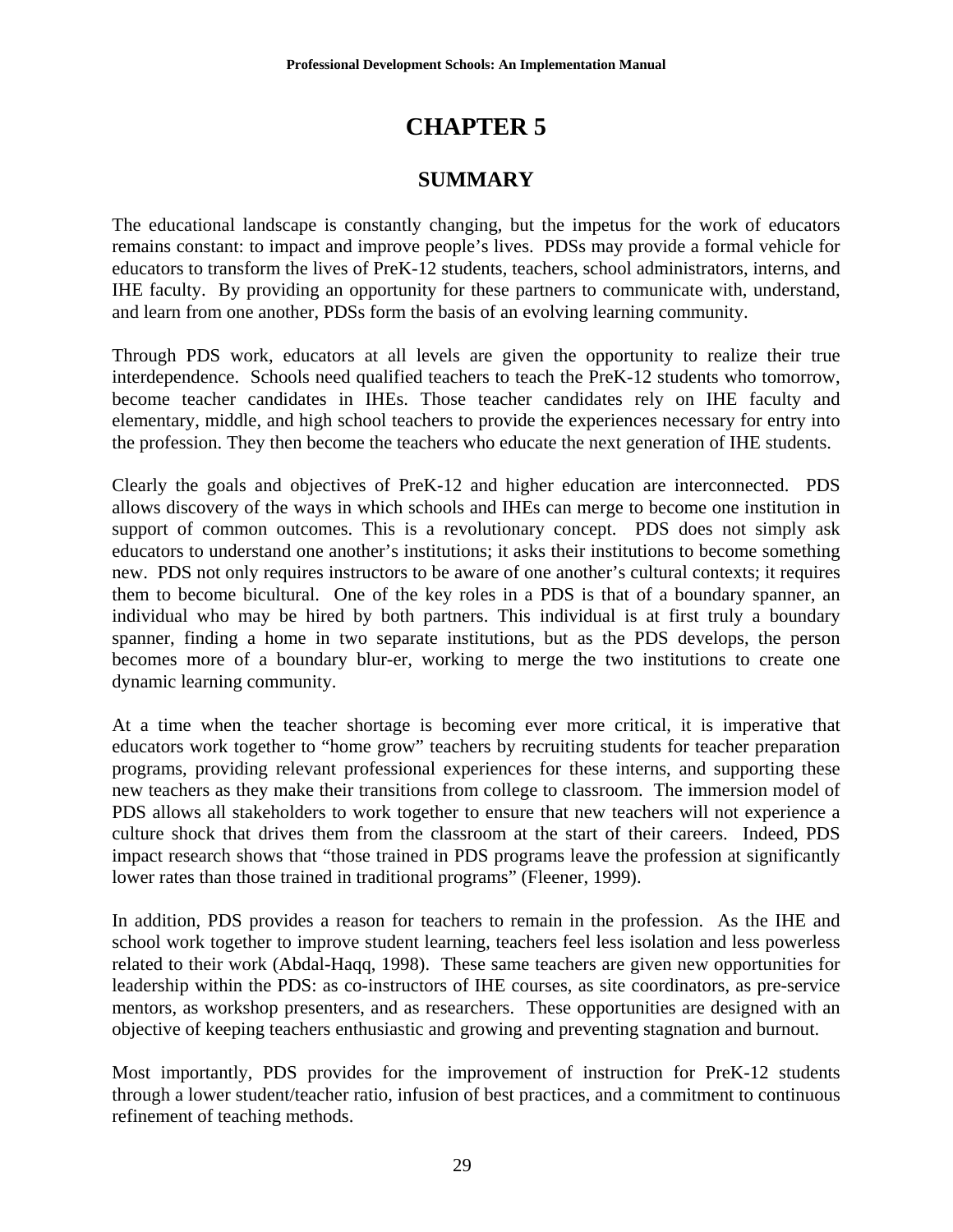# CHAPTER 5

## SUMMARY

The educational landscape is constantly changing, but the impetus for the work of educators remains constant: to impact and improve people's lives. PDSs may provide a formal vehicle for educators to transform the lives of PreK-12 students, teachers, school administrators, interns, and IHE faculty. By providing an opportunity for these partners to communicate with, understand, and learn from one another, PDSs form the basis of an evolving learning community.

Through PDS work, educators at all levels are given the opportunity to realize their true interdependence. Schools need qualified teachers to teach the PreK-12 students who tomorrow, become teacher candidates in IHEs. Those teacher candidates rely on IHE faculty and elementary, middle, and high school teachers to provide the experiences necessary for entry into the profession. They then become the teachers who educate the next generation of IHE students.

Clearly the goals and objectives of PreK-12 and higher education are interconnected. PDS allows discovery of the ways in which schools and IHEs can merge to become one institution in support of common outcomes. This is a revolutionary concept. PDS does not simply ask educators to understand one another's institutions; it asks their institutions to become something new. PDS not only requires instructors to be aware of one another's cultural contexts; it requires them to become bicultural. One of the key roles in a PDS is that of a boundary spanner, an individual who may be hired by both partners. This individual is at first truly a boundary spanner, finding a home in two separate institutions, but as the PDS develops, the person becomes more of a boundary blur-er, working to merge the two institutions to create one dynamic learning community.

At a time when the teacher shortage is becoming ever more critical, it is imperative that educators work together to "home grow" teachers by recruiting students for teacher preparation programs, providing relevant professional experiences for these interns, and supporting these new teachers as they make their transitions from college to classroom. The immersion model of PDS allows all stakeholders to work together to ensure that new teachers will not experience a culture shock that drives them from the classroom at the start of their careers. Indeed, PDS impact research shows that "those trained in PDS programs leave the profession at significantly lower rates than those trained in traditional programs" (Fleener, 1999).

In addition, PDS provides a reason for teachers to remain in the profession. As the IHE and school work together to improve student learning, teachers feel less isolation and less powerless related to their work (Abdal-Haqq, 1998). These same teachers are given new opportunities for leadership within the PDS: as co-instructors of IHE courses, as site coordinators, as pre-service mentors, as workshop presenters, and as researchers. These opportunities are designed with an objective of keeping teachers enthusiastic and growing and preventing stagnation and burnout.

Most importantly, PDS provides for the improvement of instruction for PreK-12 students through a lower student/teacher ratio, infusion of best practices, and a commitment to continuous refinement of teaching methods.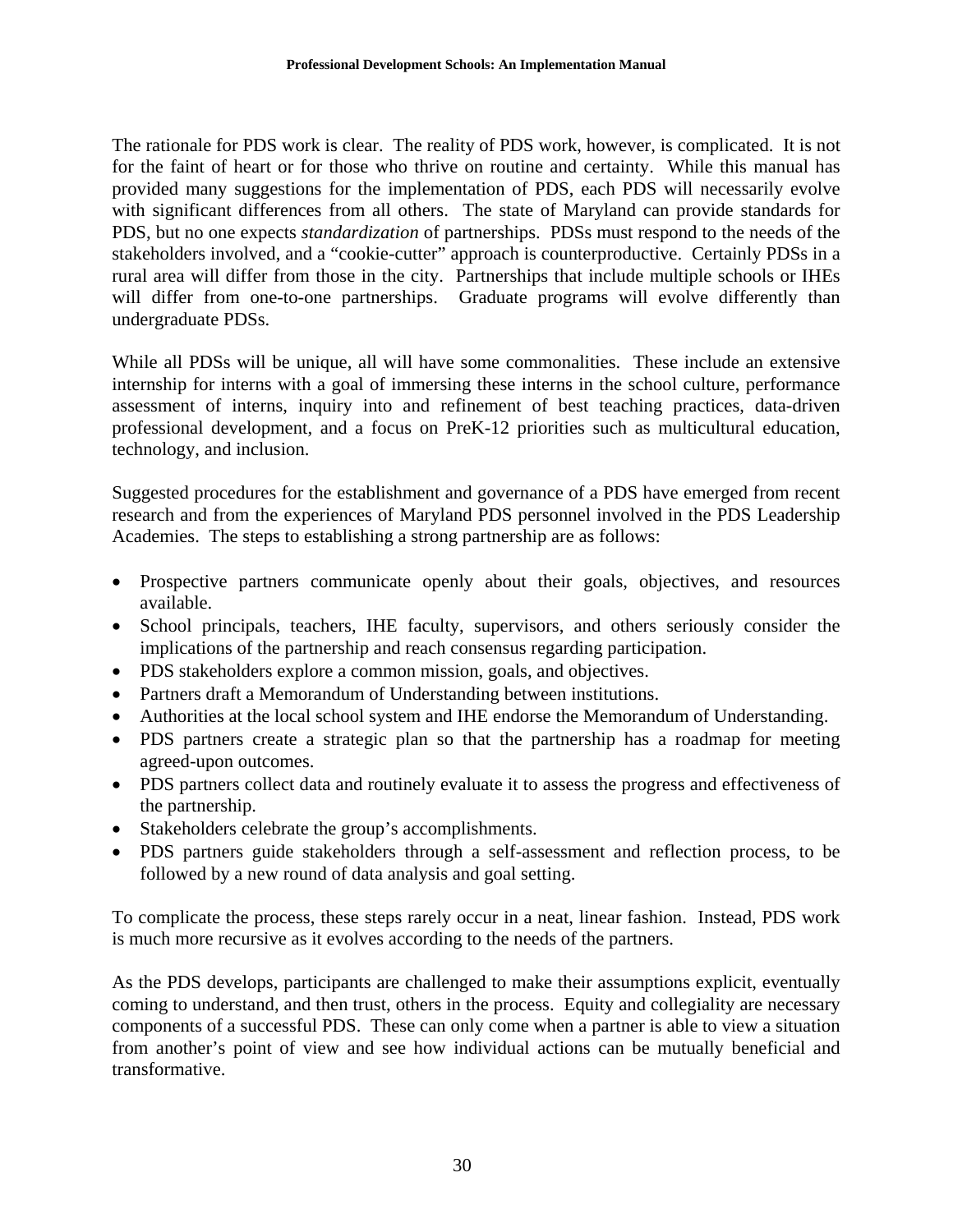The rationale for PDS work is clear. The reality of PDS work, however, is complicated. It is not for the faint of heart or for those who thrive on routine and certainty. While this manual has provided many suggestions for the implementation of PDS, each PDS will necessarily evolve with significant differences from all others. The state of Maryland can provide standards for PDS, but no one expects *standardization* of partnerships. PDSs must respond to the needs of the stakeholders involved, and a "cookie-cutter" approach is counterproductive. Certainly PDSs in a rural area will differ from those in the city. Partnerships that include multiple schools or IHEs will differ from one-to-one partnerships. Graduate programs will evolve differently than undergraduate PDSs.

While all PDSs will be unique, all will have some commonalities. These include an extensive internship for interns with a goal of immersing these interns in the school culture, performance assessment of interns, inquiry into and refinement of best teaching practices, data-driven professional development, and a focus on PreK-12 priorities such as multicultural education, technology, and inclusion.

Suggested procedures for the establishment and governance of a PDS have emerged from recent research and from the experiences of Maryland PDS personnel involved in the PDS Leadership Academies. The steps to establishing a strong partnership are as follows:

- Prospective partners communicate openly about their goals, objectives, and resources available.
- School principals, teachers, IHE faculty, supervisors, and others seriously consider the implications of the partnership and reach consensus regarding participation.
- PDS stakeholders explore a common mission, goals, and objectives.
- Partners draft a Memorandum of Understanding between institutions.
- Authorities at the local school system and IHE endorse the Memorandum of Understanding.
- PDS partners create a strategic plan so that the partnership has a roadmap for meeting agreed-upon outcomes.
- PDS partners collect data and routinely evaluate it to assess the progress and effectiveness of the partnership.
- Stakeholders celebrate the group's accomplishments.
- PDS partners guide stakeholders through a self-assessment and reflection process, to be followed by a new round of data analysis and goal setting.

To complicate the process, these steps rarely occur in a neat, linear fashion. Instead, PDS work is much more recursive as it evolves according to the needs of the partners.

As the PDS develops, participants are challenged to make their assumptions explicit, eventually coming to understand, and then trust, others in the process. Equity and collegiality are necessary components of a successful PDS. These can only come when a partner is able to view a situation from another's point of view and see how individual actions can be mutually beneficial and transformative.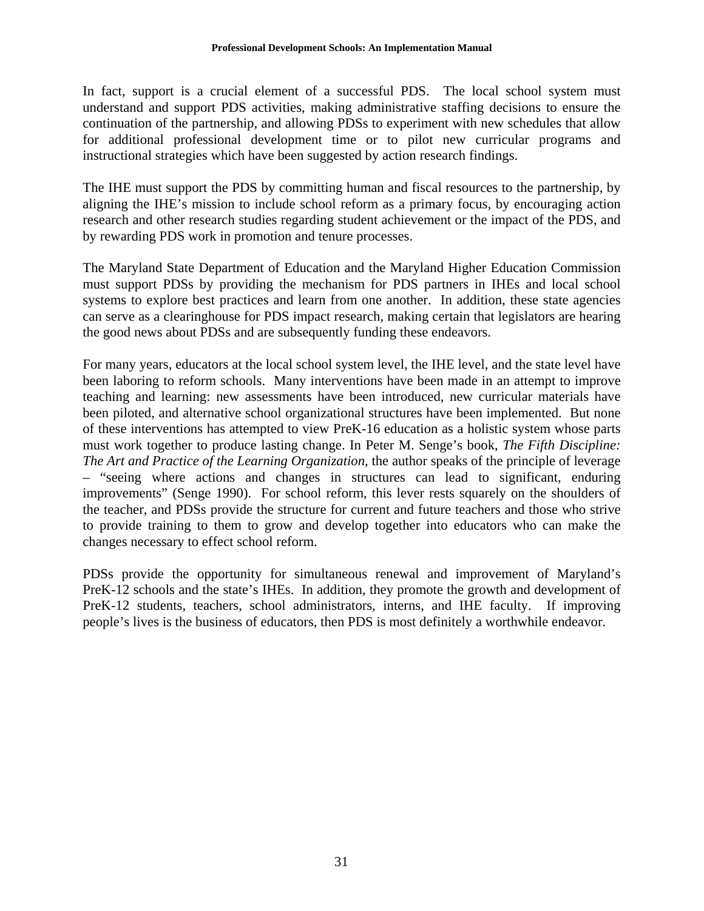In fact, support is a crucial element of a successful PDS. The local school system must understand and support PDS activities, making administrative staffing decisions to ensure the continuation of the partnership, and allowing PDSs to experiment with new schedules that allow for additional professional development time or to pilot new curricular programs and instructional strategies which have been suggested by action research findings.

The IHE must support the PDS by committing human and fiscal resources to the partnership, by aligning the IHE's mission to include school reform as a primary focus, by encouraging action research and other research studies regarding student achievement or the impact of the PDS, and by rewarding PDS work in promotion and tenure processes.

The Maryland State Department of Education and the Maryland Higher Education Commission must support PDSs by providing the mechanism for PDS partners in IHEs and local school systems to explore best practices and learn from one another. In addition, these state agencies can serve as a clearinghouse for PDS impact research, making certain that legislators are hearing the good news about PDSs and are subsequently funding these endeavors.

For many years, educators at the local school system level, the IHE level, and the state level have been laboring to reform schools. Many interventions have been made in an attempt to improve teaching and learning: new assessments have been introduced, new curricular materials have been piloted, and alternative school organizational structures have been implemented. But none of these interventions has attempted to view PreK-16 education as a holistic system whose parts must work together to produce lasting change. In Peter M. Senge's book, *The Fifth Discipline: The Art and Practice of the Learning Organization*, the author speaks of the principle of leverage – "seeing where actions and changes in structures can lead to significant, enduring improvements" (Senge 1990). For school reform, this lever rests squarely on the shoulders of the teacher, and PDSs provide the structure for current and future teachers and those who strive to provide training to them to grow and develop together into educators who can make the changes necessary to effect school reform.

PDSs provide the opportunity for simultaneous renewal and improvement of Maryland's PreK-12 schools and the state's IHEs. In addition, they promote the growth and development of PreK-12 students, teachers, school administrators, interns, and IHE faculty. If improving people's lives is the business of educators, then PDS is most definitely a worthwhile endeavor.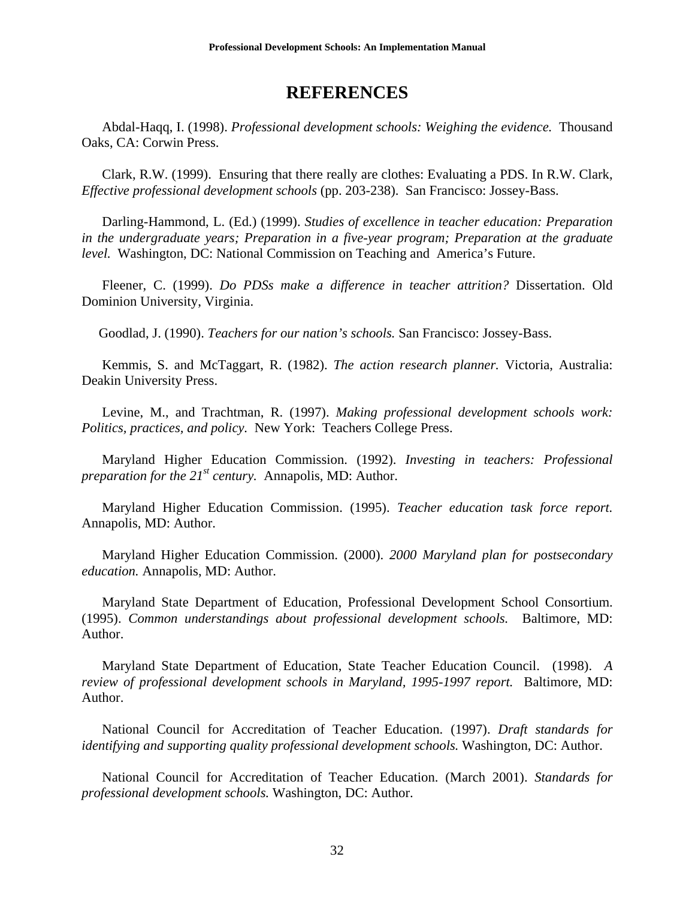# REFERENCES

Abdal-Haqq, I. (1998). *Professional development schools: Weighing the evidence.* Thousand Oaks, CA: Corwin Press.

Clark, R.W. (1999). Ensuring that there really are clothes: Evaluating a PDS. In R.W. Clark, *Effective professional development schools* (pp. 203-238). San Francisco: Jossey-Bass.

Darling-Hammond, L. (Ed.) (1999). *Studies of excellence in teacher education: Preparation in the undergraduate years; Preparation in a five-year program; Preparation at the graduate level.* Washington, DC: National Commission on Teaching and America's Future.

Fleener, C. (1999). *Do PDSs make a difference in teacher attrition?* Dissertation. Old Dominion University, Virginia.

Goodlad, J. (1990). *Teachers for our nation's schools.* San Francisco: Jossey-Bass.

Kemmis, S. and McTaggart, R. (1982). *The action research planner.* Victoria, Australia: Deakin University Press.

Levine, M., and Trachtman, R. (1997). *Making professional development schools work: Politics, practices, and policy.* New York: Teachers College Press.

Maryland Higher Education Commission. (1992). *Investing in teachers: Professional preparation for the 21st century.* Annapolis, MD: Author.

Maryland Higher Education Commission. (1995). *Teacher education task force report.* Annapolis, MD: Author.

Maryland Higher Education Commission. (2000). *2000 Maryland plan for postsecondary education.* Annapolis, MD: Author.

Maryland State Department of Education, Professional Development School Consortium. (1995). *Common understandings about professional development schools.* Baltimore, MD: Author.

Maryland State Department of Education, State Teacher Education Council. (1998). *A review of professional development schools in Maryland, 1995-1997 report.* Baltimore, MD: Author.

National Council for Accreditation of Teacher Education. (1997). *Draft standards for identifying and supporting quality professional development schools.* Washington, DC: Author.

National Council for Accreditation of Teacher Education. (March 2001). *Standards for professional development schools.* Washington, DC: Author.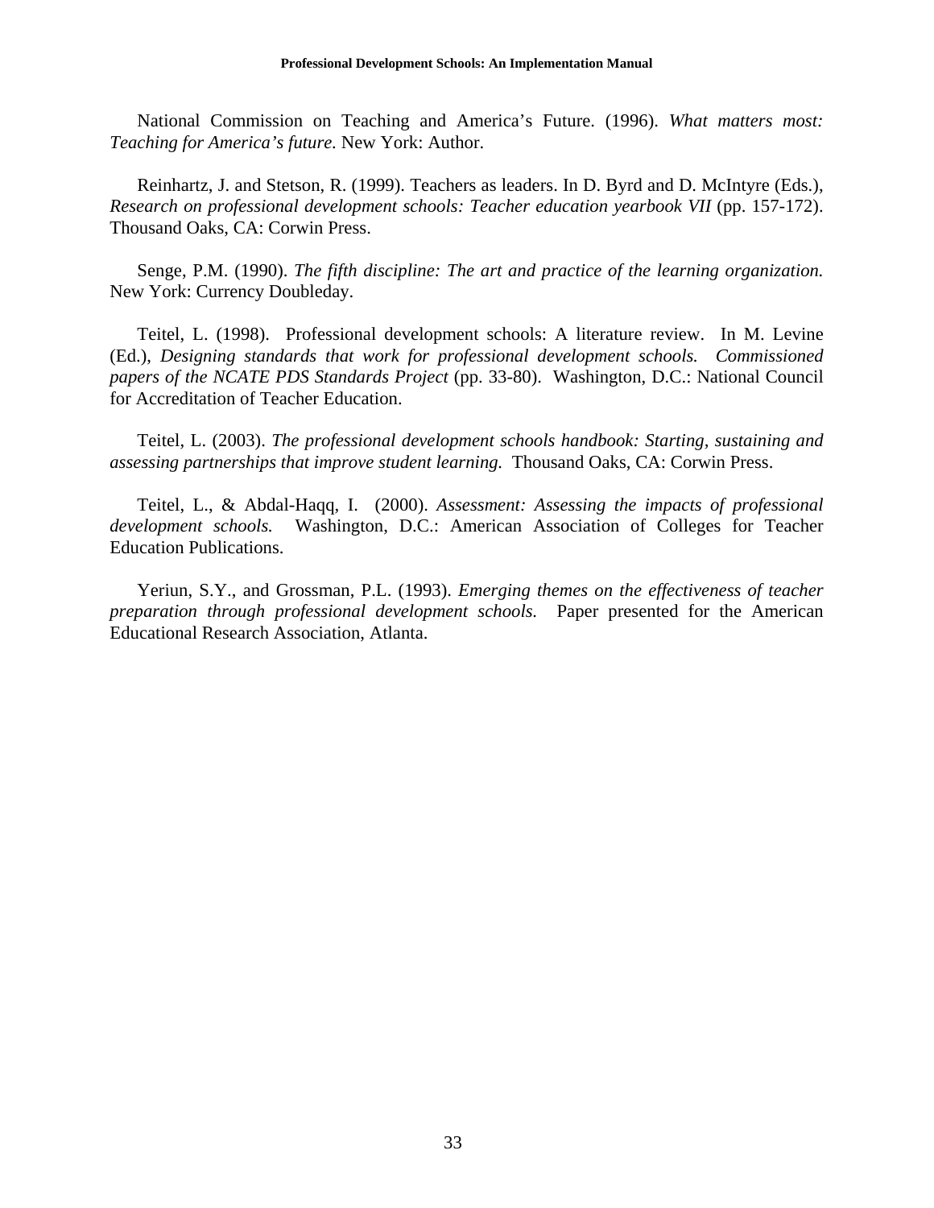National Commission on Teaching and America's Future. (1996). *What matters most: Teaching for America's future.* New York: Author.

Reinhartz, J. and Stetson, R. (1999). Teachers as leaders. In D. Byrd and D. McIntyre (Eds.), *Research on professional development schools: Teacher education yearbook VII* (pp. 157-172). Thousand Oaks, CA: Corwin Press.

Senge, P.M. (1990). *The fifth discipline: The art and practice of the learning organization.* New York: Currency Doubleday.

Teitel, L. (1998). Professional development schools: A literature review. In M. Levine (Ed.), *Designing standards that work for professional development schools. Commissioned papers of the NCATE PDS Standards Project* (pp. 33-80). Washington, D.C.: National Council for Accreditation of Teacher Education.

Teitel, L. (2003). *The professional development schools handbook: Starting, sustaining and assessing partnerships that improve student learning.* Thousand Oaks, CA: Corwin Press.

Teitel, L., & Abdal-Haqq, I. (2000). *Assessment: Assessing the impacts of professional development schools.* Washington, D.C.: American Association of Colleges for Teacher Education Publications.

Yeriun, S.Y., and Grossman, P.L. (1993). *Emerging themes on the effectiveness of teacher preparation through professional development schools.* Paper presented for the American Educational Research Association, Atlanta.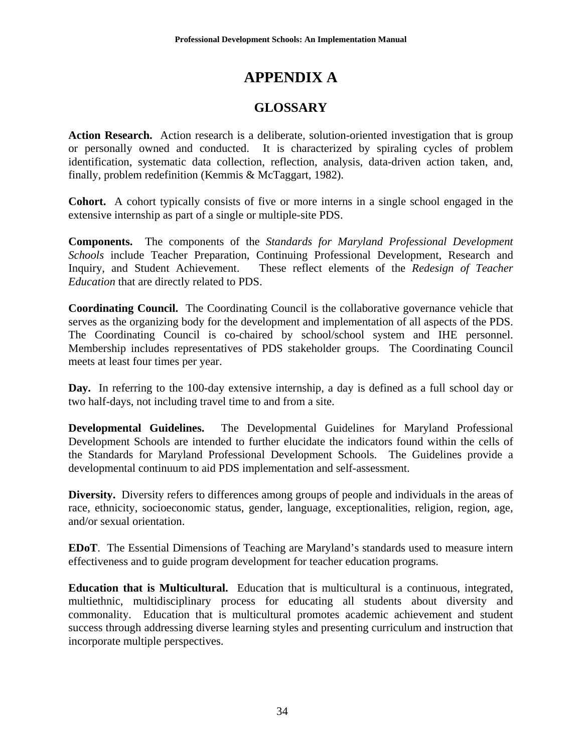# APPENDIX A

## GLOSSARY

**Action Research.** Action research is a deliberate, solution-oriented investigation that is group or personally owned and conducted. It is characterized by spiraling cycles of problem identification, systematic data collection, reflection, analysis, data-driven action taken, and, finally, problem redefinition (Kemmis & McTaggart, 1982).

**Cohort.** A cohort typically consists of five or more interns in a single school engaged in the extensive internship as part of a single or multiple-site PDS.

**Components.** The components of the *Standards for Maryland Professional Development Schools* include Teacher Preparation, Continuing Professional Development, Research and Inquiry, and Student Achievement. These reflect elements of the *Redesign of Teacher Education* that are directly related to PDS.

**Coordinating Council.** The Coordinating Council is the collaborative governance vehicle that serves as the organizing body for the development and implementation of all aspects of the PDS. The Coordinating Council is co-chaired by school/school system and IHE personnel. Membership includes representatives of PDS stakeholder groups. The Coordinating Council meets at least four times per year.

**Day.** In referring to the 100-day extensive internship, a day is defined as a full school day or two half-days, not including travel time to and from a site.

**Developmental Guidelines.** The Developmental Guidelines for Maryland Professional Development Schools are intended to further elucidate the indicators found within the cells of the Standards for Maryland Professional Development Schools. The Guidelines provide a developmental continuum to aid PDS implementation and self-assessment.

**Diversity.** Diversity refers to differences among groups of people and individuals in the areas of race, ethnicity, socioeconomic status, gender, language, exceptionalities, religion, region, age, and/or sexual orientation.

**EDoT**. The Essential Dimensions of Teaching are Maryland's standards used to measure intern effectiveness and to guide program development for teacher education programs.

**Education that is Multicultural.** Education that is multicultural is a continuous, integrated, multiethnic, multidisciplinary process for educating all students about diversity and commonality. Education that is multicultural promotes academic achievement and student success through addressing diverse learning styles and presenting curriculum and instruction that incorporate multiple perspectives.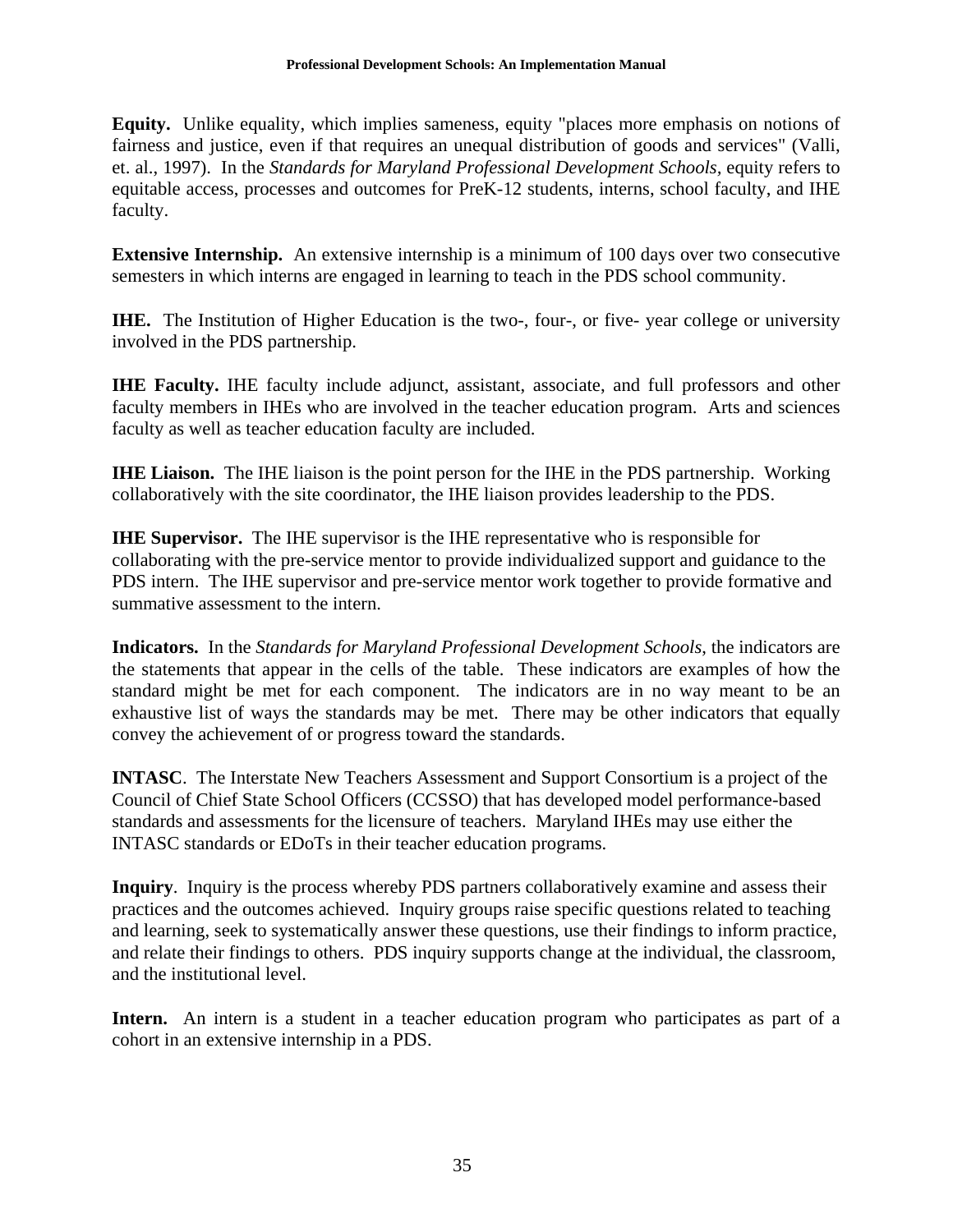**Equity.** Unlike equality, which implies sameness, equity "places more emphasis on notions of fairness and justice, even if that requires an unequal distribution of goods and services" (Valli, et. al., 1997). In the *Standards for Maryland Professional Development Schools*, equity refers to equitable access, processes and outcomes for PreK-12 students, interns, school faculty, and IHE faculty.

**Extensive Internship.** An extensive internship is a minimum of 100 days over two consecutive semesters in which interns are engaged in learning to teach in the PDS school community.

**IHE.** The Institution of Higher Education is the two-, four-, or five- year college or university involved in the PDS partnership.

**IHE Faculty.** IHE faculty include adjunct, assistant, associate, and full professors and other faculty members in IHEs who are involved in the teacher education program. Arts and sciences faculty as well as teacher education faculty are included.

**IHE Liaison.** The IHE liaison is the point person for the IHE in the PDS partnership. Working collaboratively with the site coordinator, the IHE liaison provides leadership to the PDS.

**IHE Supervisor.** The IHE supervisor is the IHE representative who is responsible for collaborating with the pre-service mentor to provide individualized support and guidance to the PDS intern. The IHE supervisor and pre-service mentor work together to provide formative and summative assessment to the intern.

**Indicators.** In the *Standards for Maryland Professional Development Schools*, the indicators are the statements that appear in the cells of the table. These indicators are examples of how the standard might be met for each component. The indicators are in no way meant to be an exhaustive list of ways the standards may be met. There may be other indicators that equally convey the achievement of or progress toward the standards.

**INTASC**. The Interstate New Teachers Assessment and Support Consortium is a project of the Council of Chief State School Officers (CCSSO) that has developed model performance-based standards and assessments for the licensure of teachers. Maryland IHEs may use either the INTASC standards or EDoTs in their teacher education programs.

**Inquiry**. Inquiry is the process whereby PDS partners collaboratively examine and assess their practices and the outcomes achieved. Inquiry groups raise specific questions related to teaching and learning, seek to systematically answer these questions, use their findings to inform practice, and relate their findings to others. PDS inquiry supports change at the individual, the classroom, and the institutional level.

**Intern.** An intern is a student in a teacher education program who participates as part of a cohort in an extensive internship in a PDS.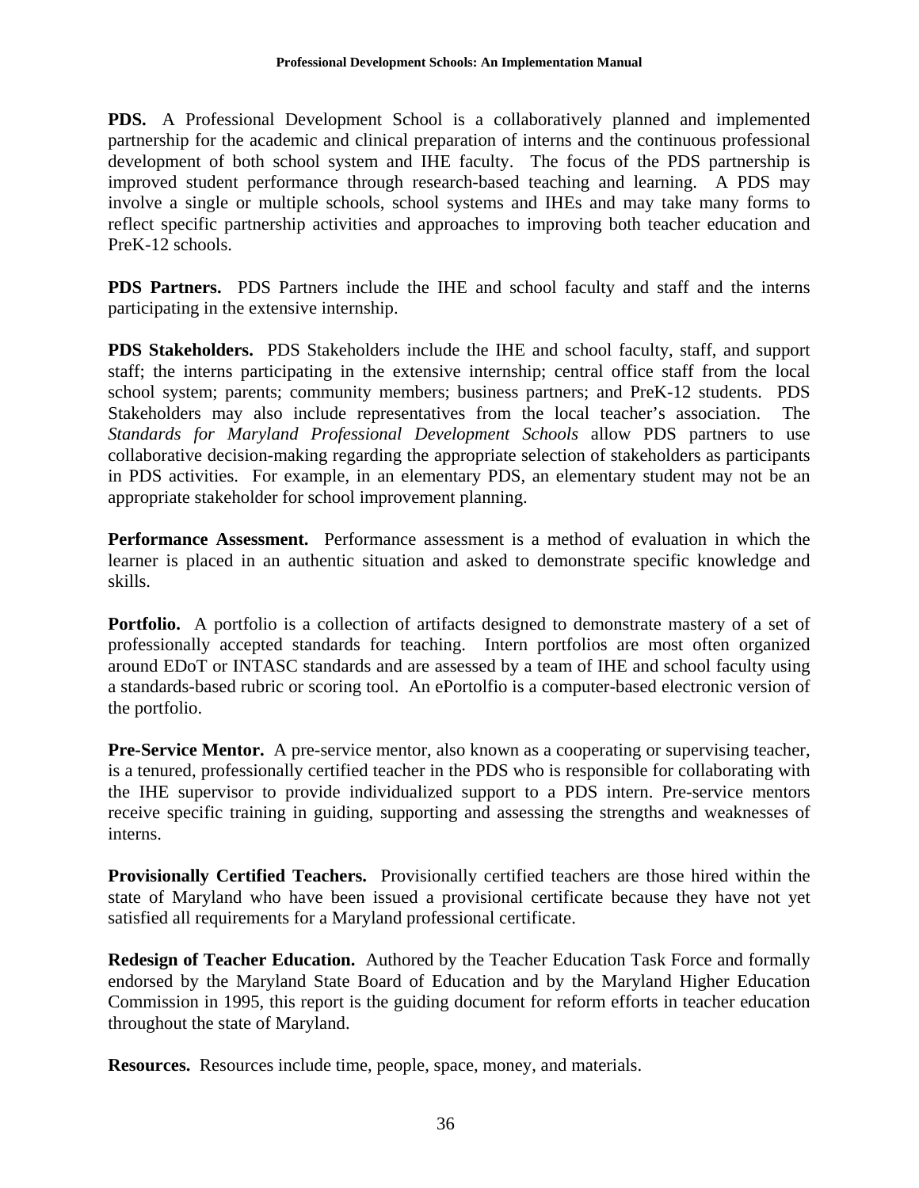**PDS.** A Professional Development School is a collaboratively planned and implemented partnership for the academic and clinical preparation of interns and the continuous professional development of both school system and IHE faculty. The focus of the PDS partnership is improved student performance through research-based teaching and learning. A PDS may involve a single or multiple schools, school systems and IHEs and may take many forms to reflect specific partnership activities and approaches to improving both teacher education and PreK-12 schools.

**PDS Partners.** PDS Partners include the IHE and school faculty and staff and the interns participating in the extensive internship.

**PDS Stakeholders.** PDS Stakeholders include the IHE and school faculty, staff, and support staff; the interns participating in the extensive internship; central office staff from the local school system; parents; community members; business partners; and PreK-12 students. PDS Stakeholders may also include representatives from the local teacher's association. The *Standards for Maryland Professional Development Schools* allow PDS partners to use collaborative decision-making regarding the appropriate selection of stakeholders as participants in PDS activities. For example, in an elementary PDS, an elementary student may not be an appropriate stakeholder for school improvement planning.

**Performance Assessment.** Performance assessment is a method of evaluation in which the learner is placed in an authentic situation and asked to demonstrate specific knowledge and skills.

**Portfolio.** A portfolio is a collection of artifacts designed to demonstrate mastery of a set of professionally accepted standards for teaching. Intern portfolios are most often organized around EDoT or INTASC standards and are assessed by a team of IHE and school faculty using a standards-based rubric or scoring tool. An ePortolfio is a computer-based electronic version of the portfolio.

**Pre-Service Mentor.** A pre-service mentor, also known as a cooperating or supervising teacher, is a tenured, professionally certified teacher in the PDS who is responsible for collaborating with the IHE supervisor to provide individualized support to a PDS intern. Pre-service mentors receive specific training in guiding, supporting and assessing the strengths and weaknesses of interns.

**Provisionally Certified Teachers.** Provisionally certified teachers are those hired within the state of Maryland who have been issued a provisional certificate because they have not yet satisfied all requirements for a Maryland professional certificate.

**Redesign of Teacher Education.** Authored by the Teacher Education Task Force and formally endorsed by the Maryland State Board of Education and by the Maryland Higher Education Commission in 1995, this report is the guiding document for reform efforts in teacher education throughout the state of Maryland.

**Resources.** Resources include time, people, space, money, and materials.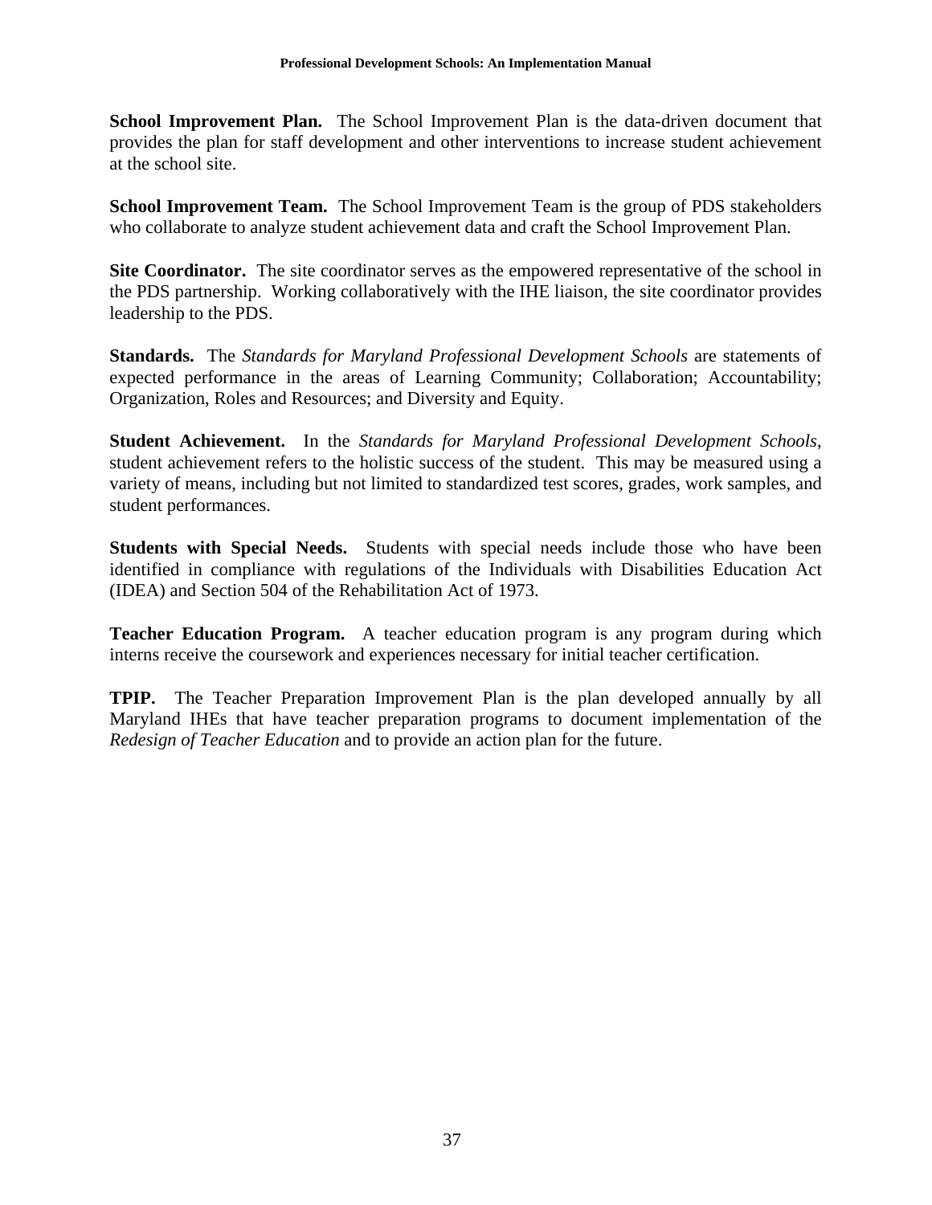**School Improvement Plan.** The School Improvement Plan is the data-driven document that provides the plan for staff development and other interventions to increase student achievement at the school site.

**School Improvement Team.** The School Improvement Team is the group of PDS stakeholders who collaborate to analyze student achievement data and craft the School Improvement Plan.

**Site Coordinator.** The site coordinator serves as the empowered representative of the school in the PDS partnership. Working collaboratively with the IHE liaison, the site coordinator provides leadership to the PDS.

**Standards.** The *Standards for Maryland Professional Development Schools* are statements of expected performance in the areas of Learning Community; Collaboration; Accountability; Organization, Roles and Resources; and Diversity and Equity.

**Student Achievement.** In the *Standards for Maryland Professional Development Schools*, student achievement refers to the holistic success of the student. This may be measured using a variety of means, including but not limited to standardized test scores, grades, work samples, and student performances.

**Students with Special Needs.** Students with special needs include those who have been identified in compliance with regulations of the Individuals with Disabilities Education Act (IDEA) and Section 504 of the Rehabilitation Act of 1973.

**Teacher Education Program.** A teacher education program is any program during which interns receive the coursework and experiences necessary for initial teacher certification.

**TPIP.** The Teacher Preparation Improvement Plan is the plan developed annually by all Maryland IHEs that have teacher preparation programs to document implementation of the *Redesign of Teacher Education* and to provide an action plan for the future.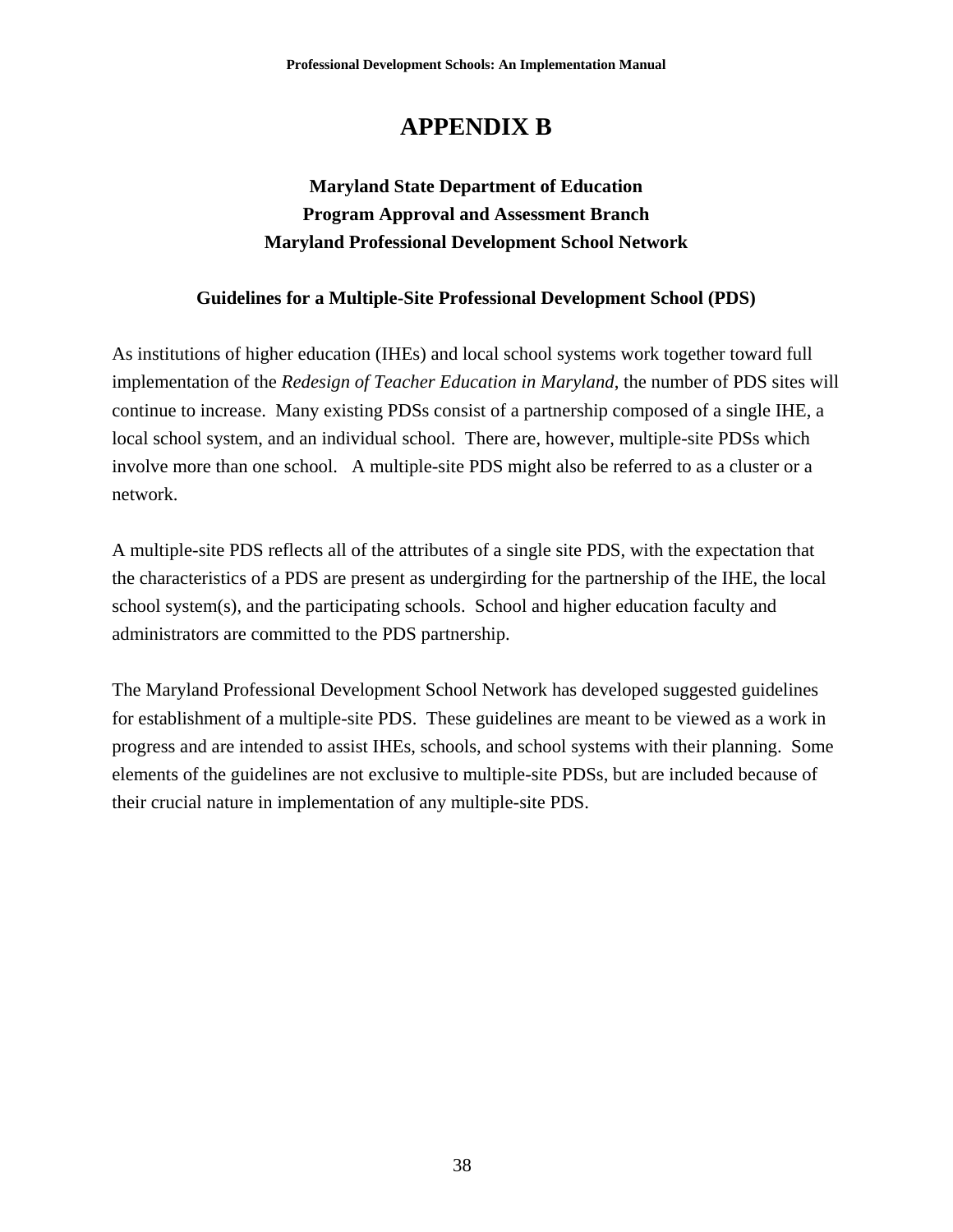# APPENDIX B

### Maryland State Department of Education
### Program Approval and Assessment Branch
### Maryland Professional Development School Network

#### Guidelines for a Multiple-Site Professional Development School (PDS)

As institutions of higher education (IHEs) and local school systems work together toward full implementation of the *Redesign of Teacher Education in Maryland*, the number of PDS sites will continue to increase. Many existing PDSs consist of a partnership composed of a single IHE, a local school system, and an individual school. There are, however, multiple-site PDSs which involve more than one school. A multiple-site PDS might also be referred to as a cluster or a network.

A multiple-site PDS reflects all of the attributes of a single site PDS, with the expectation that the characteristics of a PDS are present as undergirding for the partnership of the IHE, the local school system(s), and the participating schools. School and higher education faculty and administrators are committed to the PDS partnership.

The Maryland Professional Development School Network has developed suggested guidelines for establishment of a multiple-site PDS. These guidelines are meant to be viewed as a work in progress and are intended to assist IHEs, schools, and school systems with their planning. Some elements of the guidelines are not exclusive to multiple-site PDSs, but are included because of their crucial nature in implementation of any multiple-site PDS.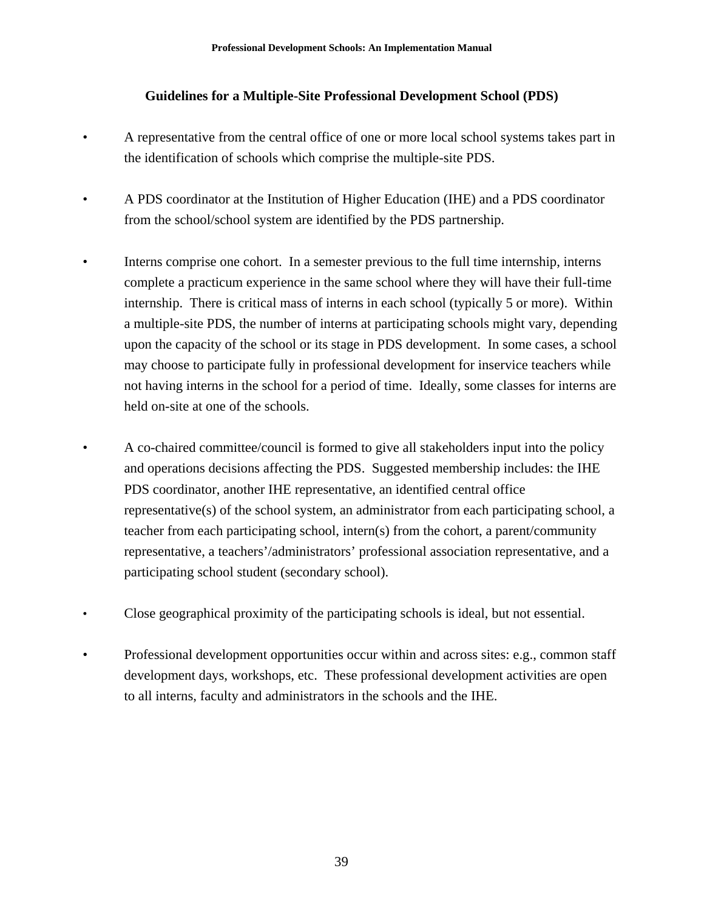## Guidelines for a Multiple-Site Professional Development School (PDS)

- A representative from the central office of one or more local school systems takes part in the identification of schools which comprise the multiple-site PDS.

- A PDS coordinator at the Institution of Higher Education (IHE) and a PDS coordinator from the school/school system are identified by the PDS partnership.

- Interns comprise one cohort. In a semester previous to the full time internship, interns complete a practicum experience in the same school where they will have their full-time internship. There is critical mass of interns in each school (typically 5 or more). Within a multiple-site PDS, the number of interns at participating schools might vary, depending upon the capacity of the school or its stage in PDS development. In some cases, a school may choose to participate fully in professional development for inservice teachers while not having interns in the school for a period of time. Ideally, some classes for interns are held on-site at one of the schools.

- A co-chaired committee/council is formed to give all stakeholders input into the policy and operations decisions affecting the PDS. Suggested membership includes: the IHE PDS coordinator, another IHE representative, an identified central office representative(s) of the school system, an administrator from each participating school, a teacher from each participating school, intern(s) from the cohort, a parent/community representative, a teachers'/administrators' professional association representative, and a participating school student (secondary school).

- Close geographical proximity of the participating schools is ideal, but not essential.

- Professional development opportunities occur within and across sites: e.g., common staff development days, workshops, etc. These professional development activities are open to all interns, faculty and administrators in the schools and the IHE.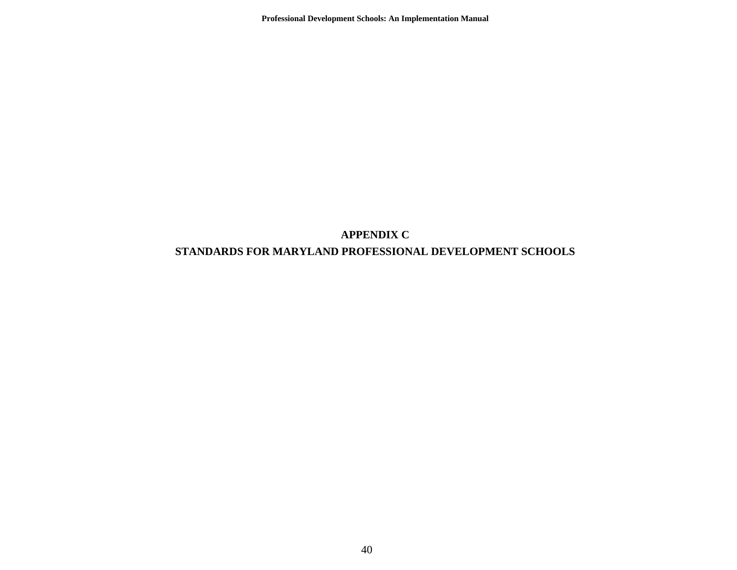# APPENDIX C

# STANDARDS FOR MARYLAND PROFESSIONAL DEVELOPMENT SCHOOLS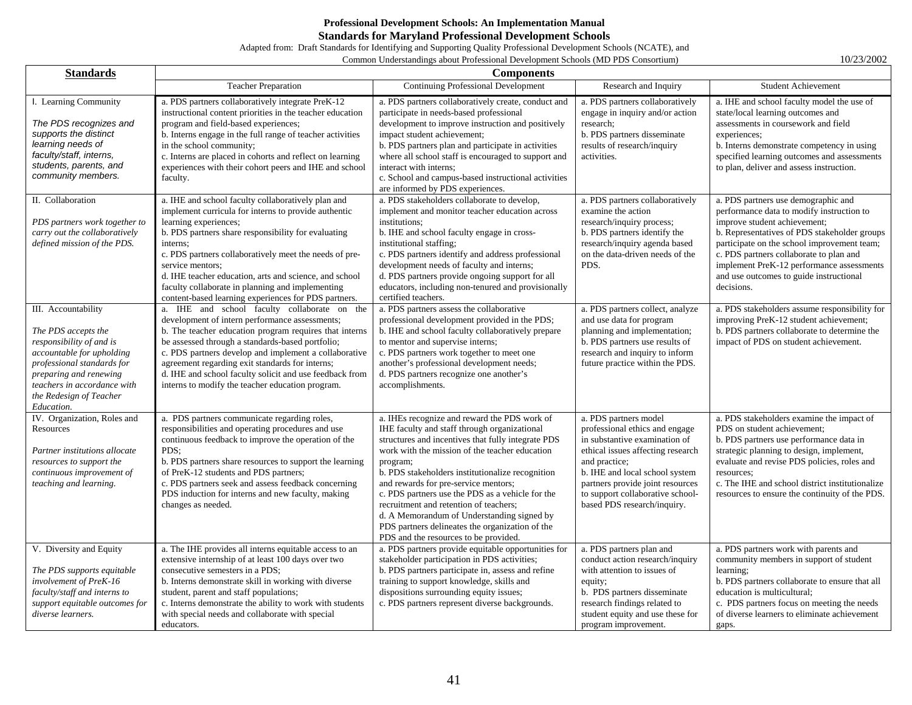**Professional Development Schools: An Implementation Manual**

**Standards for Maryland Professional Development Schools**

Adapted from: Draft Standards for Identifying and Supporting Quality Professional Development Schools (NCATE), and Common Understandings about Professional Development Schools (MD PDS Consortium)

10/23/2002

| **Standards** | **Components** | | | |
|---|---|---|---|---|
| | Teacher Preparation | Continuing Professional Development | Research and Inquiry | Student Achievement |
| I. Learning Community<br><br>*The PDS recognizes and supports the distinct learning needs of faculty/staff, interns, students, parents, and community members.* | a. PDS partners collaboratively integrate PreK-12 instructional content priorities in the teacher education program and field-based experiences;<br>b. Interns engage in the full range of teacher activities in the school community;<br>c. Interns are placed in cohorts and reflect on learning experiences with their cohort peers and IHE and school faculty. | a. PDS partners collaboratively create, conduct and participate in needs-based professional development to improve instruction and positively impact student achievement;<br>b. PDS partners plan and participate in activities where all school staff is encouraged to support and interact with interns;<br>c. School and campus-based instructional activities are informed by PDS experiences. | a. PDS partners collaboratively engage in inquiry and/or action research;<br>b. PDS partners disseminate results of research/inquiry activities. | a. IHE and school faculty model the use of state/local learning outcomes and assessments in coursework and field experiences;<br>b. Interns demonstrate competency in using specified learning outcomes and assessments to plan, deliver and assess instruction. |
| II. Collaboration<br><br>*PDS partners work together to carry out the collaboratively defined mission of the PDS.* | a. IHE and school faculty collaboratively plan and implement curricula for interns to provide authentic learning experiences;<br>b. PDS partners share responsibility for evaluating interns;<br>c. PDS partners collaboratively meet the needs of pre-service mentors;<br>d. IHE teacher education, arts and science, and school faculty collaborate in planning and implementing content-based learning experiences for PDS partners. | a. PDS stakeholders collaborate to develop, implement and monitor teacher education across institutions;<br>b. IHE and school faculty engage in cross-institutional staffing;<br>c. PDS partners identify and address professional development needs of faculty and interns;<br>d. PDS partners provide ongoing support for all educators, including non-tenured and provisionally certified teachers. | a. PDS partners collaboratively examine the action research/inquiry process;<br>b. PDS partners identify the research/inquiry agenda based on the data-driven needs of the PDS. | a. PDS partners use demographic and performance data to modify instruction to improve student achievement;<br>b. Representatives of PDS stakeholder groups participate on the school improvement team;<br>c. PDS partners collaborate to plan and implement PreK-12 performance assessments and use outcomes to guide instructional decisions. |
| III. Accountability<br><br>*The PDS accepts the responsibility of and is accountable for upholding professional standards for preparing and renewing teachers in accordance with the Redesign of Teacher Education.* | a. IHE and school faculty collaborate on the development of intern performance assessments;<br>b. The teacher education program requires that interns be assessed through a standards-based portfolio;<br>c. PDS partners develop and implement a collaborative agreement regarding exit standards for interns;<br>d. IHE and school faculty solicit and use feedback from interns to modify the teacher education program. | a. PDS partners assess the collaborative professional development provided in the PDS;<br>b. IHE and school faculty collaboratively prepare to mentor and supervise interns;<br>c. PDS partners work together to meet one another's professional development needs;<br>d. PDS partners recognize one another's accomplishments. | a. PDS partners collect, analyze and use data for program planning and implementation;<br>b. PDS partners use results of research and inquiry to inform future practice within the PDS. | a. PDS stakeholders assume responsibility for improving PreK-12 student achievement;<br>b. PDS partners collaborate to determine the impact of PDS on student achievement. |
| IV. Organization, Roles and Resources<br><br>*Partner institutions allocate resources to support the continuous improvement of teaching and learning.* | a. PDS partners communicate regarding roles, responsibilities and operating procedures and use continuous feedback to improve the operation of the PDS;<br>b. PDS partners share resources to support the learning of PreK-12 students and PDS partners;<br>c. PDS partners seek and assess feedback concerning PDS induction for interns and new faculty, making changes as needed. | a. IHEs recognize and reward the PDS work of IHE faculty and staff through organizational structures and incentives that fully integrate PDS work with the mission of the teacher education program;<br>b. PDS stakeholders institutionalize recognition and rewards for pre-service mentors;<br>c. PDS partners use the PDS as a vehicle for the recruitment and retention of teachers;<br>d. A Memorandum of Understanding signed by PDS partners delineates the organization of the PDS and the resources to be provided. | a. PDS partners model professional ethics and engage in substantive examination of ethical issues affecting research and practice;<br>b. IHE and local school system partners provide joint resources to support collaborative school-based PDS research/inquiry. | a. PDS stakeholders examine the impact of PDS on student achievement;<br>b. PDS partners use performance data in strategic planning to design, implement, evaluate and revise PDS policies, roles and resources;<br>c. The IHE and school district institutionalize resources to ensure the continuity of the PDS. |
| V. Diversity and Equity<br><br>*The PDS supports equitable involvement of PreK-16 faculty/staff and interns to support equitable outcomes for diverse learners.* | a. The IHE provides all interns equitable access to an extensive internship of at least 100 days over two consecutive semesters in a PDS;<br>b. Interns demonstrate skill in working with diverse student, parent and staff populations;<br>c. Interns demonstrate the ability to work with students with special needs and collaborate with special educators. | a. PDS partners provide equitable opportunities for stakeholder participation in PDS activities;<br>b. PDS partners participate in, assess and refine training to support knowledge, skills and dispositions surrounding equity issues;<br>c. PDS partners represent diverse backgrounds. | a. PDS partners plan and conduct action research/inquiry with attention to issues of equity;<br>b. PDS partners disseminate research findings related to student equity and use these for program improvement. | a. PDS partners work with parents and community members in support of student learning;<br>b. PDS partners collaborate to ensure that all education is multicultural;<br>c. PDS partners focus on meeting the needs of diverse learners to eliminate achievement gaps. |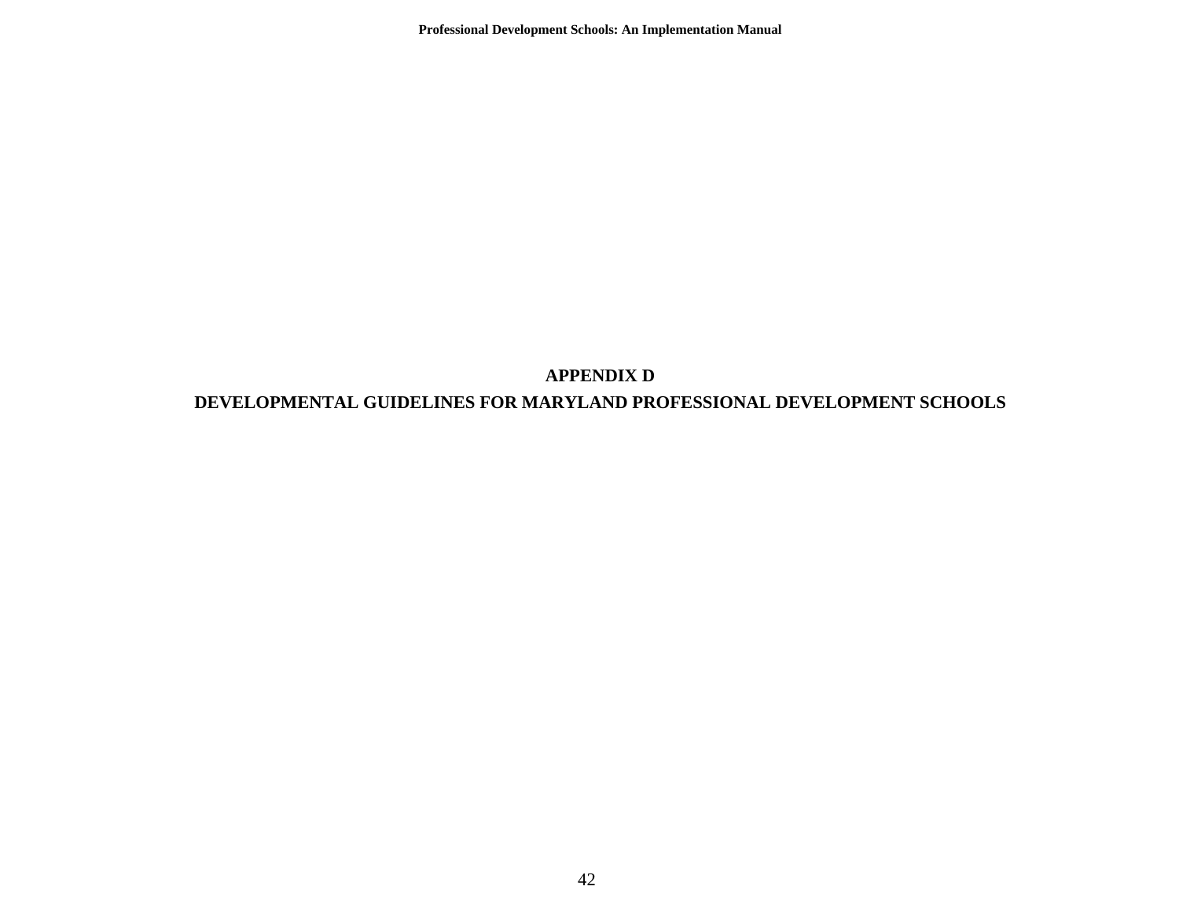# APPENDIX D

# DEVELOPMENTAL GUIDELINES FOR MARYLAND PROFESSIONAL DEVELOPMENT SCHOOLS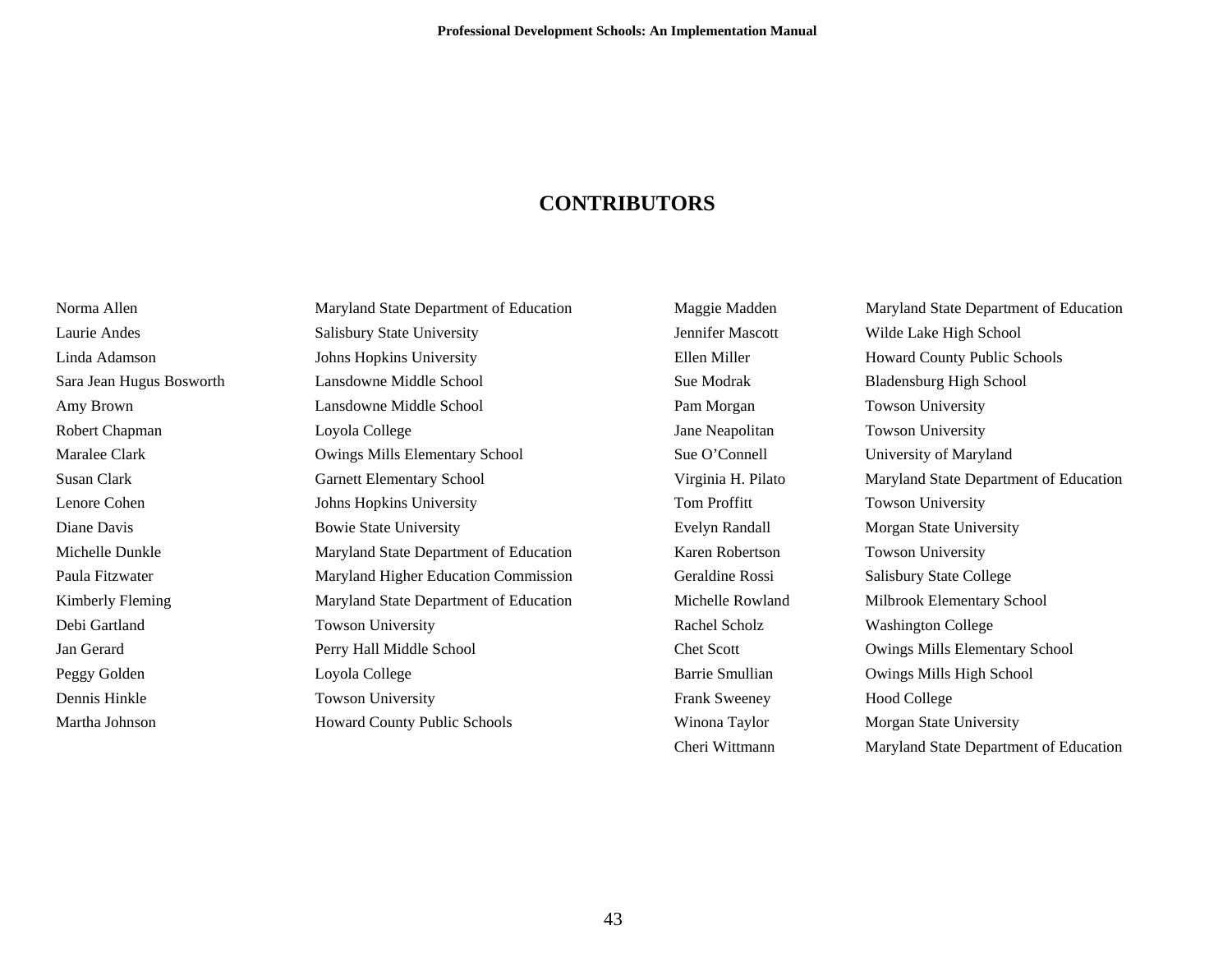# CONTRIBUTORS

| Name | Affiliation |
|---|---|
| Norma Allen | Maryland State Department of Education |
| Laurie Andes | Salisbury State University |
| Linda Adamson | Johns Hopkins University |
| Sara Jean Hugus Bosworth | Lansdowne Middle School |
| Amy Brown | Lansdowne Middle School |
| Robert Chapman | Loyola College |
| Maralee Clark | Owings Mills Elementary School |
| Susan Clark | Garnett Elementary School |
| Lenore Cohen | Johns Hopkins University |
| Diane Davis | Bowie State University |
| Michelle Dunkle | Maryland State Department of Education |
| Paula Fitzwater | Maryland Higher Education Commission |
| Kimberly Fleming | Maryland State Department of Education |
| Debi Gartland | Towson University |
| Jan Gerard | Perry Hall Middle School |
| Peggy Golden | Loyola College |
| Dennis Hinkle | Towson University |
| Martha Johnson | Howard County Public Schools |
| Maggie Madden | Maryland State Department of Education |
| Jennifer Mascott | Wilde Lake High School |
| Ellen Miller | Howard County Public Schools |
| Sue Modrak | Bladensburg High School |
| Pam Morgan | Towson University |
| Jane Neapolitan | Towson University |
| Sue O'Connell | University of Maryland |
| Virginia H. Pilato | Maryland State Department of Education |
| Tom Proffitt | Towson University |
| Evelyn Randall | Morgan State University |
| Karen Robertson | Towson University |
| Geraldine Rossi | Salisbury State College |
| Michelle Rowland | Milbrook Elementary School |
| Rachel Scholz | Washington College |
| Chet Scott | Owings Mills Elementary School |
| Barrie Smullian | Owings Mills High School |
| Frank Sweeney | Hood College |
| Winona Taylor | Morgan State University |
| Cheri Wittmann | Maryland State Department of Education |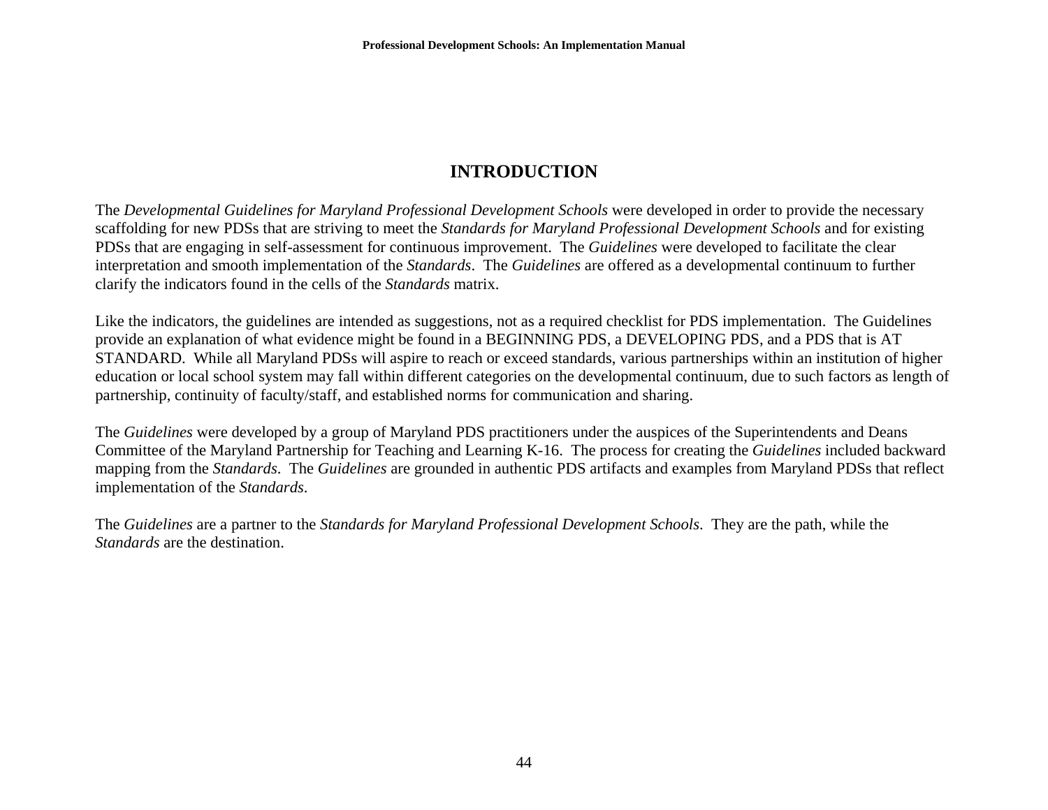# INTRODUCTION

The *Developmental Guidelines for Maryland Professional Development Schools* were developed in order to provide the necessary scaffolding for new PDSs that are striving to meet the *Standards for Maryland Professional Development Schools* and for existing PDSs that are engaging in self-assessment for continuous improvement. The *Guidelines* were developed to facilitate the clear interpretation and smooth implementation of the *Standards*. The *Guidelines* are offered as a developmental continuum to further clarify the indicators found in the cells of the *Standards* matrix.

Like the indicators, the guidelines are intended as suggestions, not as a required checklist for PDS implementation. The Guidelines provide an explanation of what evidence might be found in a BEGINNING PDS, a DEVELOPING PDS, and a PDS that is AT STANDARD. While all Maryland PDSs will aspire to reach or exceed standards, various partnerships within an institution of higher education or local school system may fall within different categories on the developmental continuum, due to such factors as length of partnership, continuity of faculty/staff, and established norms for communication and sharing.

The *Guidelines* were developed by a group of Maryland PDS practitioners under the auspices of the Superintendents and Deans Committee of the Maryland Partnership for Teaching and Learning K-16. The process for creating the *Guidelines* included backward mapping from the *Standards*. The *Guidelines* are grounded in authentic PDS artifacts and examples from Maryland PDSs that reflect implementation of the *Standards*.

The *Guidelines* are a partner to the *Standards for Maryland Professional Development Schools*. They are the path, while the *Standards* are the destination.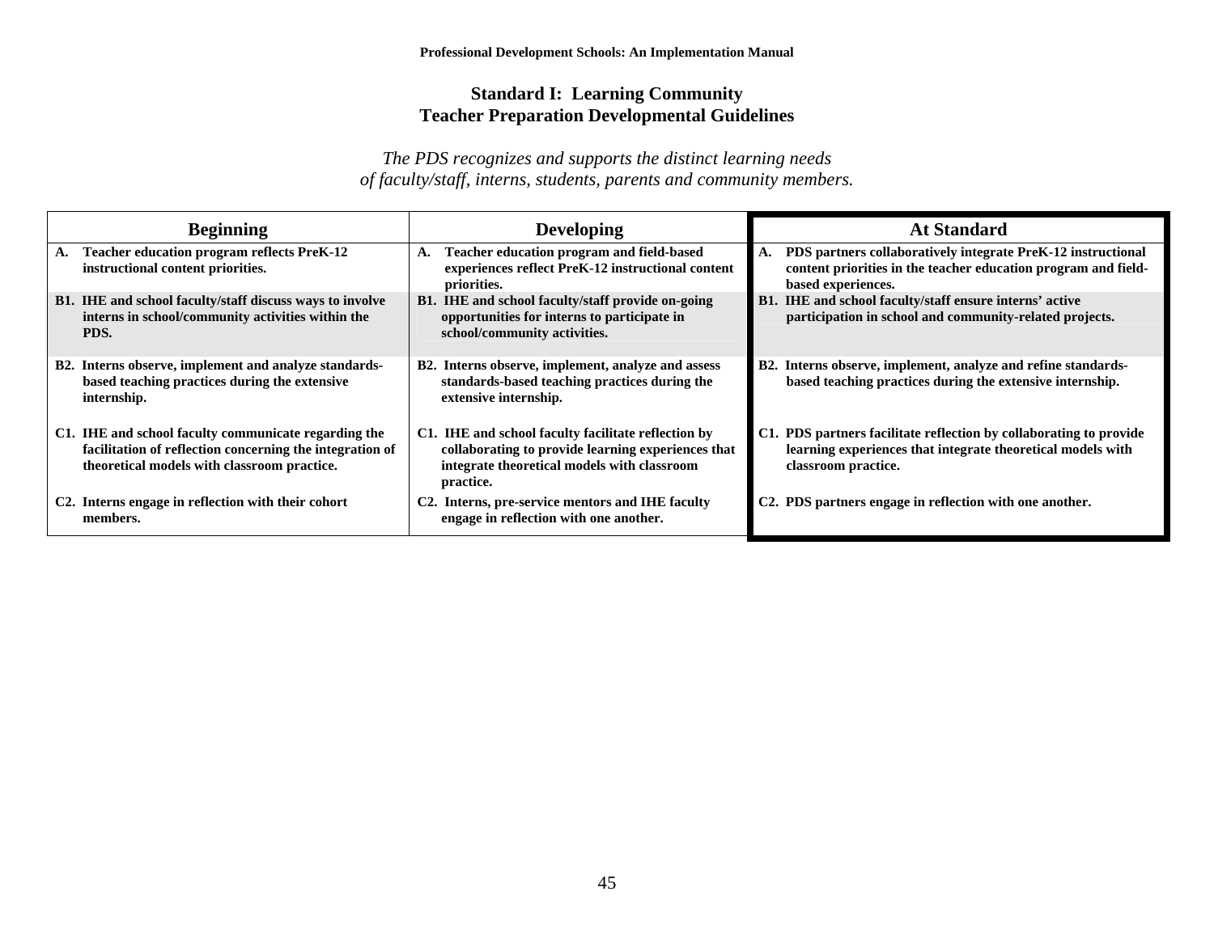## Standard I: Learning Community
## Teacher Preparation Developmental Guidelines

*The PDS recognizes and supports the distinct learning needs of faculty/staff, interns, students, parents and community members.*

| Beginning | Developing | At Standard |
|---|---|---|
| **A. Teacher education program reflects PreK-12 instructional content priorities.** | **A. Teacher education program and field-based experiences reflect PreK-12 instructional content priorities.** | **A. PDS partners collaboratively integrate PreK-12 instructional content priorities in the teacher education program and field-based experiences.** |
| **B1. IHE and school faculty/staff discuss ways to involve interns in school/community activities within the PDS.** | **B1. IHE and school faculty/staff provide on-going opportunities for interns to participate in school/community activities.** | **B1. IHE and school faculty/staff ensure interns' active participation in school and community-related projects.** |
| **B2. Interns observe, implement and analyze standards-based teaching practices during the extensive internship.** | **B2. Interns observe, implement, analyze and assess standards-based teaching practices during the extensive internship.** | **B2. Interns observe, implement, analyze and refine standards-based teaching practices during the extensive internship.** |
| **C1. IHE and school faculty communicate regarding the facilitation of reflection concerning the integration of theoretical models with classroom practice.** | **C1. IHE and school faculty facilitate reflection by collaborating to provide learning experiences that integrate theoretical models with classroom practice.** | **C1. PDS partners facilitate reflection by collaborating to provide learning experiences that integrate theoretical models with classroom practice.** |
| **C2. Interns engage in reflection with their cohort members.** | **C2. Interns, pre-service mentors and IHE faculty engage in reflection with one another.** | **C2. PDS partners engage in reflection with one another.** |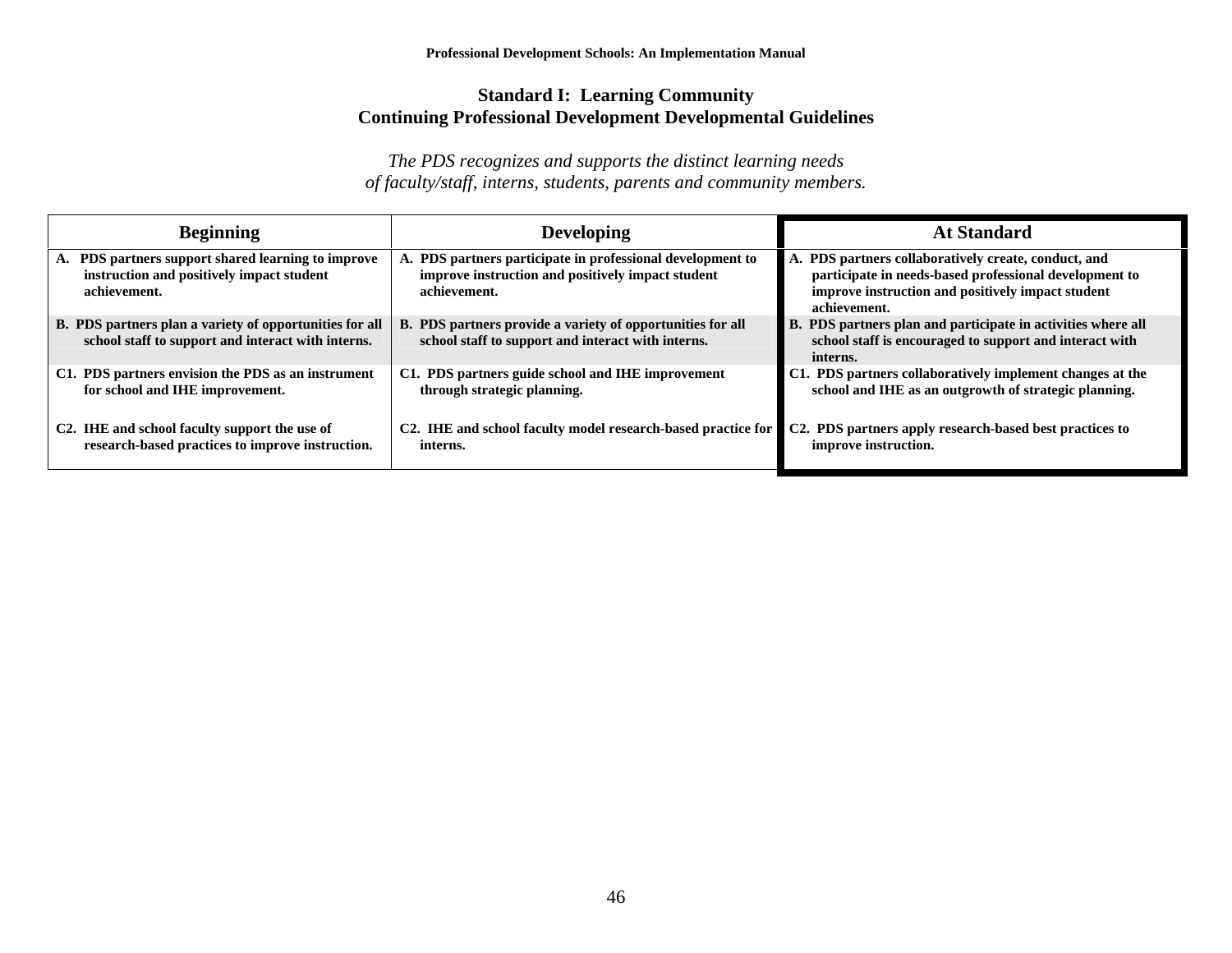## Standard I: Learning Community
## Continuing Professional Development Developmental Guidelines

*The PDS recognizes and supports the distinct learning needs of faculty/staff, interns, students, parents and community members.*

| Beginning | Developing | At Standard |
|---|---|---|
| **A. PDS partners support shared learning to improve instruction and positively impact student achievement.** | **A. PDS partners participate in professional development to improve instruction and positively impact student achievement.** | **A. PDS partners collaboratively create, conduct, and participate in needs-based professional development to improve instruction and positively impact student achievement.** |
| **B. PDS partners plan a variety of opportunities for all school staff to support and interact with interns.** | **B. PDS partners provide a variety of opportunities for all school staff to support and interact with interns.** | **B. PDS partners plan and participate in activities where all school staff is encouraged to support and interact with interns.** |
| **C1. PDS partners envision the PDS as an instrument for school and IHE improvement.** | **C1. PDS partners guide school and IHE improvement through strategic planning.** | **C1. PDS partners collaboratively implement changes at the school and IHE as an outgrowth of strategic planning.** |
| **C2. IHE and school faculty support the use of research-based practices to improve instruction.** | **C2. IHE and school faculty model research-based practice for interns.** | **C2. PDS partners apply research-based best practices to improve instruction.** |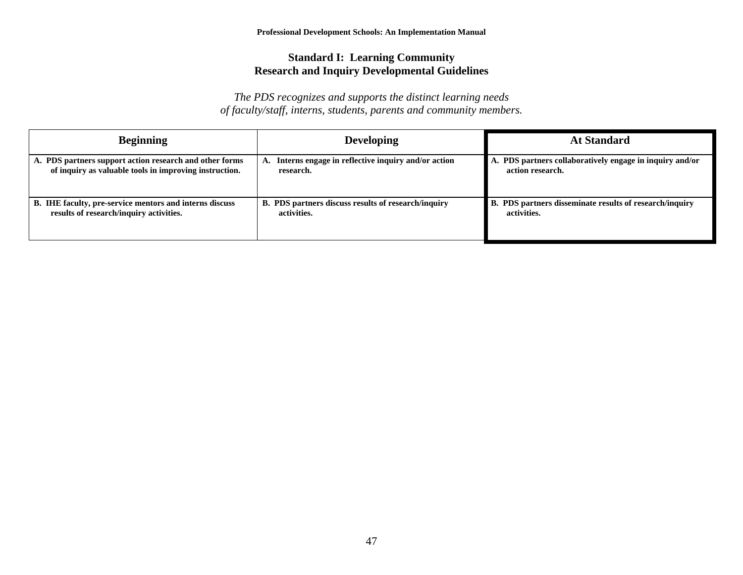## Standard I: Learning Community
## Research and Inquiry Developmental Guidelines

*The PDS recognizes and supports the distinct learning needs of faculty/staff, interns, students, parents and community members.*

| Beginning | Developing | At Standard |
|---|---|---|
| **A. PDS partners support action research and other forms of inquiry as valuable tools in improving instruction.** | **A. Interns engage in reflective inquiry and/or action research.** | **A. PDS partners collaboratively engage in inquiry and/or action research.** |
| **B. IHE faculty, pre-service mentors and interns discuss results of research/inquiry activities.** | **B. PDS partners discuss results of research/inquiry activities.** | **B. PDS partners disseminate results of research/inquiry activities.** |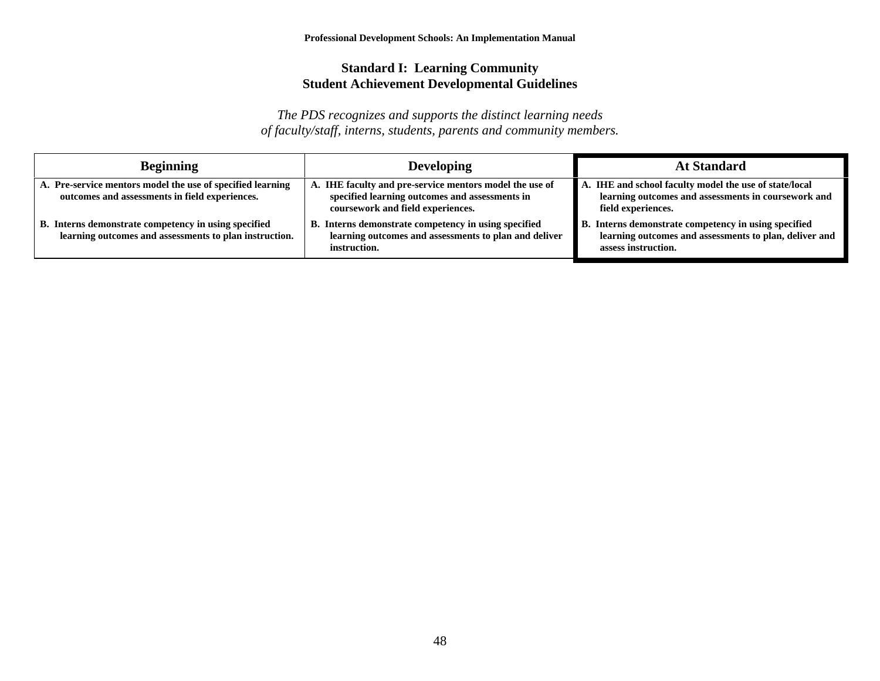## Standard I: Learning Community
## Student Achievement Developmental Guidelines

*The PDS recognizes and supports the distinct learning needs of faculty/staff, interns, students, parents and community members.*

| Beginning | Developing | At Standard |
|---|---|---|
| **A. Pre-service mentors model the use of specified learning outcomes and assessments in field experiences.** | **A. IHE faculty and pre-service mentors model the use of specified learning outcomes and assessments in coursework and field experiences.** | **A. IHE and school faculty model the use of state/local learning outcomes and assessments in coursework and field experiences.** |
| **B. Interns demonstrate competency in using specified learning outcomes and assessments to plan instruction.** | **B. Interns demonstrate competency in using specified learning outcomes and assessments to plan and deliver instruction.** | **B. Interns demonstrate competency in using specified learning outcomes and assessments to plan, deliver and assess instruction.** |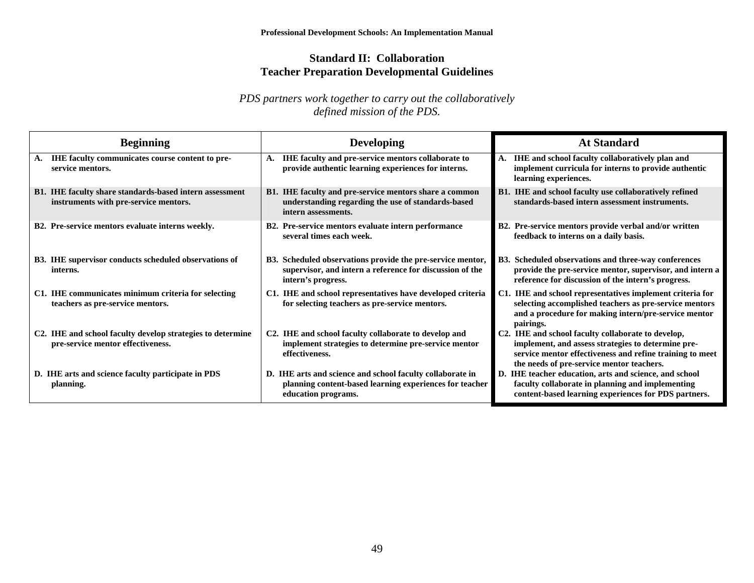## Standard II: Collaboration
## Teacher Preparation Developmental Guidelines

*PDS partners work together to carry out the collaboratively defined mission of the PDS.*

| Beginning | Developing | At Standard |
|---|---|---|
| **A. IHE faculty communicates course content to pre-service mentors.** | **A. IHE faculty and pre-service mentors collaborate to provide authentic learning experiences for interns.** | **A. IHE and school faculty collaboratively plan and implement curricula for interns to provide authentic learning experiences.** |
| **B1. IHE faculty share standards-based intern assessment instruments with pre-service mentors.** | **B1. IHE faculty and pre-service mentors share a common understanding regarding the use of standards-based intern assessments.** | **B1. IHE and school faculty use collaboratively refined standards-based intern assessment instruments.** |
| **B2. Pre-service mentors evaluate interns weekly.** | **B2. Pre-service mentors evaluate intern performance several times each week.** | **B2. Pre-service mentors provide verbal and/or written feedback to interns on a daily basis.** |
| **B3. IHE supervisor conducts scheduled observations of interns.** | **B3. Scheduled observations provide the pre-service mentor, supervisor, and intern a reference for discussion of the intern's progress.** | **B3. Scheduled observations and three-way conferences provide the pre-service mentor, supervisor, and intern a reference for discussion of the intern's progress.** |
| **C1. IHE communicates minimum criteria for selecting teachers as pre-service mentors.** | **C1. IHE and school representatives have developed criteria for selecting teachers as pre-service mentors.** | **C1. IHE and school representatives implement criteria for selecting accomplished teachers as pre-service mentors and a procedure for making intern/pre-service mentor pairings.** |
| **C2. IHE and school faculty develop strategies to determine pre-service mentor effectiveness.** | **C2. IHE and school faculty collaborate to develop and implement strategies to determine pre-service mentor effectiveness.** | **C2. IHE and school faculty collaborate to develop, implement, and assess strategies to determine pre-service mentor effectiveness and refine training to meet the needs of pre-service mentor teachers.** |
| **D. IHE arts and science faculty participate in PDS planning.** | **D. IHE arts and science and school faculty collaborate in planning content-based learning experiences for teacher education programs.** | **D. IHE teacher education, arts and science, and school faculty collaborate in planning and implementing content-based learning experiences for PDS partners.** |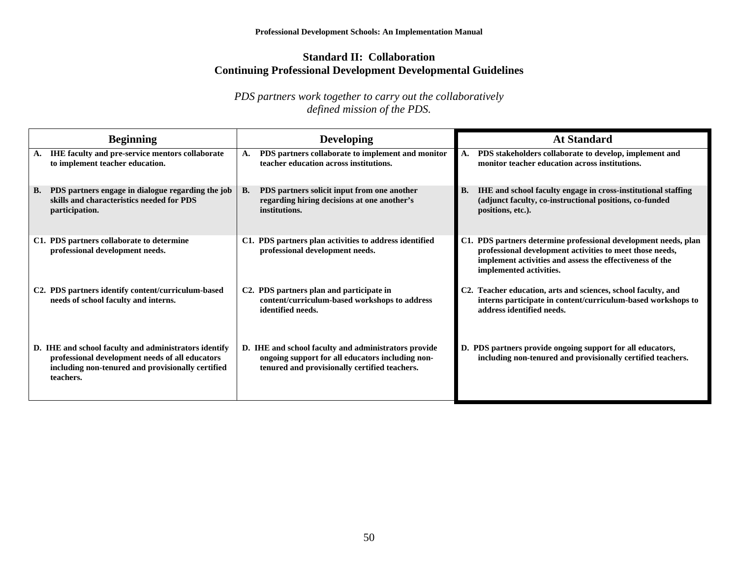## Standard II: Collaboration
## Continuing Professional Development Developmental Guidelines

*PDS partners work together to carry out the collaboratively defined mission of the PDS.*

| Beginning | Developing | At Standard |
|---|---|---|
| **A. IHE faculty and pre-service mentors collaborate to implement teacher education.** | **A. PDS partners collaborate to implement and monitor teacher education across institutions.** | **A. PDS stakeholders collaborate to develop, implement and monitor teacher education across institutions.** |
| **B. PDS partners engage in dialogue regarding the job skills and characteristics needed for PDS participation.** | **B. PDS partners solicit input from one another regarding hiring decisions at one another's institutions.** | **B. IHE and school faculty engage in cross-institutional staffing (adjunct faculty, co-instructional positions, co-funded positions, etc.).** |
| **C1. PDS partners collaborate to determine professional development needs.** | **C1. PDS partners plan activities to address identified professional development needs.** | **C1. PDS partners determine professional development needs, plan professional development activities to meet those needs, implement activities and assess the effectiveness of the implemented activities.** |
| **C2. PDS partners identify content/curriculum-based needs of school faculty and interns.** | **C2. PDS partners plan and participate in content/curriculum-based workshops to address identified needs.** | **C2. Teacher education, arts and sciences, school faculty, and interns participate in content/curriculum-based workshops to address identified needs.** |
| **D. IHE and school faculty and administrators identify professional development needs of all educators including non-tenured and provisionally certified teachers.** | **D. IHE and school faculty and administrators provide ongoing support for all educators including non-tenured and provisionally certified teachers.** | **D. PDS partners provide ongoing support for all educators, including non-tenured and provisionally certified teachers.** |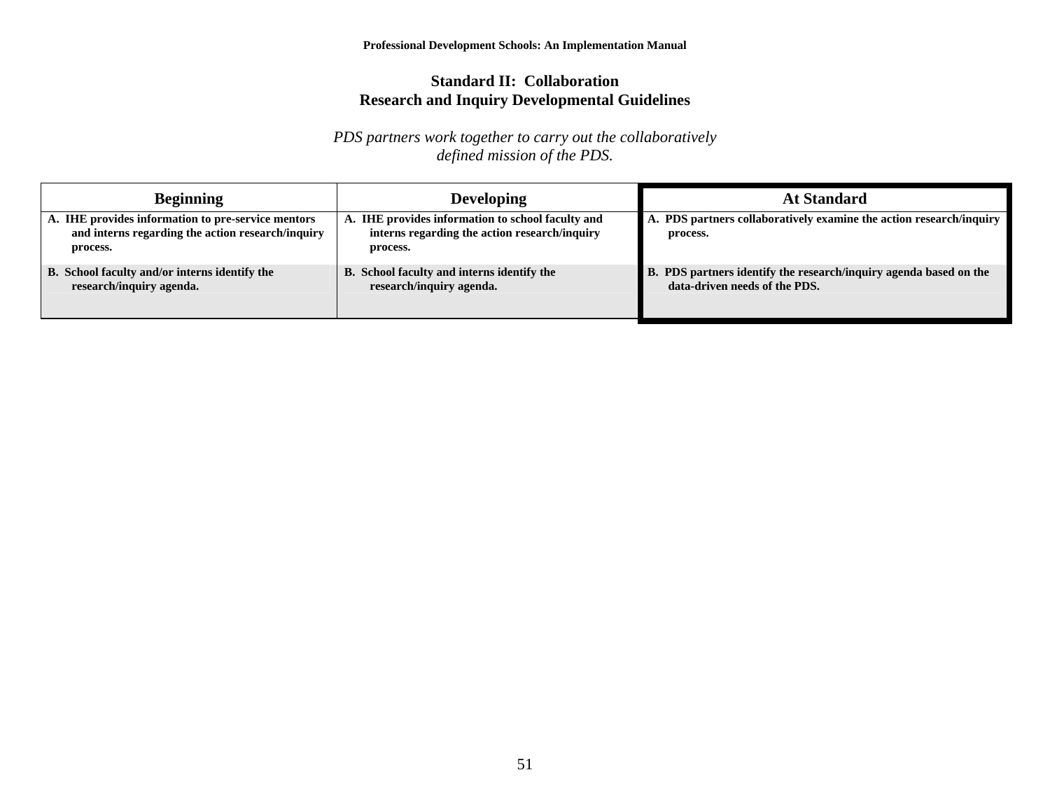## Standard II: Collaboration
## Research and Inquiry Developmental Guidelines

*PDS partners work together to carry out the collaboratively defined mission of the PDS.*

| Beginning | Developing | At Standard |
|---|---|---|
| **A. IHE provides information to pre-service mentors and interns regarding the action research/inquiry process.** | **A. IHE provides information to school faculty and interns regarding the action research/inquiry process.** | **A. PDS partners collaboratively examine the action research/inquiry process.** |
| **B. School faculty and/or interns identify the research/inquiry agenda.** | **B. School faculty and interns identify the research/inquiry agenda.** | **B. PDS partners identify the research/inquiry agenda based on the data-driven needs of the PDS.** |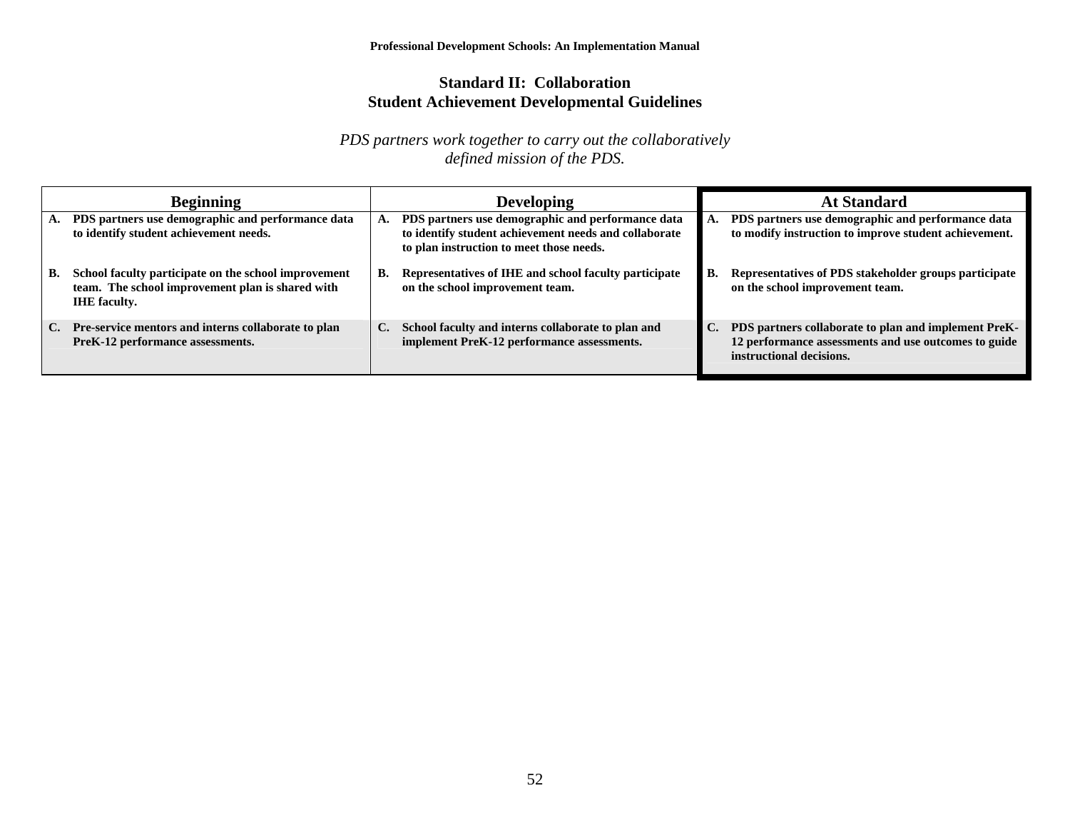## Standard II: Collaboration
## Student Achievement Developmental Guidelines

*PDS partners work together to carry out the collaboratively defined mission of the PDS.*

| Beginning | Developing | At Standard |
|---|---|---|
| **A. PDS partners use demographic and performance data to identify student achievement needs.** | **A. PDS partners use demographic and performance data to identify student achievement needs and collaborate to plan instruction to meet those needs.** | **A. PDS partners use demographic and performance data to modify instruction to improve student achievement.** |
| **B. School faculty participate on the school improvement team. The school improvement plan is shared with IHE faculty.** | **B. Representatives of IHE and school faculty participate on the school improvement team.** | **B. Representatives of PDS stakeholder groups participate on the school improvement team.** |
| **C. Pre-service mentors and interns collaborate to plan PreK-12 performance assessments.** | **C. School faculty and interns collaborate to plan and implement PreK-12 performance assessments.** | **C. PDS partners collaborate to plan and implement PreK-12 performance assessments and use outcomes to guide instructional decisions.** |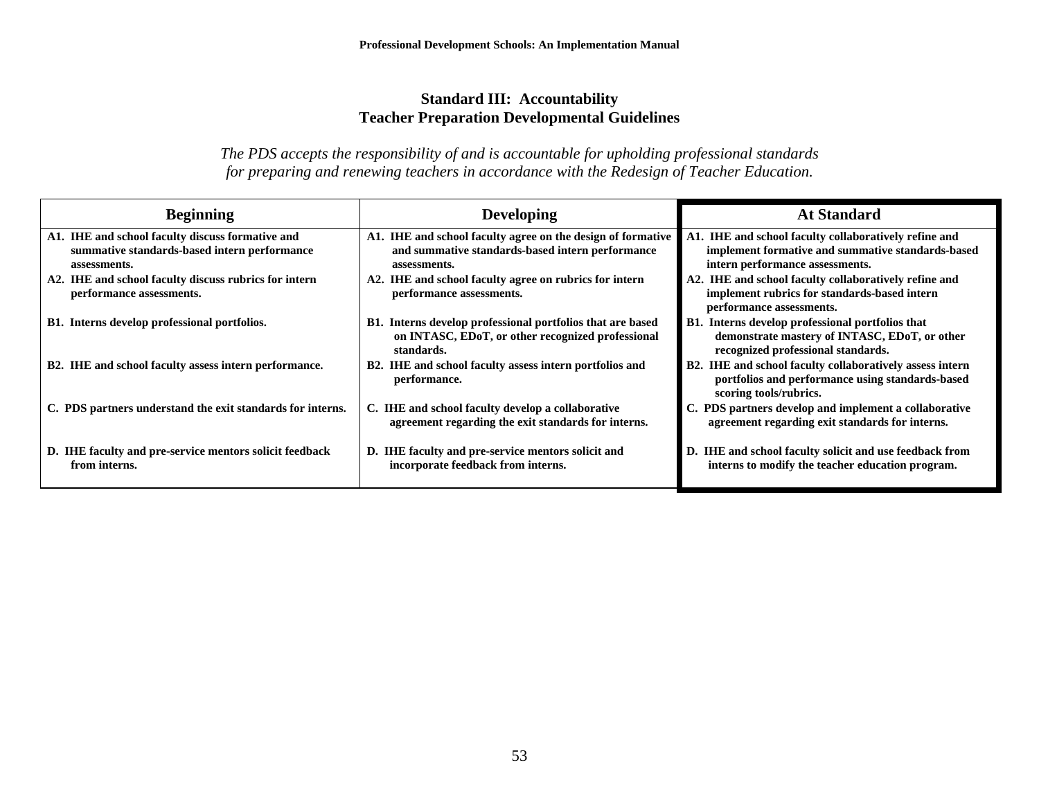## Standard III: Accountability
## Teacher Preparation Developmental Guidelines

*The PDS accepts the responsibility of and is accountable for upholding professional standards for preparing and renewing teachers in accordance with the Redesign of Teacher Education.*

| Beginning | Developing | At Standard |
|---|---|---|
| **A1. IHE and school faculty discuss formative and summative standards-based intern performance assessments.** | **A1. IHE and school faculty agree on the design of formative and summative standards-based intern performance assessments.** | **A1. IHE and school faculty collaboratively refine and implement formative and summative standards-based intern performance assessments.** |
| **A2. IHE and school faculty discuss rubrics for intern performance assessments.** | **A2. IHE and school faculty agree on rubrics for intern performance assessments.** | **A2. IHE and school faculty collaboratively refine and implement rubrics for standards-based intern performance assessments.** |
| **B1. Interns develop professional portfolios.** | **B1. Interns develop professional portfolios that are based on INTASC, EDoT, or other recognized professional standards.** | **B1. Interns develop professional portfolios that demonstrate mastery of INTASC, EDoT, or other recognized professional standards.** |
| **B2. IHE and school faculty assess intern performance.** | **B2. IHE and school faculty assess intern portfolios and performance.** | **B2. IHE and school faculty collaboratively assess intern portfolios and performance using standards-based scoring tools/rubrics.** |
| **C. PDS partners understand the exit standards for interns.** | **C. IHE and school faculty develop a collaborative agreement regarding the exit standards for interns.** | **C. PDS partners develop and implement a collaborative agreement regarding exit standards for interns.** |
| **D. IHE faculty and pre-service mentors solicit feedback from interns.** | **D. IHE faculty and pre-service mentors solicit and incorporate feedback from interns.** | **D. IHE and school faculty solicit and use feedback from interns to modify the teacher education program.** |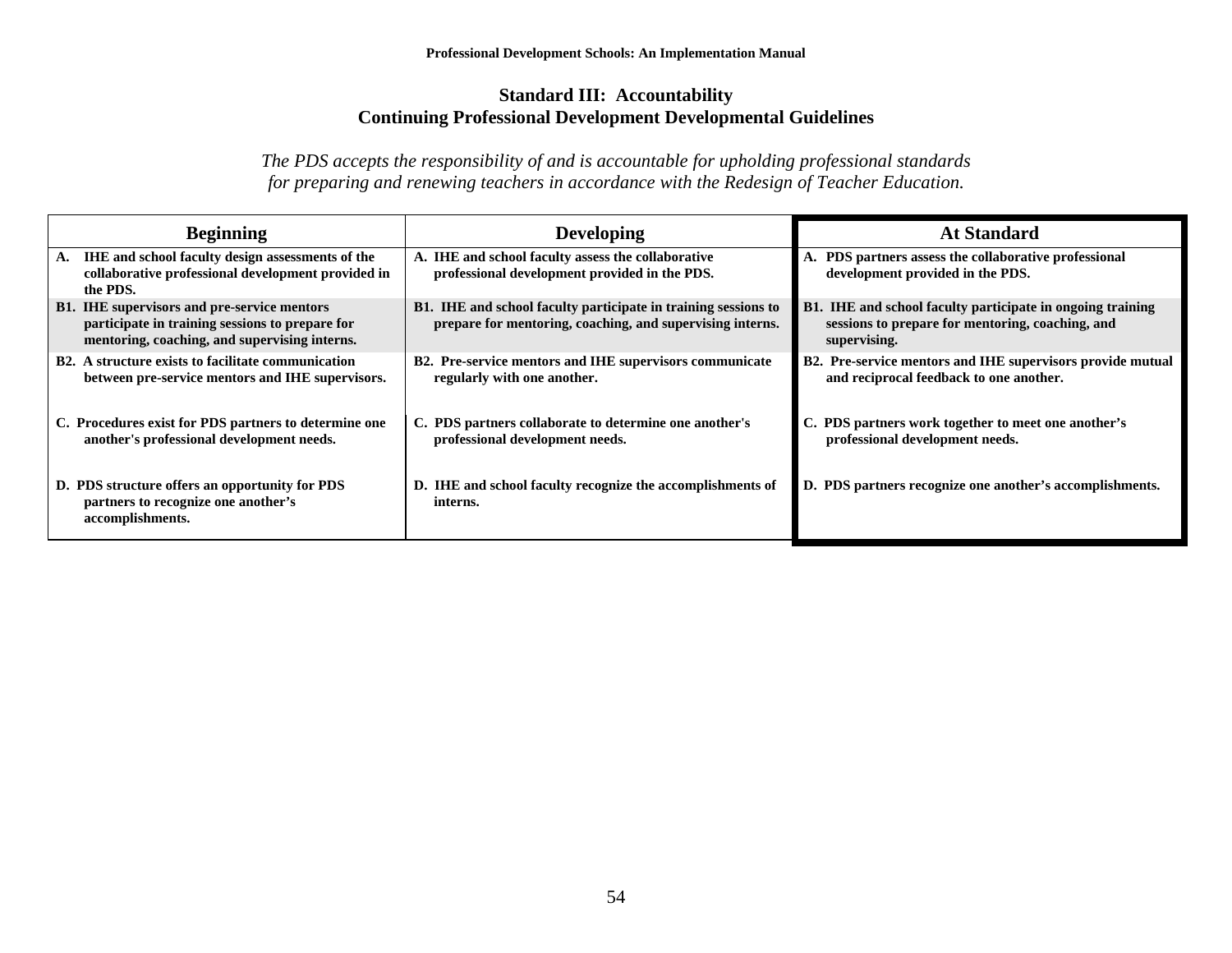## Standard III: Accountability
## Continuing Professional Development Developmental Guidelines

*The PDS accepts the responsibility of and is accountable for upholding professional standards for preparing and renewing teachers in accordance with the Redesign of Teacher Education.*

| Beginning | Developing | At Standard |
|---|---|---|
| **A. IHE and school faculty design assessments of the collaborative professional development provided in the PDS.** | **A. IHE and school faculty assess the collaborative professional development provided in the PDS.** | **A. PDS partners assess the collaborative professional development provided in the PDS.** |
| **B1. IHE supervisors and pre-service mentors participate in training sessions to prepare for mentoring, coaching, and supervising interns.** | **B1. IHE and school faculty participate in training sessions to prepare for mentoring, coaching, and supervising interns.** | **B1. IHE and school faculty participate in ongoing training sessions to prepare for mentoring, coaching, and supervising.** |
| **B2. A structure exists to facilitate communication between pre-service mentors and IHE supervisors.** | **B2. Pre-service mentors and IHE supervisors communicate regularly with one another.** | **B2. Pre-service mentors and IHE supervisors provide mutual and reciprocal feedback to one another.** |
| **C. Procedures exist for PDS partners to determine one another's professional development needs.** | **C. PDS partners collaborate to determine one another's professional development needs.** | **C. PDS partners work together to meet one another's professional development needs.** |
| **D. PDS structure offers an opportunity for PDS partners to recognize one another's accomplishments.** | **D. IHE and school faculty recognize the accomplishments of interns.** | **D. PDS partners recognize one another's accomplishments.** |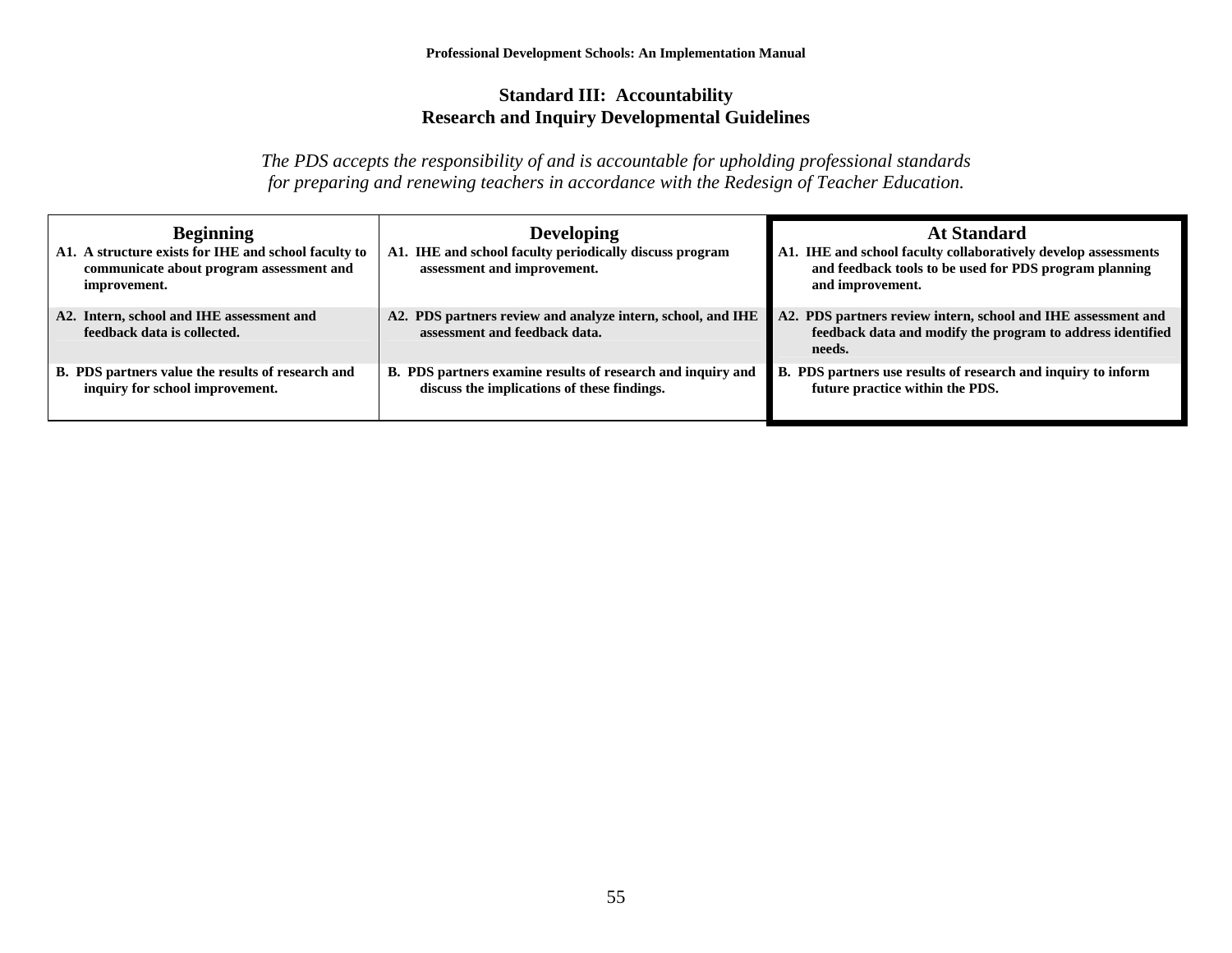## Standard III: Accountability
## Research and Inquiry Developmental Guidelines

*The PDS accepts the responsibility of and is accountable for upholding professional standards for preparing and renewing teachers in accordance with the Redesign of Teacher Education.*

| Beginning | Developing | At Standard |
|---|---|---|
| **A1. A structure exists for IHE and school faculty to communicate about program assessment and improvement.** | **A1. IHE and school faculty periodically discuss program assessment and improvement.** | **A1. IHE and school faculty collaboratively develop assessments and feedback tools to be used for PDS program planning and improvement.** |
| **A2. Intern, school and IHE assessment and feedback data is collected.** | **A2. PDS partners review and analyze intern, school, and IHE assessment and feedback data.** | **A2. PDS partners review intern, school and IHE assessment and feedback data and modify the program to address identified needs.** |
| **B. PDS partners value the results of research and inquiry for school improvement.** | **B. PDS partners examine results of research and inquiry and discuss the implications of these findings.** | **B. PDS partners use results of research and inquiry to inform future practice within the PDS.** |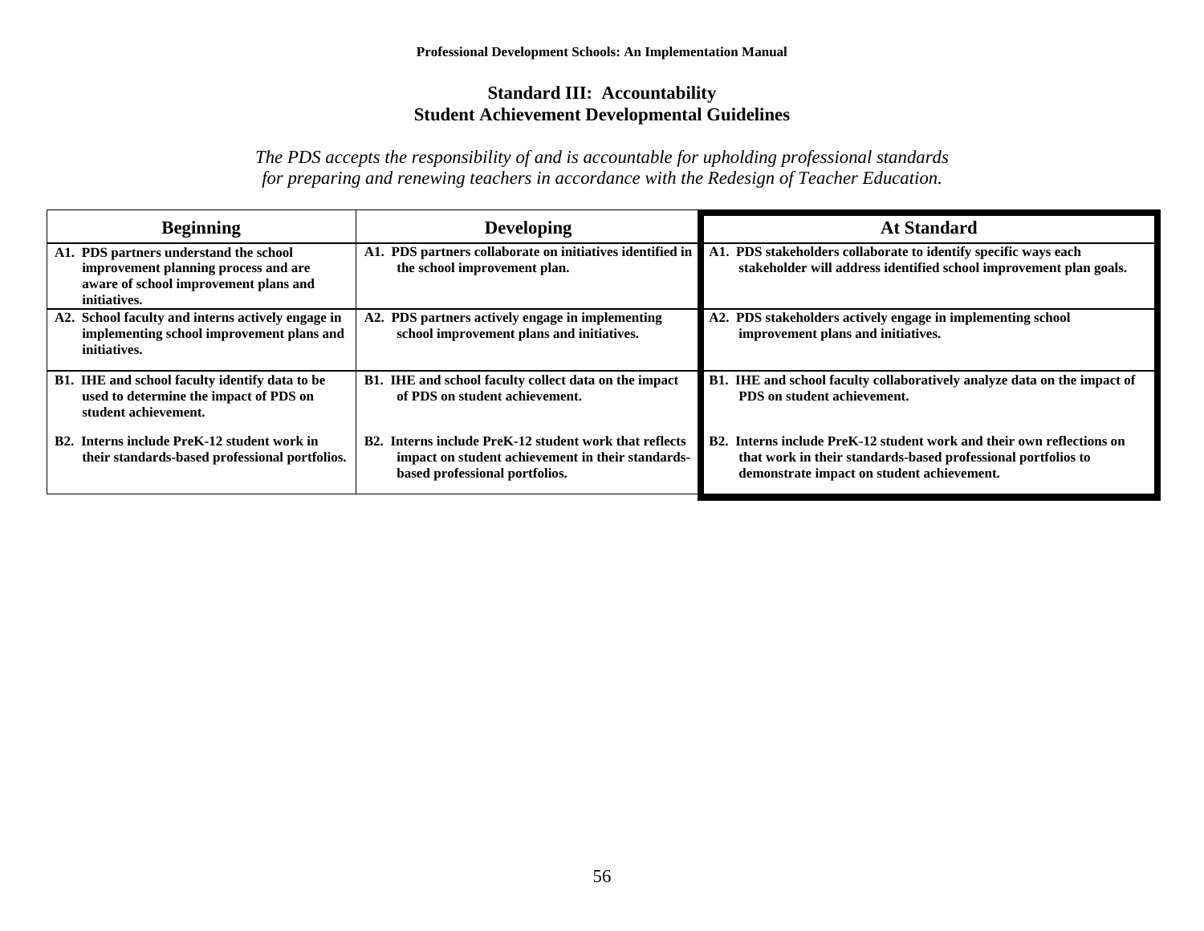## Standard III: Accountability
## Student Achievement Developmental Guidelines

*The PDS accepts the responsibility of and is accountable for upholding professional standards for preparing and renewing teachers in accordance with the Redesign of Teacher Education.*

| Beginning | Developing | At Standard |
|---|---|---|
| **A1. PDS partners understand the school improvement planning process and are aware of school improvement plans and initiatives.** | **A1. PDS partners collaborate on initiatives identified in the school improvement plan.** | **A1. PDS stakeholders collaborate to identify specific ways each stakeholder will address identified school improvement plan goals.** |
| **A2. School faculty and interns actively engage in implementing school improvement plans and initiatives.** | **A2. PDS partners actively engage in implementing school improvement plans and initiatives.** | **A2. PDS stakeholders actively engage in implementing school improvement plans and initiatives.** |
| **B1. IHE and school faculty identify data to be used to determine the impact of PDS on student achievement.**<br><br>**B2. Interns include PreK-12 student work in their standards-based professional portfolios.** | **B1. IHE and school faculty collect data on the impact of PDS on student achievement.**<br><br>**B2. Interns include PreK-12 student work that reflects impact on student achievement in their standards-based professional portfolios.** | **B1. IHE and school faculty collaboratively analyze data on the impact of PDS on student achievement.**<br><br>**B2. Interns include PreK-12 student work and their own reflections on that work in their standards-based professional portfolios to demonstrate impact on student achievement.** |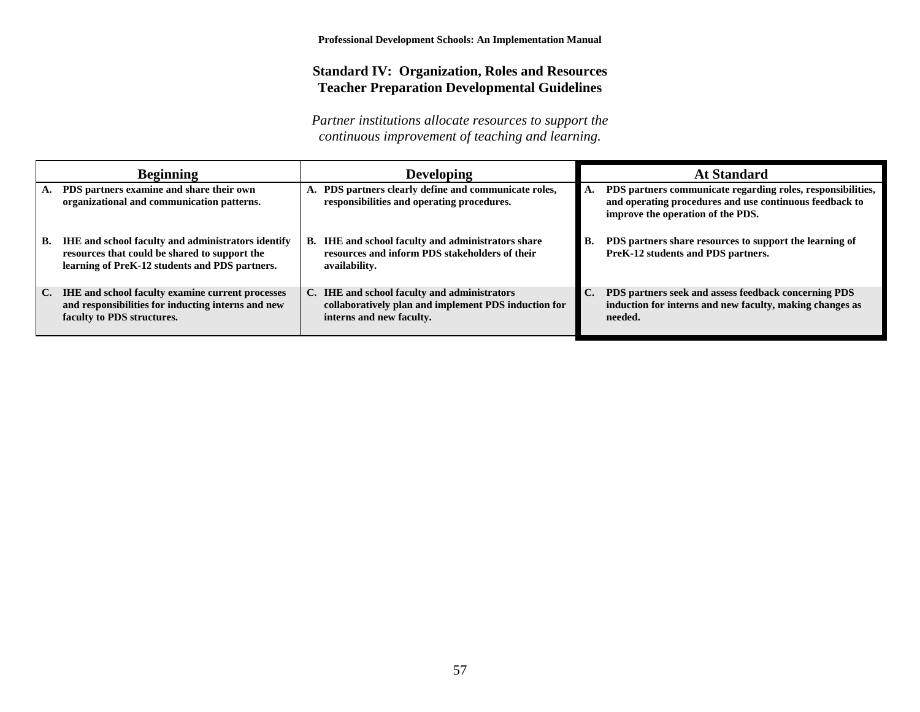## Standard IV: Organization, Roles and Resources
## Teacher Preparation Developmental Guidelines

*Partner institutions allocate resources to support the continuous improvement of teaching and learning.*

| Beginning | Developing | At Standard |
|---|---|---|
| **A. PDS partners examine and share their own organizational and communication patterns.** | **A. PDS partners clearly define and communicate roles, responsibilities and operating procedures.** | **A. PDS partners communicate regarding roles, responsibilities, and operating procedures and use continuous feedback to improve the operation of the PDS.** |
| **B. IHE and school faculty and administrators identify resources that could be shared to support the learning of PreK-12 students and PDS partners.** | **B. IHE and school faculty and administrators share resources and inform PDS stakeholders of their availability.** | **B. PDS partners share resources to support the learning of PreK-12 students and PDS partners.** |
| **C. IHE and school faculty examine current processes and responsibilities for inducting interns and new faculty to PDS structures.** | **C. IHE and school faculty and administrators collaboratively plan and implement PDS induction for interns and new faculty.** | **C. PDS partners seek and assess feedback concerning PDS induction for interns and new faculty, making changes as needed.** |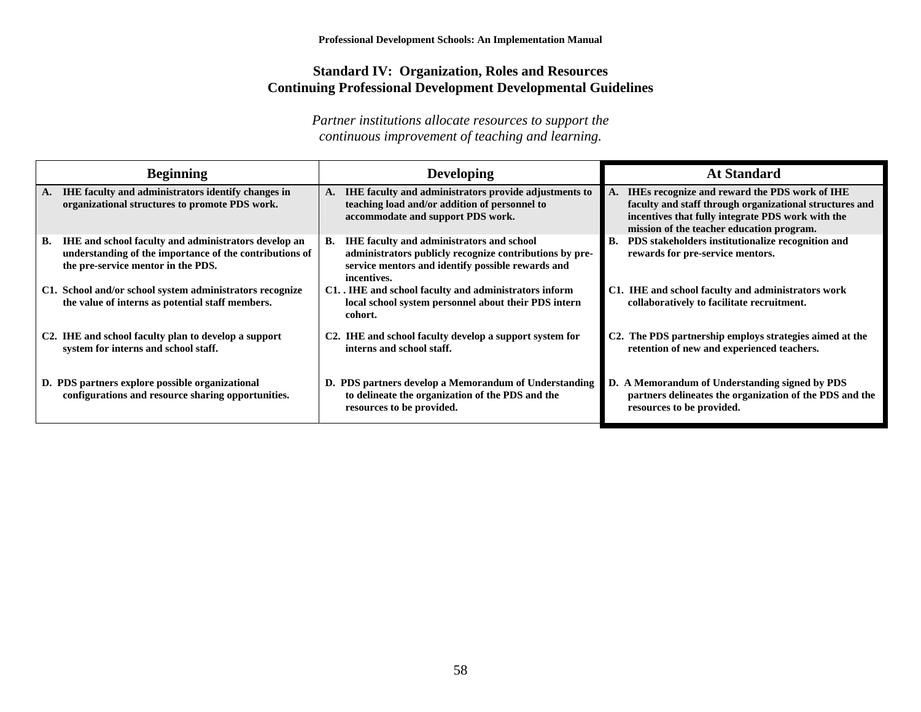## Standard IV: Organization, Roles and Resources
## Continuing Professional Development Developmental Guidelines

*Partner institutions allocate resources to support the continuous improvement of teaching and learning.*

| Beginning | Developing | At Standard |
|---|---|---|
| **A. IHE faculty and administrators identify changes in organizational structures to promote PDS work.** | **A. IHE faculty and administrators provide adjustments to teaching load and/or addition of personnel to accommodate and support PDS work.** | **A. IHEs recognize and reward the PDS work of IHE faculty and staff through organizational structures and incentives that fully integrate PDS work with the mission of the teacher education program.** |
| **B. IHE and school faculty and administrators develop an understanding of the importance of the contributions of the pre-service mentor in the PDS.** | **B. IHE faculty and administrators and school administrators publicly recognize contributions by pre-service mentors and identify possible rewards and incentives.** | **B. PDS stakeholders institutionalize recognition and rewards for pre-service mentors.** |
| **C1. School and/or school system administrators recognize the value of interns as potential staff members.** | **C1. . IHE and school faculty and administrators inform local school system personnel about their PDS intern cohort.** | **C1. IHE and school faculty and administrators work collaboratively to facilitate recruitment.** |
| **C2. IHE and school faculty plan to develop a support system for interns and school staff.** | **C2. IHE and school faculty develop a support system for interns and school staff.** | **C2. The PDS partnership employs strategies aimed at the retention of new and experienced teachers.** |
| **D. PDS partners explore possible organizational configurations and resource sharing opportunities.** | **D. PDS partners develop a Memorandum of Understanding to delineate the organization of the PDS and the resources to be provided.** | **D. A Memorandum of Understanding signed by PDS partners delineates the organization of the PDS and the resources to be provided.** |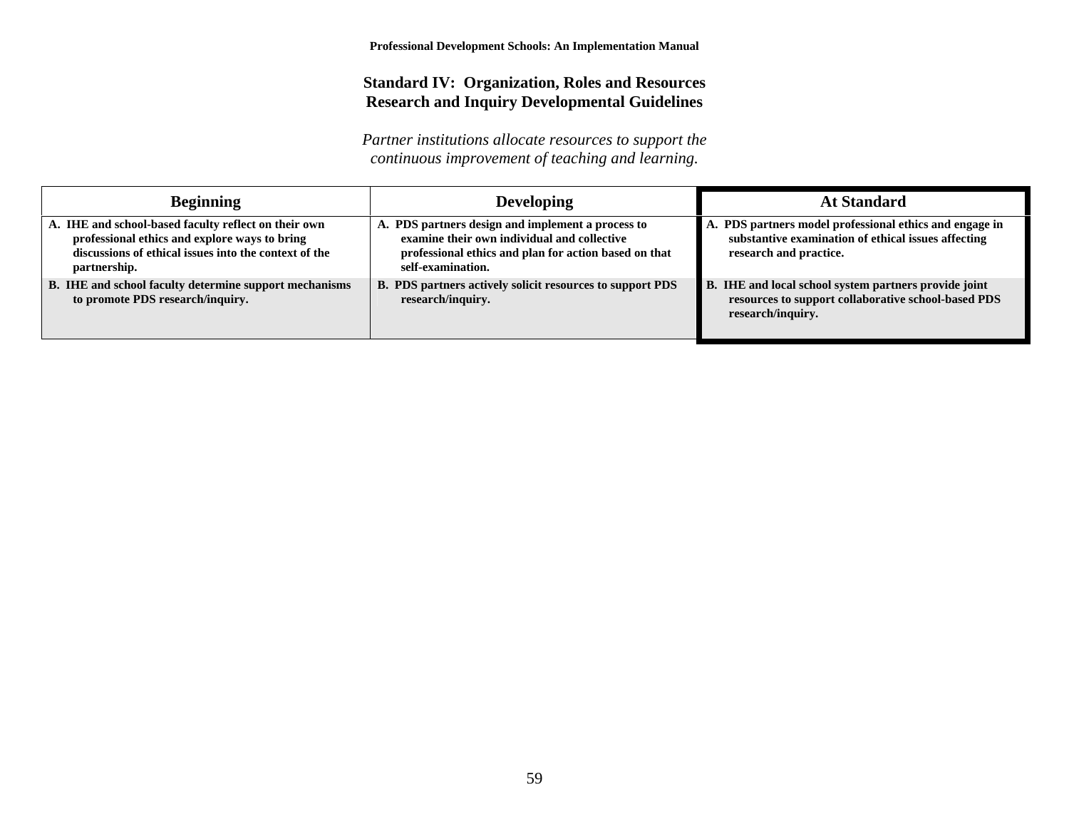## Standard IV: Organization, Roles and Resources
## Research and Inquiry Developmental Guidelines

*Partner institutions allocate resources to support the continuous improvement of teaching and learning.*

| Beginning | Developing | At Standard |
|---|---|---|
| **A. IHE and school-based faculty reflect on their own professional ethics and explore ways to bring discussions of ethical issues into the context of the partnership.** | **A. PDS partners design and implement a process to examine their own individual and collective professional ethics and plan for action based on that self-examination.** | **A. PDS partners model professional ethics and engage in substantive examination of ethical issues affecting research and practice.** |
| **B. IHE and school faculty determine support mechanisms to promote PDS research/inquiry.** | **B. PDS partners actively solicit resources to support PDS research/inquiry.** | **B. IHE and local school system partners provide joint resources to support collaborative school-based PDS research/inquiry.** |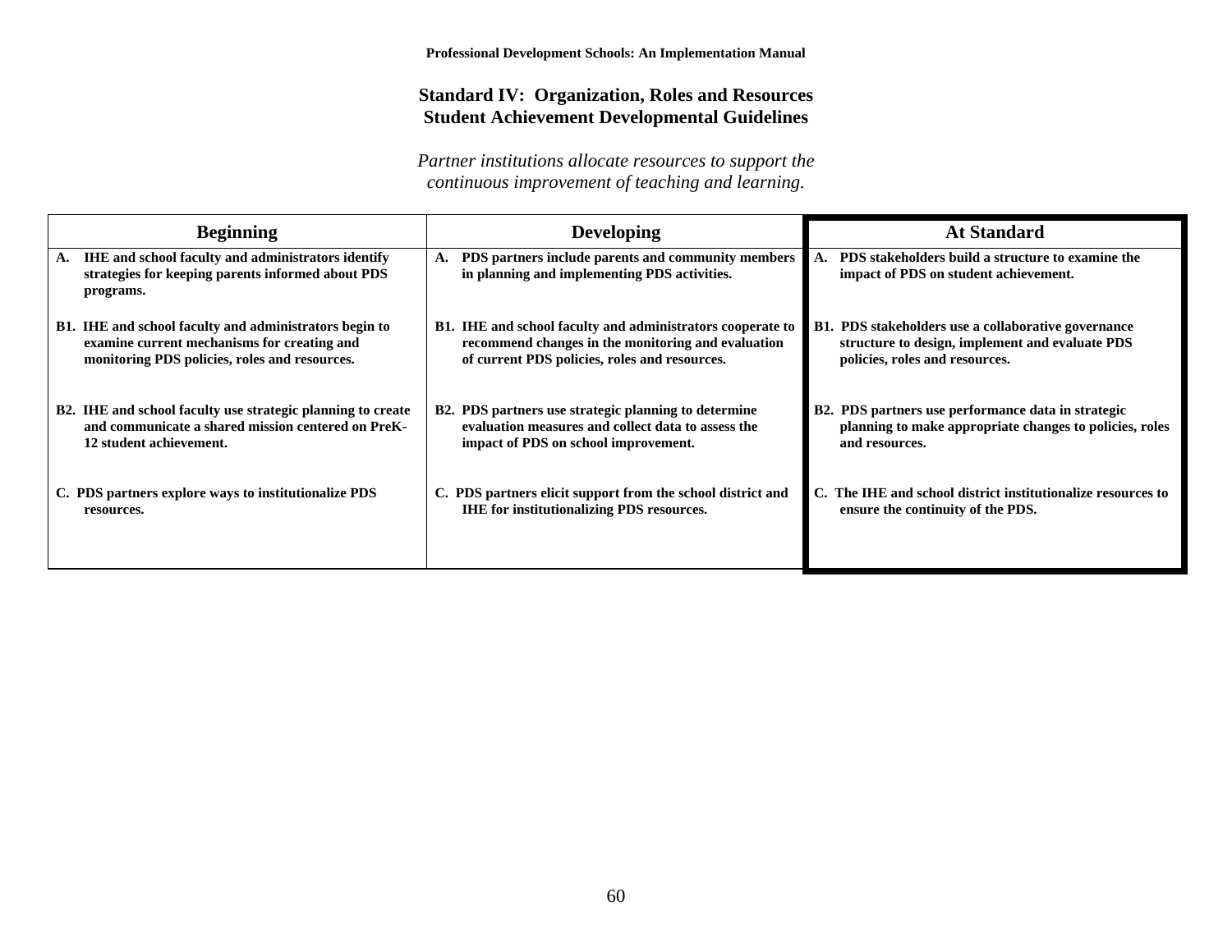## Standard IV: Organization, Roles and Resources
## Student Achievement Developmental Guidelines

*Partner institutions allocate resources to support the continuous improvement of teaching and learning.*

| Beginning | Developing | At Standard |
|---|---|---|
| **A. IHE and school faculty and administrators identify strategies for keeping parents informed about PDS programs.** | **A. PDS partners include parents and community members in planning and implementing PDS activities.** | **A. PDS stakeholders build a structure to examine the impact of PDS on student achievement.** |
| **B1. IHE and school faculty and administrators begin to examine current mechanisms for creating and monitoring PDS policies, roles and resources.** | **B1. IHE and school faculty and administrators cooperate to recommend changes in the monitoring and evaluation of current PDS policies, roles and resources.** | **B1. PDS stakeholders use a collaborative governance structure to design, implement and evaluate PDS policies, roles and resources.** |
| **B2. IHE and school faculty use strategic planning to create and communicate a shared mission centered on PreK-12 student achievement.** | **B2. PDS partners use strategic planning to determine evaluation measures and collect data to assess the impact of PDS on school improvement.** | **B2. PDS partners use performance data in strategic planning to make appropriate changes to policies, roles and resources.** |
| **C. PDS partners explore ways to institutionalize PDS resources.** | **C. PDS partners elicit support from the school district and IHE for institutionalizing PDS resources.** | **C. The IHE and school district institutionalize resources to ensure the continuity of the PDS.** |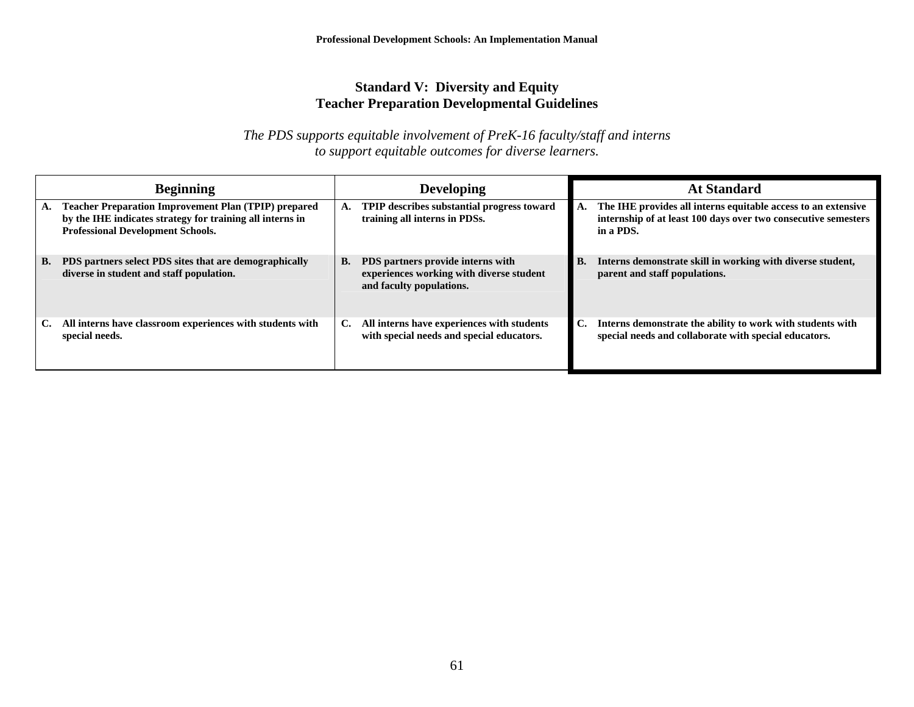## Standard V: Diversity and Equity
## Teacher Preparation Developmental Guidelines

*The PDS supports equitable involvement of PreK-16 faculty/staff and interns to support equitable outcomes for diverse learners.*

| Beginning | Developing | At Standard |
|---|---|---|
| **A. Teacher Preparation Improvement Plan (TPIP) prepared by the IHE indicates strategy for training all interns in Professional Development Schools.** | **A. TPIP describes substantial progress toward training all interns in PDSs.** | **A. The IHE provides all interns equitable access to an extensive internship of at least 100 days over two consecutive semesters in a PDS.** |
| **B. PDS partners select PDS sites that are demographically diverse in student and staff population.** | **B. PDS partners provide interns with experiences working with diverse student and faculty populations.** | **B. Interns demonstrate skill in working with diverse student, parent and staff populations.** |
| **C. All interns have classroom experiences with students with special needs.** | **C. All interns have experiences with students with special needs and special educators.** | **C. Interns demonstrate the ability to work with students with special needs and collaborate with special educators.** |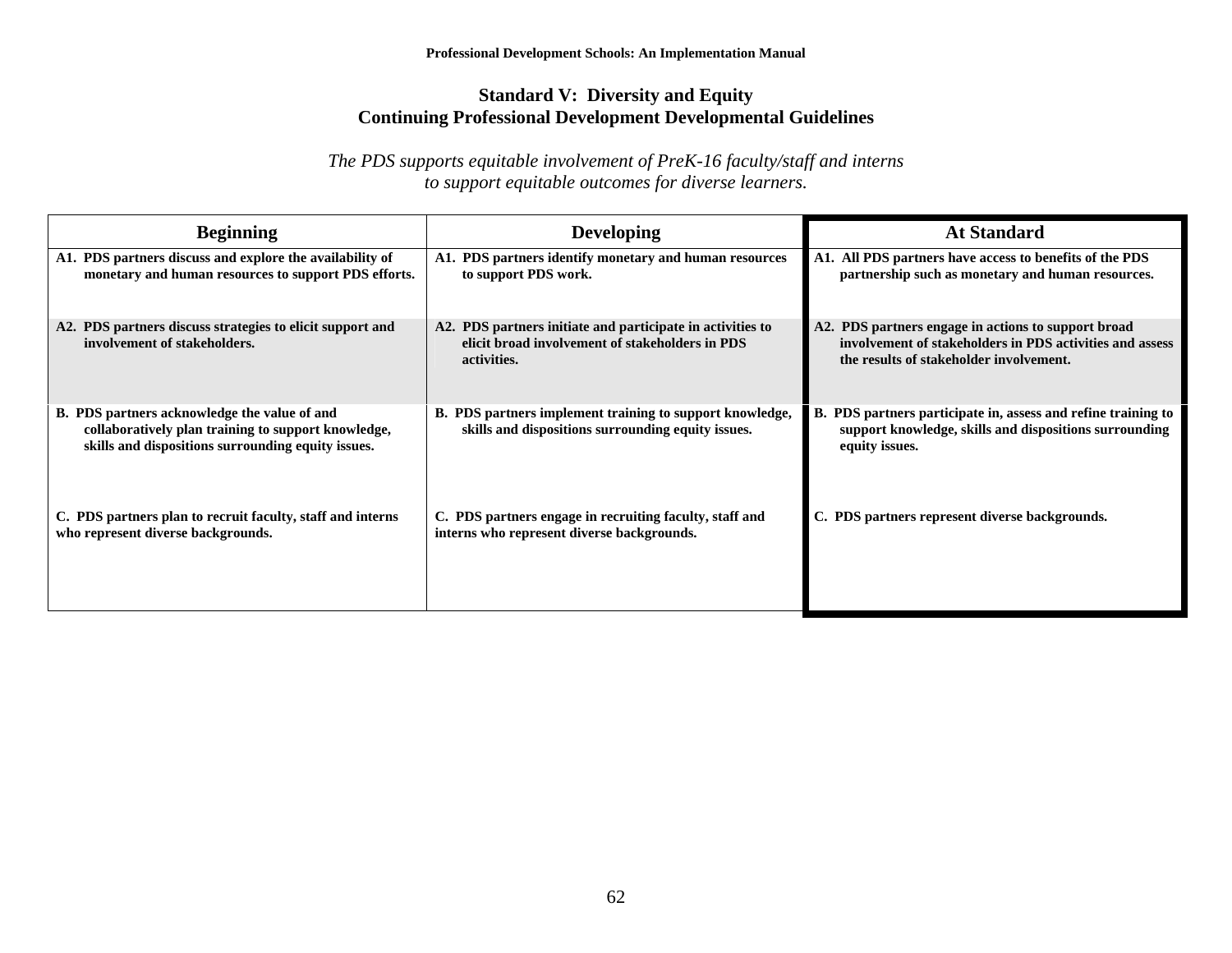## Standard V: Diversity and Equity
## Continuing Professional Development Developmental Guidelines

*The PDS supports equitable involvement of PreK-16 faculty/staff and interns to support equitable outcomes for diverse learners.*

| Beginning | Developing | At Standard |
|---|---|---|
| **A1. PDS partners discuss and explore the availability of monetary and human resources to support PDS efforts.** | **A1. PDS partners identify monetary and human resources to support PDS work.** | **A1. All PDS partners have access to benefits of the PDS partnership such as monetary and human resources.** |
| **A2. PDS partners discuss strategies to elicit support and involvement of stakeholders.** | **A2. PDS partners initiate and participate in activities to elicit broad involvement of stakeholders in PDS activities.** | **A2. PDS partners engage in actions to support broad involvement of stakeholders in PDS activities and assess the results of stakeholder involvement.** |
| **B. PDS partners acknowledge the value of and collaboratively plan training to support knowledge, skills and dispositions surrounding equity issues.** | **B. PDS partners implement training to support knowledge, skills and dispositions surrounding equity issues.** | **B. PDS partners participate in, assess and refine training to support knowledge, skills and dispositions surrounding equity issues.** |
| **C. PDS partners plan to recruit faculty, staff and interns who represent diverse backgrounds.** | **C. PDS partners engage in recruiting faculty, staff and interns who represent diverse backgrounds.** | **C. PDS partners represent diverse backgrounds.** |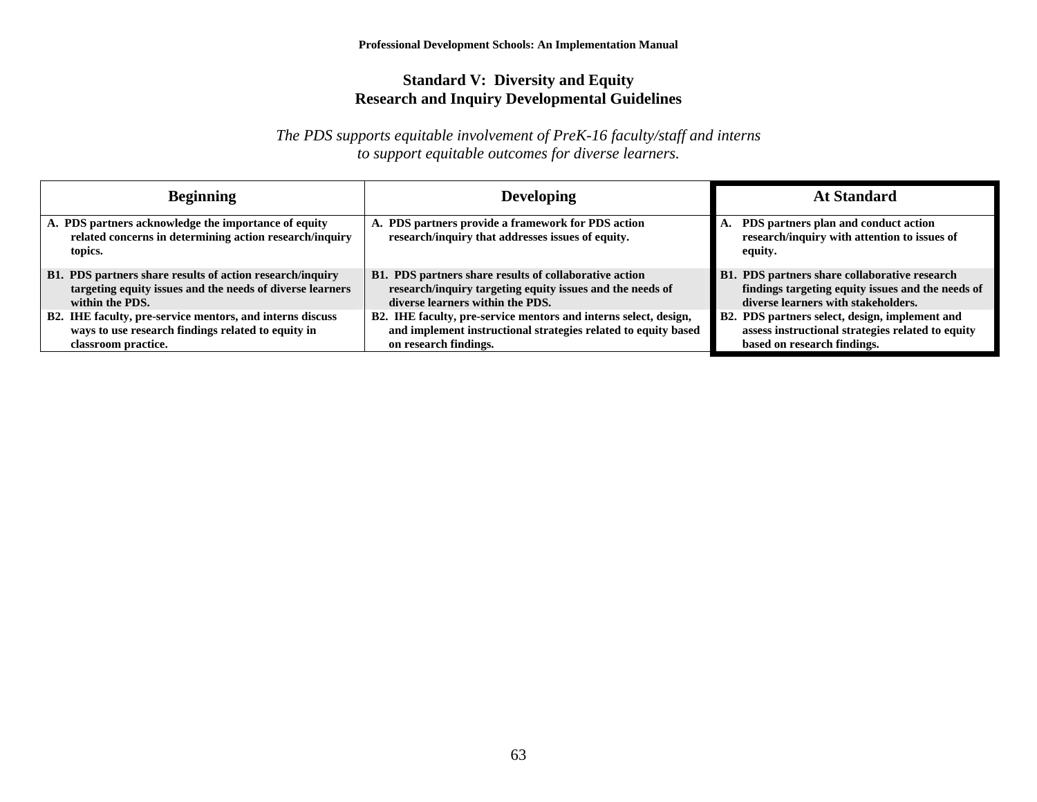## Standard V: Diversity and Equity
## Research and Inquiry Developmental Guidelines

*The PDS supports equitable involvement of PreK-16 faculty/staff and interns to support equitable outcomes for diverse learners.*

| Beginning | Developing | At Standard |
|---|---|---|
| **A. PDS partners acknowledge the importance of equity related concerns in determining action research/inquiry topics.** | **A. PDS partners provide a framework for PDS action research/inquiry that addresses issues of equity.** | **A. PDS partners plan and conduct action research/inquiry with attention to issues of equity.** |
| **B1. PDS partners share results of action research/inquiry targeting equity issues and the needs of diverse learners within the PDS.** | **B1. PDS partners share results of collaborative action research/inquiry targeting equity issues and the needs of diverse learners within the PDS.** | **B1. PDS partners share collaborative research findings targeting equity issues and the needs of diverse learners with stakeholders.** |
| **B2. IHE faculty, pre-service mentors, and interns discuss ways to use research findings related to equity in classroom practice.** | **B2. IHE faculty, pre-service mentors and interns select, design, and implement instructional strategies related to equity based on research findings.** | **B2. PDS partners select, design, implement and assess instructional strategies related to equity based on research findings.** |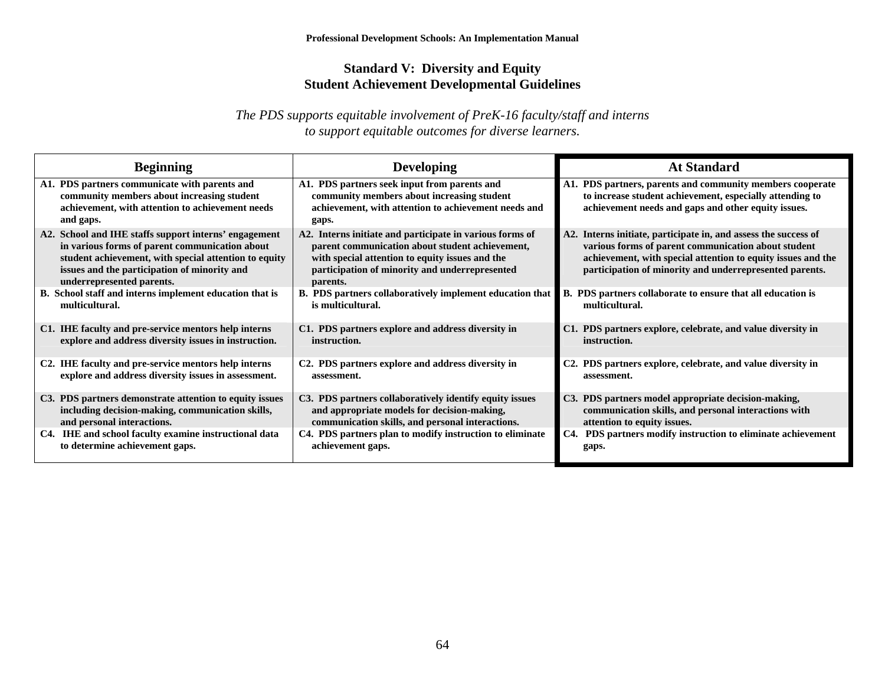## Standard V: Diversity and Equity
## Student Achievement Developmental Guidelines

*The PDS supports equitable involvement of PreK-16 faculty/staff and interns to support equitable outcomes for diverse learners.*

| Beginning | Developing | At Standard |
|---|---|---|
| **A1. PDS partners communicate with parents and community members about increasing student achievement, with attention to achievement needs and gaps.** | **A1. PDS partners seek input from parents and community members about increasing student achievement, with attention to achievement needs and gaps.** | **A1. PDS partners, parents and community members cooperate to increase student achievement, especially attending to achievement needs and gaps and other equity issues.** |
| **A2. School and IHE staffs support interns' engagement in various forms of parent communication about student achievement, with special attention to equity issues and the participation of minority and underrepresented parents.** | **A2. Interns initiate and participate in various forms of parent communication about student achievement, with special attention to equity issues and the participation of minority and underrepresented parents.** | **A2. Interns initiate, participate in, and assess the success of various forms of parent communication about student achievement, with special attention to equity issues and the participation of minority and underrepresented parents.** |
| **B. School staff and interns implement education that is multicultural.** | **B. PDS partners collaboratively implement education that is multicultural.** | **B. PDS partners collaborate to ensure that all education is multicultural.** |
| **C1. IHE faculty and pre-service mentors help interns explore and address diversity issues in instruction.** | **C1. PDS partners explore and address diversity in instruction.** | **C1. PDS partners explore, celebrate, and value diversity in instruction.** |
| **C2. IHE faculty and pre-service mentors help interns explore and address diversity issues in assessment.** | **C2. PDS partners explore and address diversity in assessment.** | **C2. PDS partners explore, celebrate, and value diversity in assessment.** |
| **C3. PDS partners demonstrate attention to equity issues including decision-making, communication skills, and personal interactions.** | **C3. PDS partners collaboratively identify equity issues and appropriate models for decision-making, communication skills, and personal interactions.** | **C3. PDS partners model appropriate decision-making, communication skills, and personal interactions with attention to equity issues.** |
| **C4. IHE and school faculty examine instructional data to determine achievement gaps.** | **C4. PDS partners plan to modify instruction to eliminate achievement gaps.** | **C4. PDS partners modify instruction to eliminate achievement gaps.** |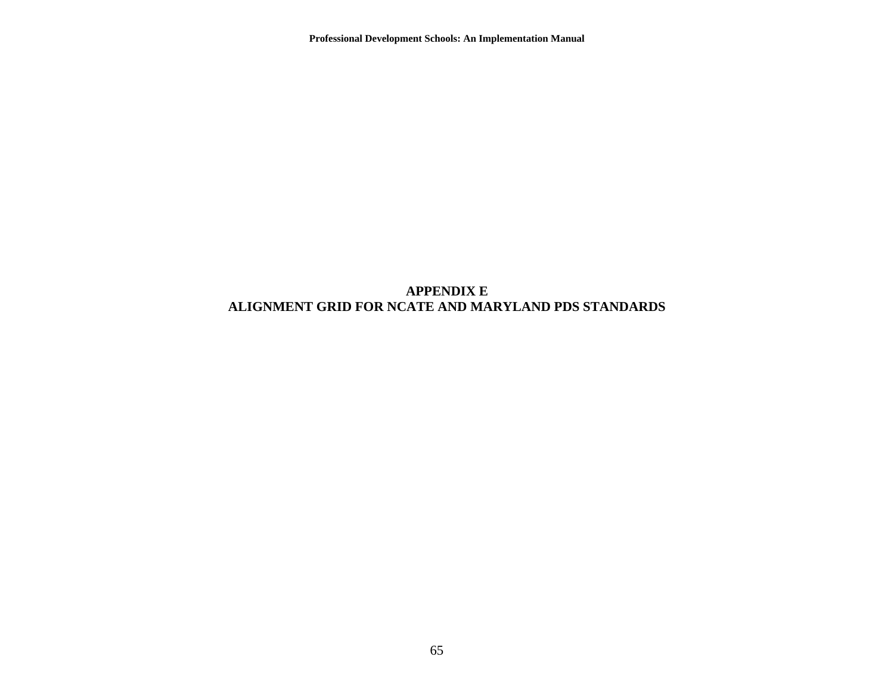# APPENDIX E
# ALIGNMENT GRID FOR NCATE AND MARYLAND PDS STANDARDS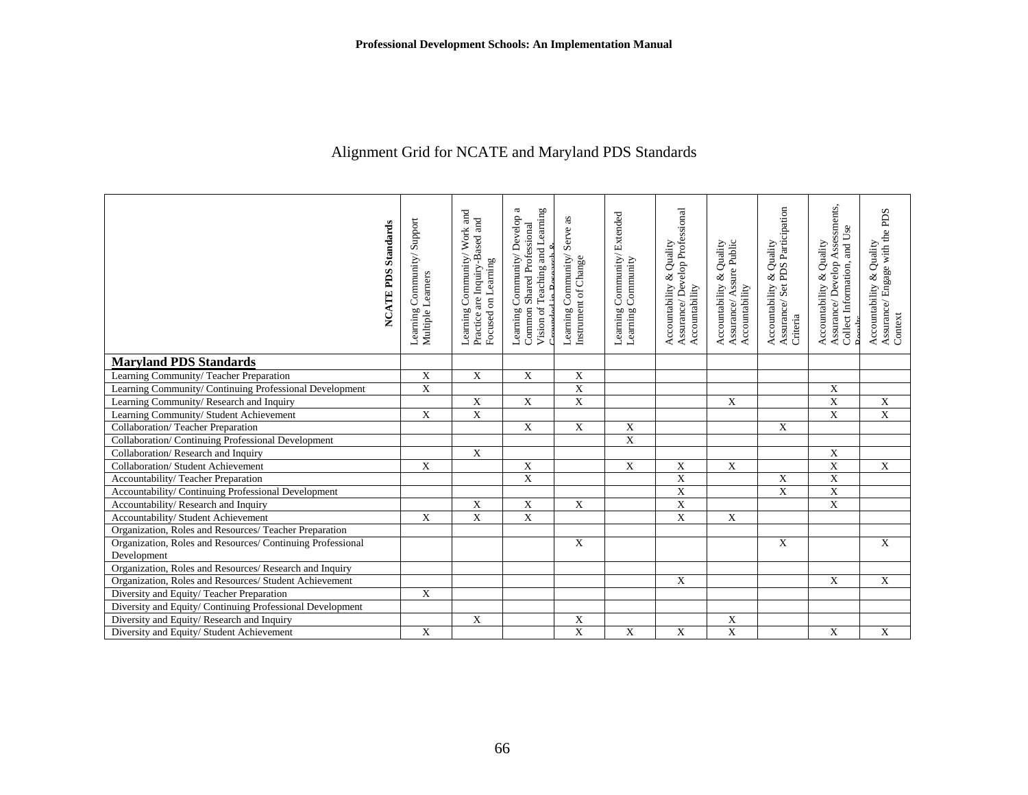## Alignment Grid for NCATE and Maryland PDS Standards

| **NCATE PDS Standards** | Learning Community/ Support Multiple Learners | Learning Community/ Work and Practice are Inquiry-Based and Focused on Learning | Learning Community/ Develop a Common Shared Professional Vision of Teaching and Learning Grounded in Research & | Learning Community/ Serve as Instrument of Change | Learning Community/ Extended Learning Community | Accountability & Quality Assurance/ Develop Professional Accountability | Accountability & Quality Assurance/ Assure Public Accountability | Accountability & Quality Assurance/ Set PDS Participation Criteria | Accountability & Quality Assurance/ Develop Assessments, Collect Information, and Use Results | Accountability & Quality Assurance/ Engage with the PDS Context |
|---|---|---|---|---|---|---|---|---|---|---|
| **Maryland PDS Standards** | | | | | | | | | | |
| Learning Community/ Teacher Preparation | X | X | X | X | | | | | | |
| Learning Community/ Continuing Professional Development | X | | | X | | | | | X | |
| Learning Community/ Research and Inquiry | | X | X | X | | | X | | X | X |
| Learning Community/ Student Achievement | X | X | | | | | | | X | X |
| Collaboration/ Teacher Preparation | | | X | X | X | | | X | | |
| Collaboration/ Continuing Professional Development | | | | | X | | | | | |
| Collaboration/ Research and Inquiry | | X | | | | | | | X | |
| Collaboration/ Student Achievement | X | | X | | X | X | X | | X | X |
| Accountability/ Teacher Preparation | | | X | | | X | | X | X | |
| Accountability/ Continuing Professional Development | | | | | | X | | X | X | |
| Accountability/ Research and Inquiry | | X | X | X | | X | | | X | |
| Accountability/ Student Achievement | X | X | X | | | X | X | | | |
| Organization, Roles and Resources/ Teacher Preparation | | | | | | | | | | |
| Organization, Roles and Resources/ Continuing Professional Development | | | | X | | | | X | | X |
| Organization, Roles and Resources/ Research and Inquiry | | | | | | | | | | |
| Organization, Roles and Resources/ Student Achievement | | | | | | X | | | X | X |
| Diversity and Equity/ Teacher Preparation | X | | | | | | | | | |
| Diversity and Equity/ Continuing Professional Development | | | | | | | | | | |
| Diversity and Equity/ Research and Inquiry | | X | | X | | | X | | | |
| Diversity and Equity/ Student Achievement | X | | | X | X | X | X | | X | X |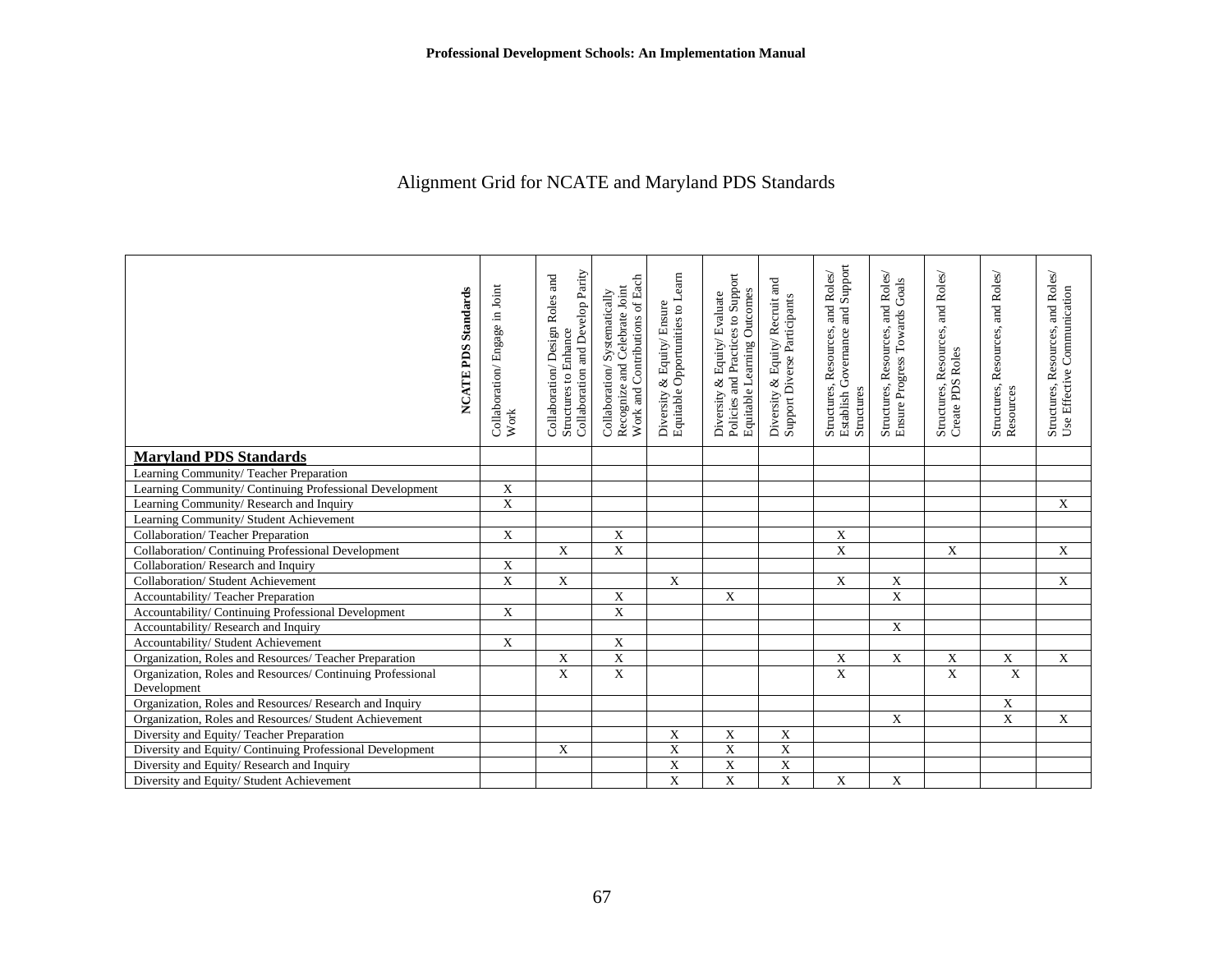# Alignment Grid for NCATE and Maryland PDS Standards

| NCATE PDS Standards | Collaboration/ Engage in Joint Work | Collaboration/ Design Roles and Structures to Enhance Collaboration and Develop Parity | Collaboration/ Systematically Recognize and Celebrate Joint Work and Contributions of Each | Diversity & Equity/ Ensure Equitable Opportunities to Learn | Diversity & Equity/ Evaluate Policies and Practices to Support Equitable Learning Outcomes | Diversity & Equity/ Recruit and Support Diverse Participants | Structures, Resources, and Roles/ Establish Governance and Support Structures | Structures, Resources, and Roles/ Ensure Progress Towards Goals | Structures, Resources, and Roles/ Create PDS Roles | Structures, Resources, and Roles/ Resources | Structures, Resources, and Roles/ Use Effective Communication |
|---|---|---|---|---|---|---|---|---|---|---|---|
| **Maryland PDS Standards** | | | | | | | | | | | |
| Learning Community/ Teacher Preparation | | | | | | | | | | | |
| Learning Community/ Continuing Professional Development | X | | | | | | | | | | |
| Learning Community/ Research and Inquiry | X | | | | | | | | | | X |
| Learning Community/ Student Achievement | | | | | | | | | | | |
| Collaboration/ Teacher Preparation | X | | X | | | | X | | | | |
| Collaboration/ Continuing Professional Development | | X | X | | | | X | | X | | X |
| Collaboration/ Research and Inquiry | X | | | | | | | | | | |
| Collaboration/ Student Achievement | X | X | | X | | | X | X | | | X |
| Accountability/ Teacher Preparation | | | X | | X | | | X | | | |
| Accountability/ Continuing Professional Development | X | | X | | | | | | | | |
| Accountability/ Research and Inquiry | | | | | | | | X | | | |
| Accountability/ Student Achievement | X | | X | | | | | | | | |
| Organization, Roles and Resources/ Teacher Preparation | | X | X | | | | X | X | X | X | X |
| Organization, Roles and Resources/ Continuing Professional Development | | X | X | | | | X | | X | X | |
| Organization, Roles and Resources/ Research and Inquiry | | | | | | | | | | X | |
| Organization, Roles and Resources/ Student Achievement | | | | | | | | X | | X | X |
| Diversity and Equity/ Teacher Preparation | | | | X | X | X | | | | | |
| Diversity and Equity/ Continuing Professional Development | | X | | X | X | X | | | | | |
| Diversity and Equity/ Research and Inquiry | | | | X | X | X | | | | | |
| Diversity and Equity/ Student Achievement | | | | X | X | X | X | X | | | |